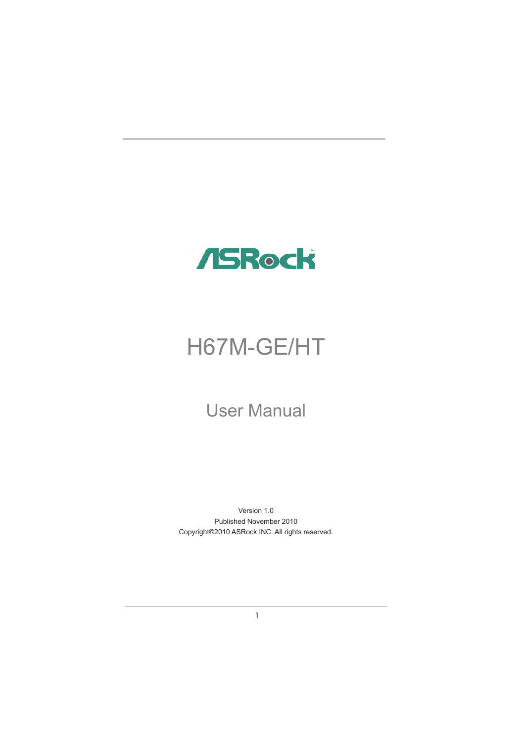ASRock

# H67M-GE/HT

## User Manual

Version 1.0
Published November 2010
Copyright©2010 ASRock INC. All rights reserved.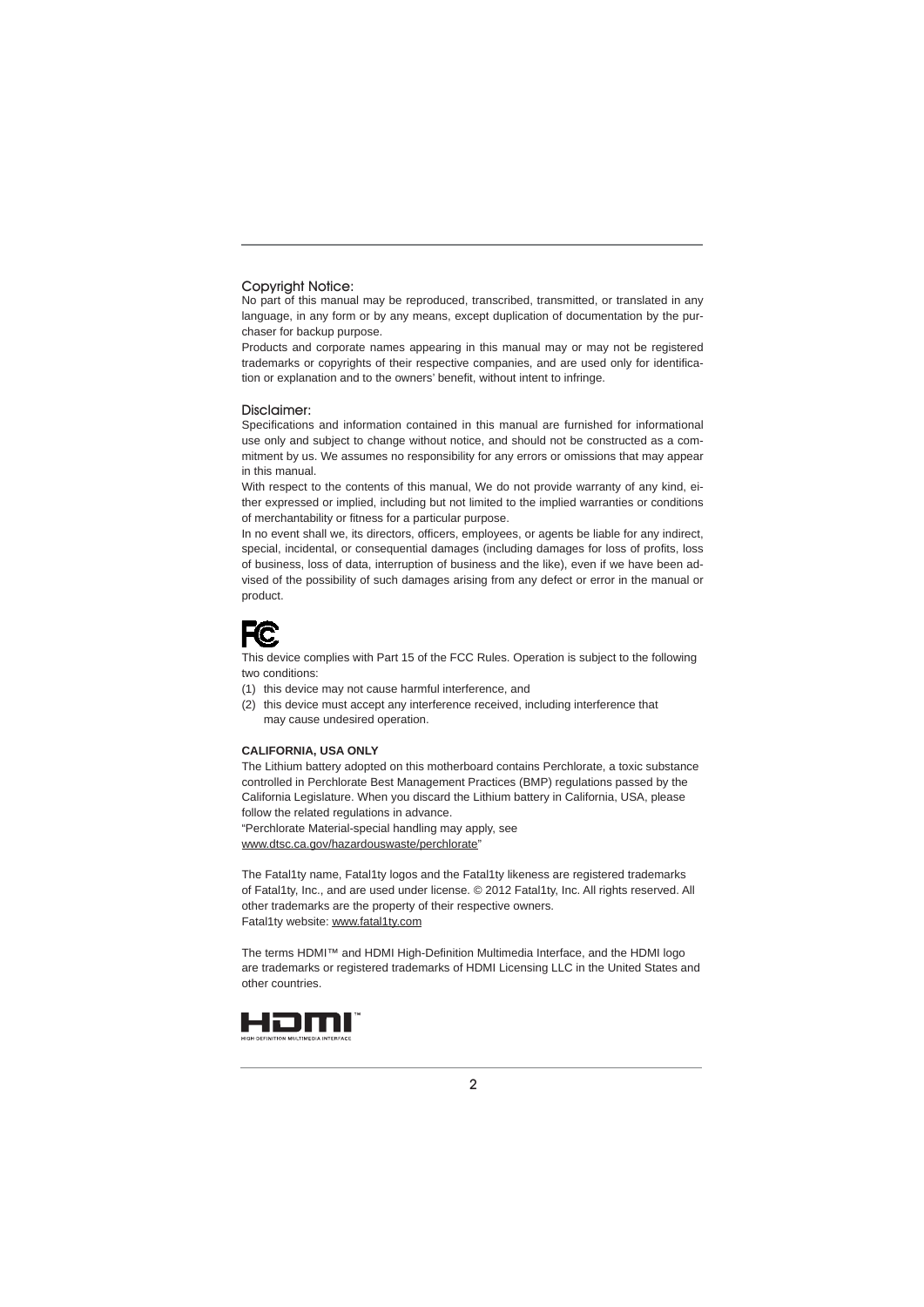## Copyright Notice:

No part of this manual may be reproduced, transcribed, transmitted, or translated in any language, in any form or by any means, except duplication of documentation by the purchaser for backup purpose.

Products and corporate names appearing in this manual may or may not be registered trademarks or copyrights of their respective companies, and are used only for identification or explanation and to the owners' benefit, without intent to infringe.

## Disclaimer:

Specifications and information contained in this manual are furnished for informational use only and subject to change without notice, and should not be constructed as a commitment by us. We assumes no responsibility for any errors or omissions that may appear in this manual.

With respect to the contents of this manual, We do not provide warranty of any kind, either expressed or implied, including but not limited to the implied warranties or conditions of merchantability or fitness for a particular purpose.

In no event shall we, its directors, officers, employees, or agents be liable for any indirect, special, incidental, or consequential damages (including damages for loss of profits, loss of business, loss of data, interruption of business and the like), even if we have been advised of the possibility of such damages arising from any defect or error in the manual or product.

This device complies with Part 15 of the FCC Rules. Operation is subject to the following two conditions:

(1) this device may not cause harmful interference, and

(2) this device must accept any interference received, including interference that may cause undesired operation.

**CALIFORNIA, USA ONLY**

The Lithium battery adopted on this motherboard contains Perchlorate, a toxic substance controlled in Perchlorate Best Management Practices (BMP) regulations passed by the California Legislature. When you discard the Lithium battery in California, USA, please follow the related regulations in advance.

"Perchlorate Material-special handling may apply, see www.dtsc.ca.gov/hazardouswaste/perchlorate"

The Fatal1ty name, Fatal1ty logos and the Fatal1ty likeness are registered trademarks of Fatal1ty, Inc., and are used under license. © 2012 Fatal1ty, Inc. All rights reserved. All other trademarks are the property of their respective owners.

Fatal1ty website: www.fatal1ty.com

The terms HDMI™ and HDMI High-Definition Multimedia Interface, and the HDMI logo are trademarks or registered trademarks of HDMI Licensing LLC in the United States and other countries.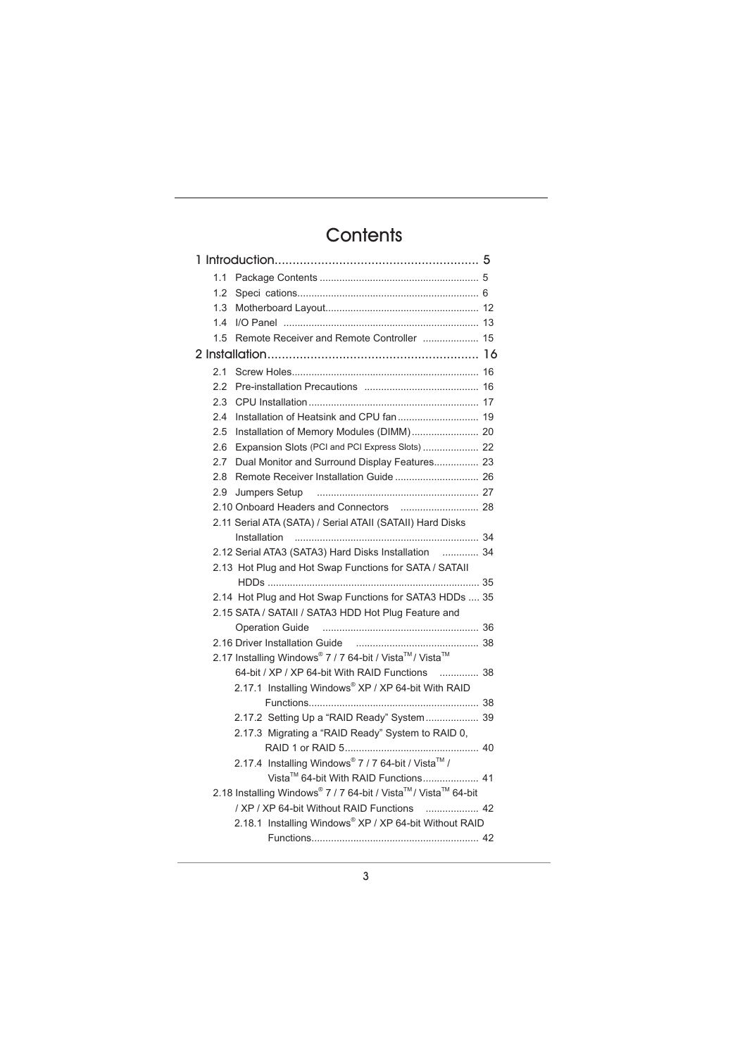# Contents

1 Introduction........................................................ 5
- 1.1 Package Contents ........................................................ 5
- 1.2 Speci cations................................................................ 6
- 1.3 Motherboard Layout...................................................... 12
- 1.4 I/O Panel ..................................................................... 13
- 1.5 Remote Receiver and Remote Controller .................... 15

2 Installation.......................................................... 16
- 2.1 Screw Holes.................................................................. 16
- 2.2 Pre-installation Precautions ......................................... 16
- 2.3 CPU Installation ............................................................ 17
- 2.4 Installation of Heatsink and CPU fan ............................. 19
- 2.5 Installation of Memory Modules (DIMM)........................ 20
- 2.6 Expansion Slots (PCI and PCI Express Slots) .................... 22
- 2.7 Dual Monitor and Surround Display Features................ 23
- 2.8 Remote Receiver Installation Guide .............................. 26
- 2.9 Jumpers Setup ......................................................... 27
- 2.10 Onboard Headers and Connectors ............................ 28
- 2.11 Serial ATA (SATA) / Serial ATAII (SATAII) Hard Disks Installation .................................................................. 34
- 2.12 Serial ATA3 (SATA3) Hard Disks Installation ............. 34
- 2.13 Hot Plug and Hot Swap Functions for SATA / SATAII HDDs ........................................................................... 35
- 2.14 Hot Plug and Hot Swap Functions for SATA3 HDDs .... 35
- 2.15 SATA / SATAII / SATA3 HDD Hot Plug Feature and Operation Guide ....................................................... 36
- 2.16 Driver Installation Guide ............................................ 38
- 2.17 Installing Windows® 7 / 7 64-bit / Vista™ / Vista™ 64-bit / XP / XP 64-bit With RAID Functions ............. 38
  - 2.17.1 Installing Windows® XP / XP 64-bit With RAID Functions............................................................ 38
  - 2.17.2 Setting Up a "RAID Ready" System................... 39
  - 2.17.3 Migrating a "RAID Ready" System to RAID 0, RAID 1 or RAID 5................................................ 40
  - 2.17.4 Installing Windows® 7 / 7 64-bit / Vista™ / Vista™ 64-bit With RAID Functions.................... 41
- 2.18 Installing Windows® 7 / 7 64-bit / Vista™ / Vista™ 64-bit / XP / XP 64-bit Without RAID Functions .................. 42
  - 2.18.1 Installing Windows® XP / XP 64-bit Without RAID Functions........................................................... 42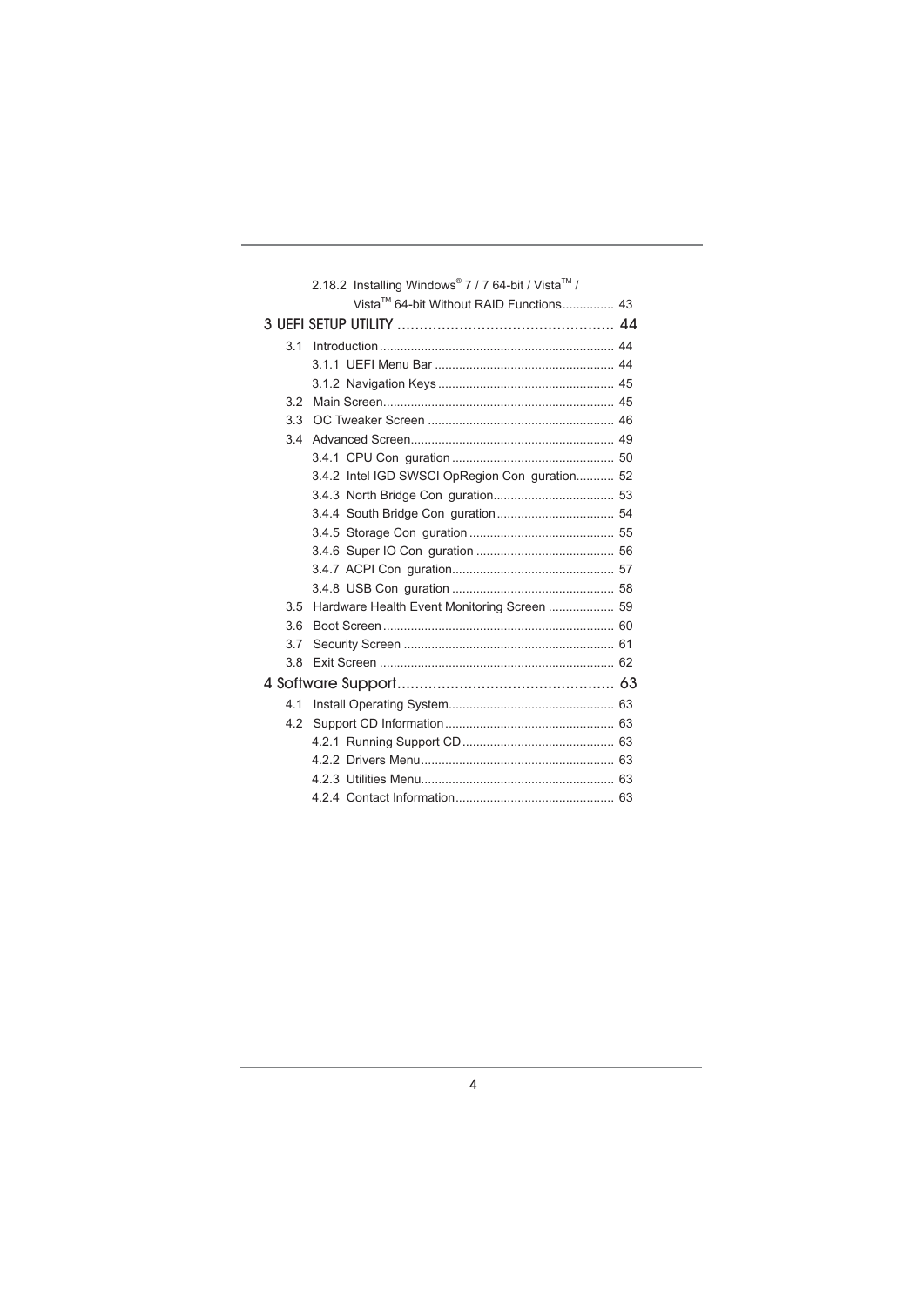2.18.2 Installing Windows® 7 / 7 64-bit / Vista™ / Vista™ 64-bit Without RAID Functions............... 43

**3 UEFI SETUP UTILITY ................................................ 44**

3.1 Introduction................................................................... 44

3.1.1 UEFI Menu Bar ................................................... 44

3.1.2 Navigation Keys .................................................. 45

3.2 Main Screen.................................................................. 45

3.3 OC Tweaker Screen ..................................................... 46

3.4 Advanced Screen.......................................................... 49

3.4.1 CPU Con guration ............................................... 50

3.4.2 Intel IGD SWSCI OpRegion Con guration........... 52

3.4.3 North Bridge Con guration................................... 53

3.4.4 South Bridge Con guration.................................. 54

3.4.5 Storage Con guration .......................................... 55

3.4.6 Super IO Con guration ........................................ 56

3.4.7 ACPI Con guration............................................... 57

3.4.8 USB Con guration ............................................... 58

3.5 Hardware Health Event Monitoring Screen ................... 59

3.6 Boot Screen.................................................................. 60

3.7 Security Screen ............................................................ 61

3.8 Exit Screen ................................................................... 62

**4 Software Support................................................ 63**

4.1 Install Operating System................................................ 63

4.2 Support CD Information................................................. 63

4.2.1 Running Support CD............................................ 63

4.2.2 Drivers Menu........................................................ 63

4.2.3 Utilities Menu........................................................ 63

4.2.4 Contact Information.............................................. 63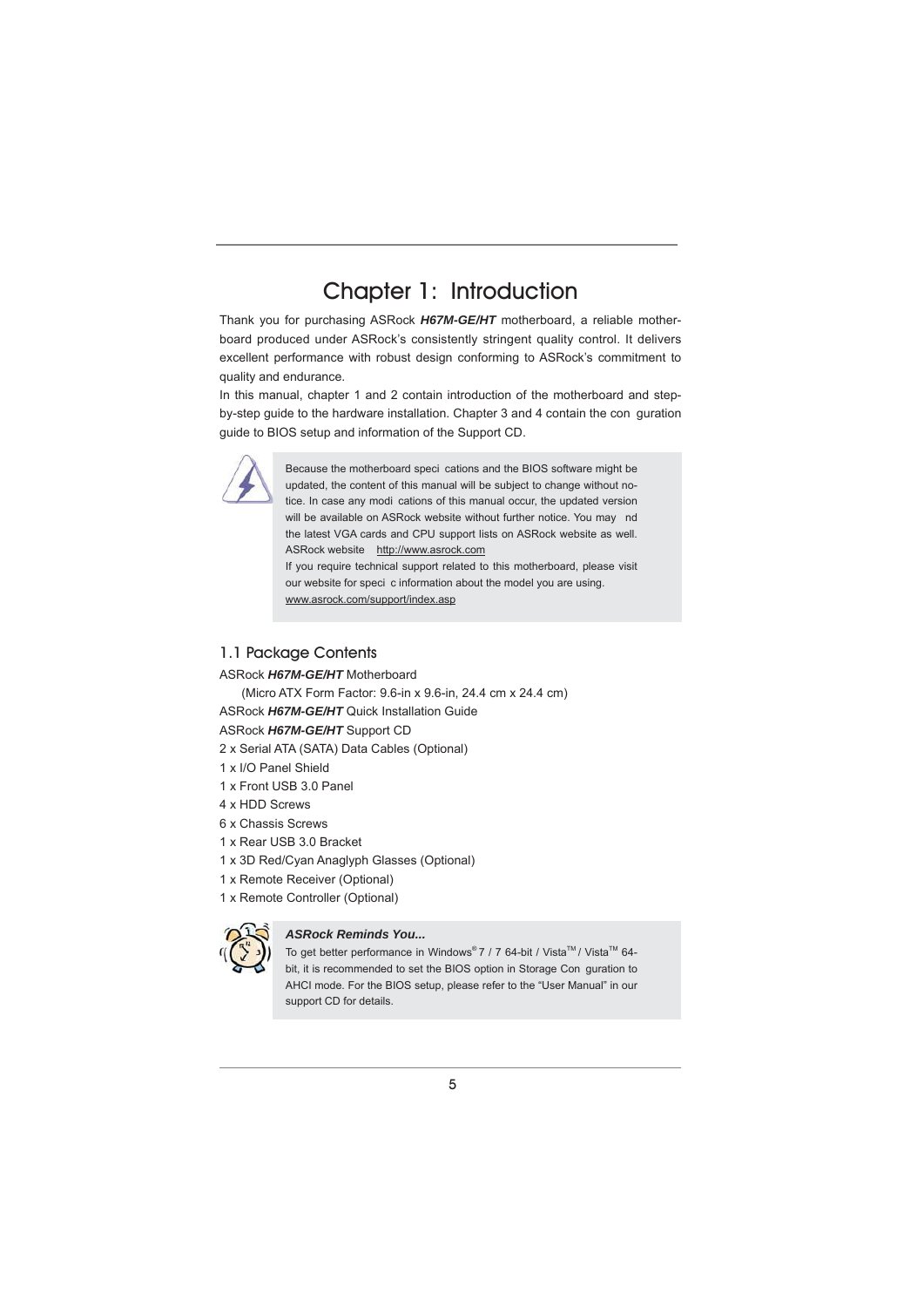# Chapter 1: Introduction

Thank you for purchasing ASRock ***H67M-GE/HT*** motherboard, a reliable motherboard produced under ASRock's consistently stringent quality control. It delivers excellent performance with robust design conforming to ASRock's commitment to quality and endurance.

In this manual, chapter 1 and 2 contain introduction of the motherboard and step-by-step guide to the hardware installation. Chapter 3 and 4 contain the con guration guide to BIOS setup and information of the Support CD.

> Because the motherboard speci cations and the BIOS software might be updated, the content of this manual will be subject to change without notice. In case any modi cations of this manual occur, the updated version will be available on ASRock website without further notice. You may nd the latest VGA cards and CPU support lists on ASRock website as well.
> ASRock website http://www.asrock.com
> If you require technical support related to this motherboard, please visit our website for speci c information about the model you are using.
> www.asrock.com/support/index.asp

## 1.1 Package Contents

ASRock ***H67M-GE/HT*** Motherboard
(Micro ATX Form Factor: 9.6-in x 9.6-in, 24.4 cm x 24.4 cm)
ASRock ***H67M-GE/HT*** Quick Installation Guide
ASRock ***H67M-GE/HT*** Support CD
2 x Serial ATA (SATA) Data Cables (Optional)
1 x I/O Panel Shield
1 x Front USB 3.0 Panel
4 x HDD Screws
6 x Chassis Screws
1 x Rear USB 3.0 Bracket
1 x 3D Red/Cyan Anaglyph Glasses (Optional)
1 x Remote Receiver (Optional)
1 x Remote Controller (Optional)

> ***ASRock Reminds You...***
> To get better performance in Windows® 7 / 7 64-bit / Vista™ / Vista™ 64-bit, it is recommended to set the BIOS option in Storage Con guration to AHCI mode. For the BIOS setup, please refer to the "User Manual" in our support CD for details.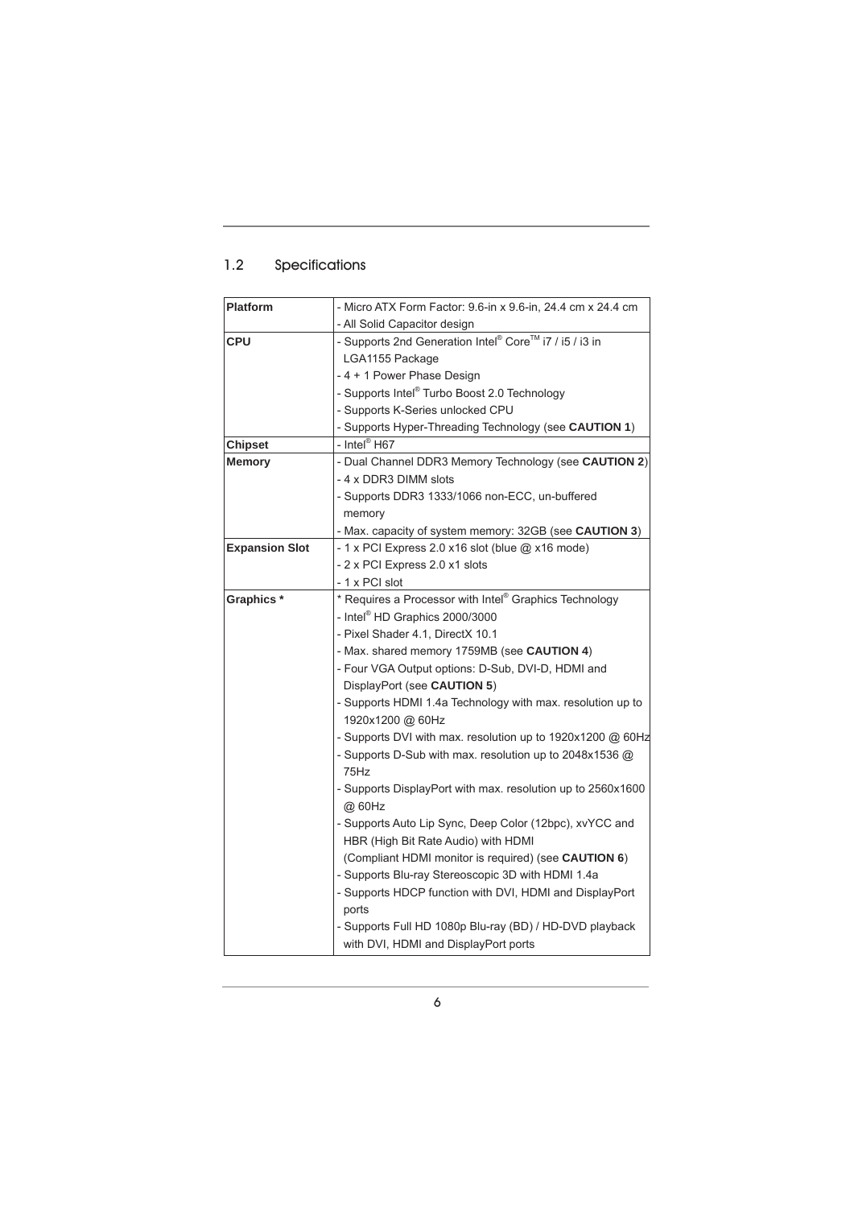## 1.2 Specifications

| | |
|---|---|
| **Platform** | - Micro ATX Form Factor: 9.6-in x 9.6-in, 24.4 cm x 24.4 cm<br>- All Solid Capacitor design |
| **CPU** | - Supports 2nd Generation Intel® Core™ i7 / i5 / i3 in LGA1155 Package<br>- 4 + 1 Power Phase Design<br>- Supports Intel® Turbo Boost 2.0 Technology<br>- Supports K-Series unlocked CPU<br>- Supports Hyper-Threading Technology (see **CAUTION 1**) |
| **Chipset** | - Intel® H67 |
| **Memory** | - Dual Channel DDR3 Memory Technology (see **CAUTION 2**)<br>- 4 x DDR3 DIMM slots<br>- Supports DDR3 1333/1066 non-ECC, un-buffered memory<br>- Max. capacity of system memory: 32GB (see **CAUTION 3**) |
| **Expansion Slot** | - 1 x PCI Express 2.0 x16 slot (blue @ x16 mode)<br>- 2 x PCI Express 2.0 x1 slots<br>- 1 x PCI slot |
| **Graphics *** | * Requires a Processor with Intel® Graphics Technology<br>- Intel® HD Graphics 2000/3000<br>- Pixel Shader 4.1, DirectX 10.1<br>- Max. shared memory 1759MB (see **CAUTION 4**)<br>- Four VGA Output options: D-Sub, DVI-D, HDMI and DisplayPort (see **CAUTION 5**)<br>- Supports HDMI 1.4a Technology with max. resolution up to 1920x1200 @ 60Hz<br>- Supports DVI with max. resolution up to 1920x1200 @ 60Hz<br>- Supports D-Sub with max. resolution up to 2048x1536 @ 75Hz<br>- Supports DisplayPort with max. resolution up to 2560x1600 @ 60Hz<br>- Supports Auto Lip Sync, Deep Color (12bpc), xvYCC and HBR (High Bit Rate Audio) with HDMI (Compliant HDMI monitor is required) (see **CAUTION 6**)<br>- Supports Blu-ray Stereoscopic 3D with HDMI 1.4a<br>- Supports HDCP function with DVI, HDMI and DisplayPort ports<br>- Supports Full HD 1080p Blu-ray (BD) / HD-DVD playback with DVI, HDMI and DisplayPort ports |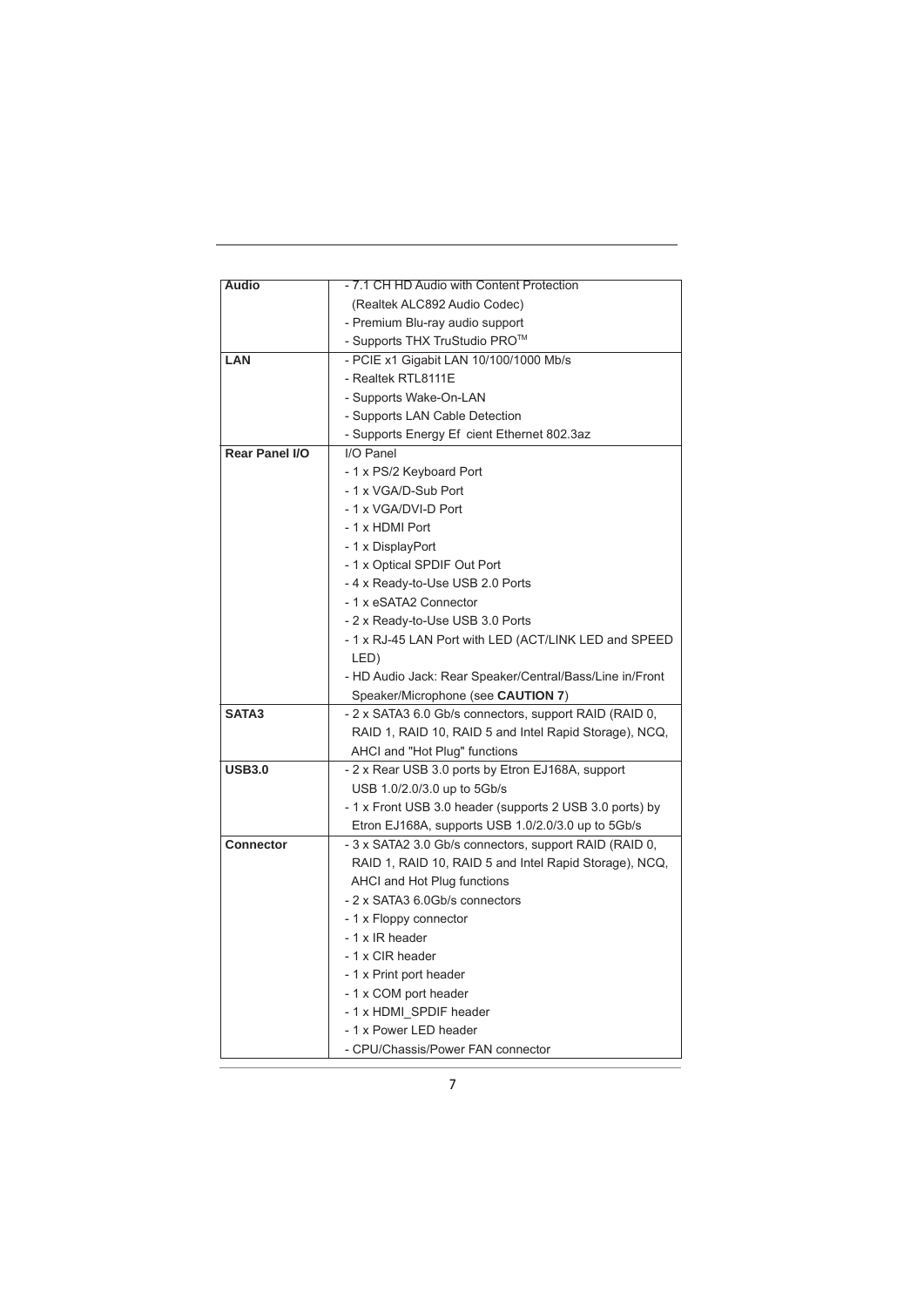| | |
|---|---|
| **Audio** | - 7.1 CH HD Audio with Content Protection (Realtek ALC892 Audio Codec)<br>- Premium Blu-ray audio support<br>- Supports THX TruStudio PRO™ |
| **LAN** | - PCIE x1 Gigabit LAN 10/100/1000 Mb/s<br>- Realtek RTL8111E<br>- Supports Wake-On-LAN<br>- Supports LAN Cable Detection<br>- Supports Energy Ef cient Ethernet 802.3az |
| **Rear Panel I/O** | I/O Panel<br>- 1 x PS/2 Keyboard Port<br>- 1 x VGA/D-Sub Port<br>- 1 x VGA/DVI-D Port<br>- 1 x HDMI Port<br>- 1 x DisplayPort<br>- 1 x Optical SPDIF Out Port<br>- 4 x Ready-to-Use USB 2.0 Ports<br>- 1 x eSATA2 Connector<br>- 2 x Ready-to-Use USB 3.0 Ports<br>- 1 x RJ-45 LAN Port with LED (ACT/LINK LED and SPEED LED)<br>- HD Audio Jack: Rear Speaker/Central/Bass/Line in/Front Speaker/Microphone (see **CAUTION 7**) |
| **SATA3** | - 2 x SATA3 6.0 Gb/s connectors, support RAID (RAID 0, RAID 1, RAID 10, RAID 5 and Intel Rapid Storage), NCQ, AHCI and "Hot Plug" functions |
| **USB3.0** | - 2 x Rear USB 3.0 ports by Etron EJ168A, support USB 1.0/2.0/3.0 up to 5Gb/s<br>- 1 x Front USB 3.0 header (supports 2 USB 3.0 ports) by Etron EJ168A, supports USB 1.0/2.0/3.0 up to 5Gb/s |
| **Connector** | - 3 x SATA2 3.0 Gb/s connectors, support RAID (RAID 0, RAID 1, RAID 10, RAID 5 and Intel Rapid Storage), NCQ, AHCI and Hot Plug functions<br>- 2 x SATA3 6.0Gb/s connectors<br>- 1 x Floppy connector<br>- 1 x IR header<br>- 1 x CIR header<br>- 1 x Print port header<br>- 1 x COM port header<br>- 1 x HDMI_SPDIF header<br>- 1 x Power LED header<br>- CPU/Chassis/Power FAN connector |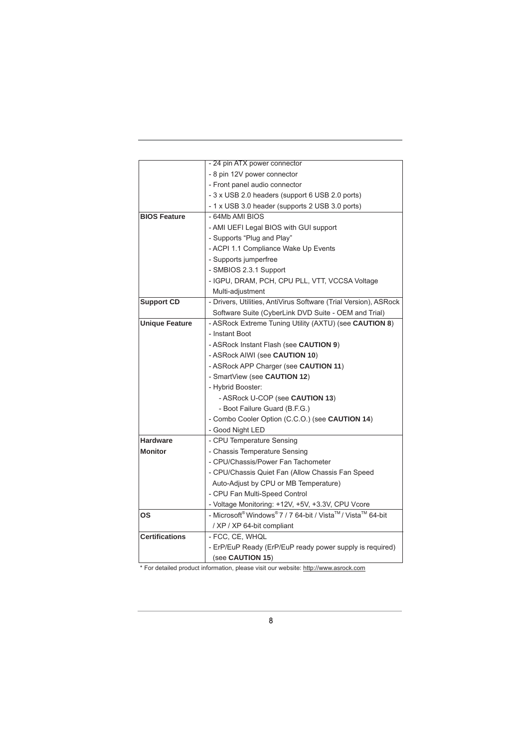| | |
|---|---|
| | - 24 pin ATX power connector<br>- 8 pin 12V power connector<br>- Front panel audio connector<br>- 3 x USB 2.0 headers (support 6 USB 2.0 ports)<br>- 1 x USB 3.0 header (supports 2 USB 3.0 ports) |
| **BIOS Feature** | - 64Mb AMI BIOS<br>- AMI UEFI Legal BIOS with GUI support<br>- Supports "Plug and Play"<br>- ACPI 1.1 Compliance Wake Up Events<br>- Supports jumperfree<br>- SMBIOS 2.3.1 Support<br>- IGPU, DRAM, PCH, CPU PLL, VTT, VCCSA Voltage Multi-adjustment |
| **Support CD** | - Drivers, Utilities, AntiVirus Software (Trial Version), ASRock Software Suite (CyberLink DVD Suite - OEM and Trial) |
| **Unique Feature** | - ASRock Extreme Tuning Utility (AXTU) (see **CAUTION 8**)<br>- Instant Boot<br>- ASRock Instant Flash (see **CAUTION 9**)<br>- ASRock AIWI (see **CAUTION 10**)<br>- ASRock APP Charger (see **CAUTION 11**)<br>- SmartView (see **CAUTION 12**)<br>- Hybrid Booster:<br>&nbsp;&nbsp;- ASRock U-COP (see **CAUTION 13**)<br>&nbsp;&nbsp;- Boot Failure Guard (B.F.G.)<br>- Combo Cooler Option (C.C.O.) (see **CAUTION 14**)<br>- Good Night LED |
| **Hardware Monitor** | - CPU Temperature Sensing<br>- Chassis Temperature Sensing<br>- CPU/Chassis/Power Fan Tachometer<br>- CPU/Chassis Quiet Fan (Allow Chassis Fan Speed Auto-Adjust by CPU or MB Temperature)<br>- CPU Fan Multi-Speed Control<br>- Voltage Monitoring: +12V, +5V, +3.3V, CPU Vcore |
| **OS** | - Microsoft® Windows® 7 / 7 64-bit / Vista™ / Vista™ 64-bit / XP / XP 64-bit compliant |
| **Certifications** | - FCC, CE, WHQL<br>- ErP/EuP Ready (ErP/EuP ready power supply is required) (see **CAUTION 15**) |

* For detailed product information, please visit our website: http://www.asrock.com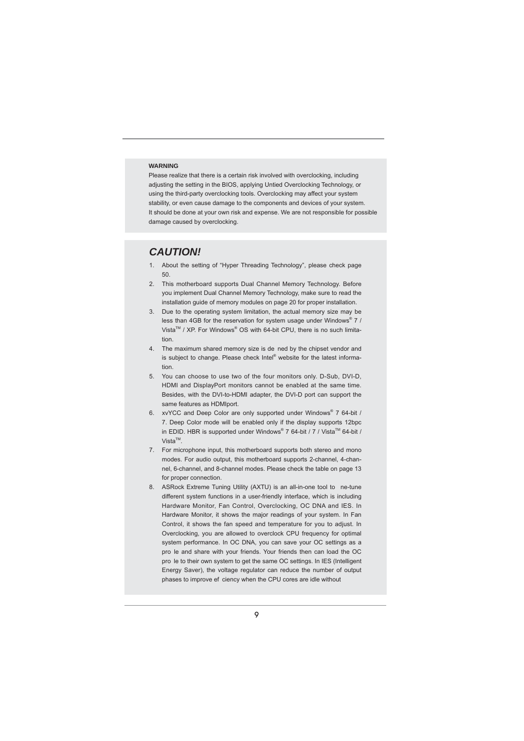**WARNING**

Please realize that there is a certain risk involved with overclocking, including adjusting the setting in the BIOS, applying Untied Overclocking Technology, or using the third-party overclocking tools. Overclocking may affect your system stability, or even cause damage to the components and devices of your system. It should be done at your own risk and expense. We are not responsible for possible damage caused by overclocking.

## *CAUTION!*

1. About the setting of "Hyper Threading Technology", please check page 50.
2. This motherboard supports Dual Channel Memory Technology. Before you implement Dual Channel Memory Technology, make sure to read the installation guide of memory modules on page 20 for proper installation.
3. Due to the operating system limitation, the actual memory size may be less than 4GB for the reservation for system usage under Windows® 7 / Vista™ / XP. For Windows® OS with 64-bit CPU, there is no such limitation.
4. The maximum shared memory size is de ned by the chipset vendor and is subject to change. Please check Intel® website for the latest information.
5. You can choose to use two of the four monitors only. D-Sub, DVI-D, HDMI and DisplayPort monitors cannot be enabled at the same time. Besides, with the DVI-to-HDMI adapter, the DVI-D port can support the same features as HDMIport.
6. xvYCC and Deep Color are only supported under Windows® 7 64-bit / 7. Deep Color mode will be enabled only if the display supports 12bpc in EDID. HBR is supported under Windows® 7 64-bit / 7 / Vista™ 64-bit / Vista™.
7. For microphone input, this motherboard supports both stereo and mono modes. For audio output, this motherboard supports 2-channel, 4-channel, 6-channel, and 8-channel modes. Please check the table on page 13 for proper connection.
8. ASRock Extreme Tuning Utility (AXTU) is an all-in-one tool to ne-tune different system functions in a user-friendly interface, which is including Hardware Monitor, Fan Control, Overclocking, OC DNA and IES. In Hardware Monitor, it shows the major readings of your system. In Fan Control, it shows the fan speed and temperature for you to adjust. In Overclocking, you are allowed to overclock CPU frequency for optimal system performance. In OC DNA, you can save your OC settings as a pro le and share with your friends. Your friends then can load the OC pro le to their own system to get the same OC settings. In IES (Intelligent Energy Saver), the voltage regulator can reduce the number of output phases to improve ef ciency when the CPU cores are idle without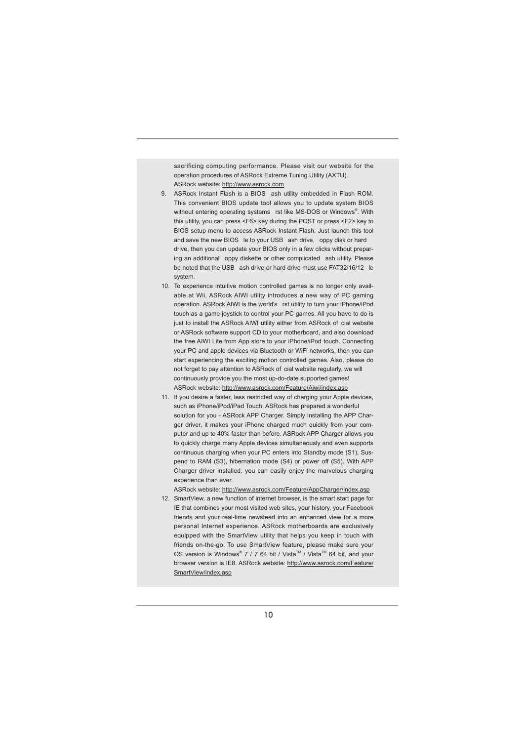sacrificing computing performance. Please visit our website for the operation procedures of ASRock Extreme Tuning Utility (AXTU).
ASRock website: http://www.asrock.com

9. ASRock Instant Flash is a BIOS ash utility embedded in Flash ROM. This convenient BIOS update tool allows you to update system BIOS without entering operating systems rst like MS-DOS or Windows®. With this utility, you can press <F6> key during the POST or press <F2> key to BIOS setup menu to access ASRock Instant Flash. Just launch this tool and save the new BIOS le to your USB ash drive, oppy disk or hard drive, then you can update your BIOS only in a few clicks without preparing an additional oppy diskette or other complicated ash utility. Please be noted that the USB ash drive or hard drive must use FAT32/16/12 le system.
10. To experience intuitive motion controlled games is no longer only available at Wii. ASRock AIWI utility introduces a new way of PC gaming operation. ASRock AIWI is the world's rst utility to turn your iPhone/iPod touch as a game joystick to control your PC games. All you have to do is just to install the ASRock AIWI utility either from ASRock of cial website or ASRock software support CD to your motherboard, and also download the free AIWI Lite from App store to your iPhone/iPod touch. Connecting your PC and apple devices via Bluetooth or WiFi networks, then you can start experiencing the exciting motion controlled games. Also, please do not forget to pay attention to ASRock of cial website regularly, we will continuously provide you the most up-do-date supported games!
ASRock website: http://www.asrock.com/Feature/Aiwi/index.asp
11. If you desire a faster, less restricted way of charging your Apple devices, such as iPhone/iPod/iPad Touch, ASRock has prepared a wonderful solution for you - ASRock APP Charger. Simply installing the APP Charger driver, it makes your iPhone charged much quickly from your computer and up to 40% faster than before. ASRock APP Charger allows you to quickly charge many Apple devices simultaneously and even supports continuous charging when your PC enters into Standby mode (S1), Suspend to RAM (S3), hibernation mode (S4) or power off (S5). With APP Charger driver installed, you can easily enjoy the marvelous charging experience than ever.
ASRock website: http://www.asrock.com/Feature/AppCharger/index.asp
12. SmartView, a new function of internet browser, is the smart start page for IE that combines your most visited web sites, your history, your Facebook friends and your real-time newsfeed into an enhanced view for a more personal Internet experience. ASRock motherboards are exclusively equipped with the SmartView utility that helps you keep in touch with friends on-the-go. To use SmartView feature, please make sure your OS version is Windows® 7 / 7 64 bit / Vista™ / Vista™ 64 bit, and your browser version is IE8. ASRock website: http://www.asrock.com/Feature/SmartView/index.asp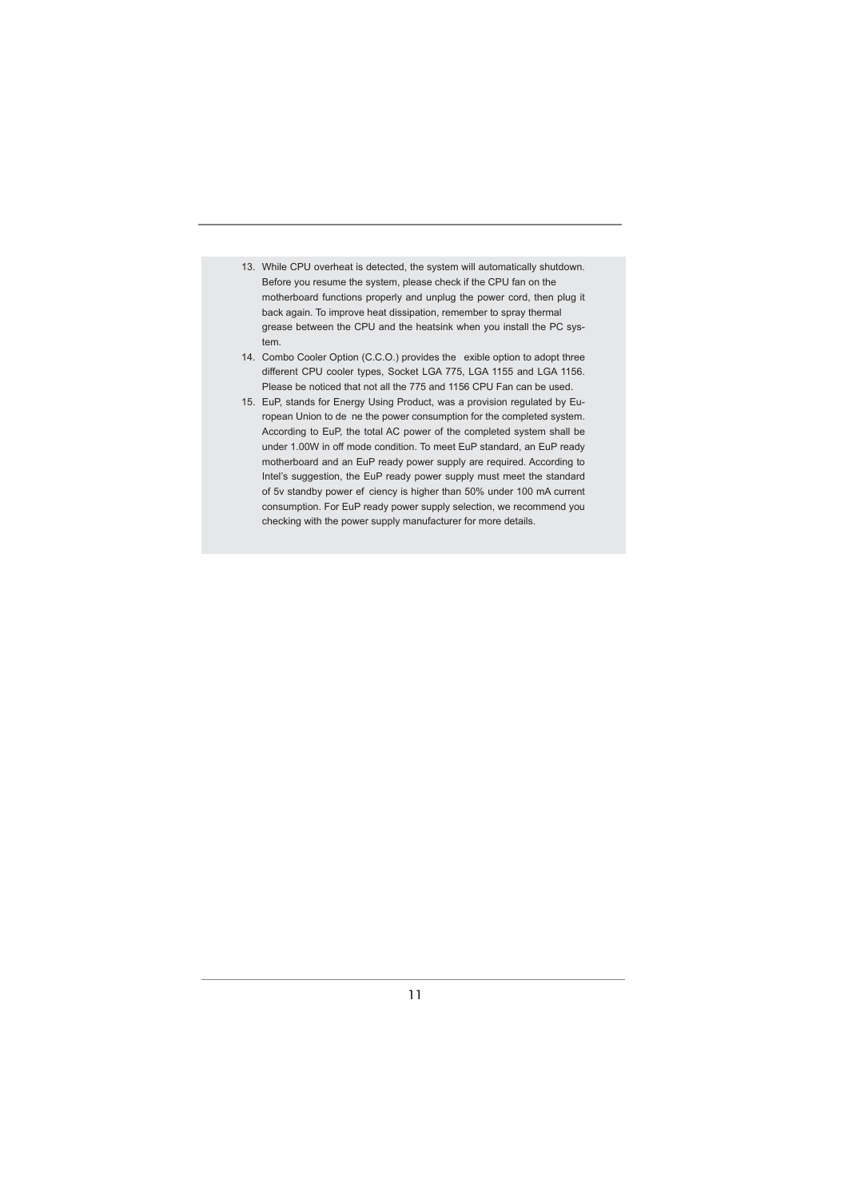13. While CPU overheat is detected, the system will automatically shutdown. Before you resume the system, please check if the CPU fan on the motherboard functions properly and unplug the power cord, then plug it back again. To improve heat dissipation, remember to spray thermal grease between the CPU and the heatsink when you install the PC system.
14. Combo Cooler Option (C.C.O.) provides the exible option to adopt three different CPU cooler types, Socket LGA 775, LGA 1155 and LGA 1156. Please be noticed that not all the 775 and 1156 CPU Fan can be used.
15. EuP, stands for Energy Using Product, was a provision regulated by European Union to de ne the power consumption for the completed system. According to EuP, the total AC power of the completed system shall be under 1.00W in off mode condition. To meet EuP standard, an EuP ready motherboard and an EuP ready power supply are required. According to Intel's suggestion, the EuP ready power supply must meet the standard of 5v standby power ef ciency is higher than 50% under 100 mA current consumption. For EuP ready power supply selection, we recommend you checking with the power supply manufacturer for more details.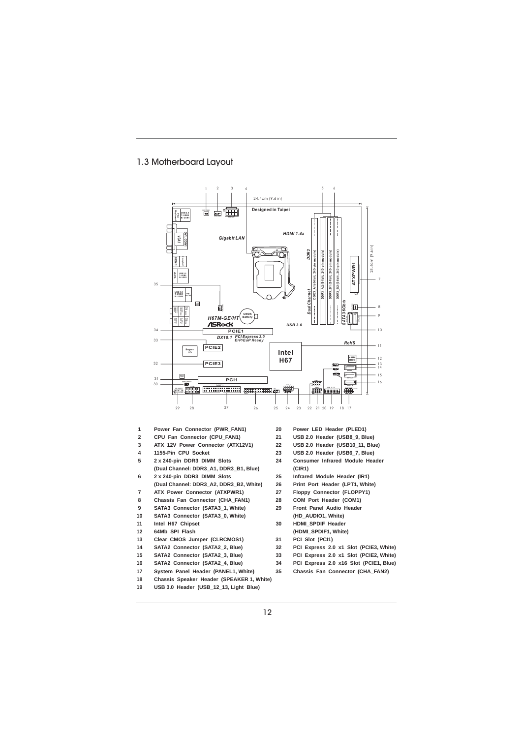## 1.3 Motherboard Layout

1. Power Fan Connector (PWR_FAN1)
2. CPU Fan Connector (CPU_FAN1)
3. ATX 12V Power Connector (ATX12V1)
4. 1155-Pin CPU Socket
5. 2 x 240-pin DDR3 DIMM Slots (Dual Channel: DDR3_A1, DDR3_B1, Blue)
6. 2 x 240-pin DDR3 DIMM Slots (Dual Channel: DDR3_A2, DDR3_B2, White)
7. ATX Power Connector (ATXPWR1)
8. Chassis Fan Connector (CHA_FAN1)
9. SATA3 Connector (SATA3_1, White)
10. SATA3 Connector (SATA3_0, White)
11. Intel H67 Chipset
12. 64Mb SPI Flash
13. Clear CMOS Jumper (CLRCMOS1)
14. SATA2 Connector (SATA2_2, Blue)
15. SATA2 Connector (SATA2_3, Blue)
16. SATA2 Connector (SATA2_4, Blue)
17. System Panel Header (PANEL1, White)
18. Chassis Speaker Header (SPEAKER 1, White)
19. USB 3.0 Header (USB_12_13, Light Blue)
20. Power LED Header (PLED1)
21. USB 2.0 Header (USB8_9, Blue)
22. USB 2.0 Header (USB10_11, Blue)
23. USB 2.0 Header (USB6_7, Blue)
24. Consumer Infrared Module Header (CIR1)
25. Infrared Module Header (IR1)
26. Print Port Header (LPT1, White)
27. Floppy Connector (FLOPPY1)
28. COM Port Header (COM1)
29. Front Panel Audio Header (HD_AUDIO1, White)
30. HDMI_SPDIF Header (HDMI_SPDIF1, White)
31. PCI Slot (PCI1)
32. PCI Express 2.0 x1 Slot (PCIE3, White)
33. PCI Express 2.0 x1 Slot (PCIE2, White)
34. PCI Express 2.0 x16 Slot (PCIE1, Blue)
35. Chassis Fan Connector (CHA_FAN2)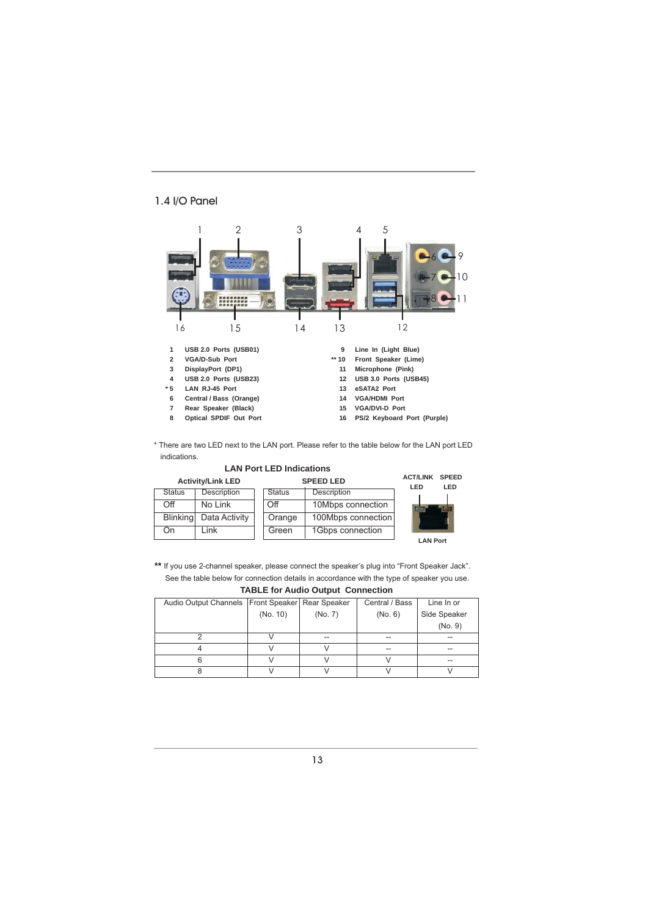## 1.4 I/O Panel

| No. | Port | No. | Port |
|---|---|---|---|
| 1 | USB 2.0 Ports (USB01) | 9 | Line In (Light Blue) |
| 2 | VGA/D-Sub Port | ** 10 | Front Speaker (Lime) |
| 3 | DisplayPort (DP1) | 11 | Microphone (Pink) |
| 4 | USB 2.0 Ports (USB23) | 12 | USB 3.0 Ports (USB45) |
| * 5 | LAN RJ-45 Port | 13 | eSATA2 Port |
| 6 | Central / Bass (Orange) | 14 | VGA/HDMI Port |
| 7 | Rear Speaker (Black) | 15 | VGA/DVI-D Port |
| 8 | Optical SPDIF Out Port | 16 | PS/2 Keyboard Port (Purple) |

* There are two LED next to the LAN port. Please refer to the table below for the LAN port LED indications.

**LAN Port LED Indications**

**Activity/Link LED**

| Status | Description |
|---|---|
| Off | No Link |
| Blinking | Data Activity |
| On | Link |

**SPEED LED**

| Status | Description |
|---|---|
| Off | 10Mbps connection |
| Orange | 100Mbps connection |
| Green | 1Gbps connection |

ACT/LINK LED SPEED LED

LAN Port

** If you use 2-channel speaker, please connect the speaker's plug into "Front Speaker Jack". See the table below for connection details in accordance with the type of speaker you use.

**TABLE for Audio Output Connection**

| Audio Output Channels | Front Speaker (No. 10) | Rear Speaker (No. 7) | Central / Bass (No. 6) | Line In or Side Speaker (No. 9) |
|---|---|---|---|---|
| 2 | V | -- | -- | -- |
| 4 | V | V | -- | -- |
| 6 | V | V | V | -- |
| 8 | V | V | V | V |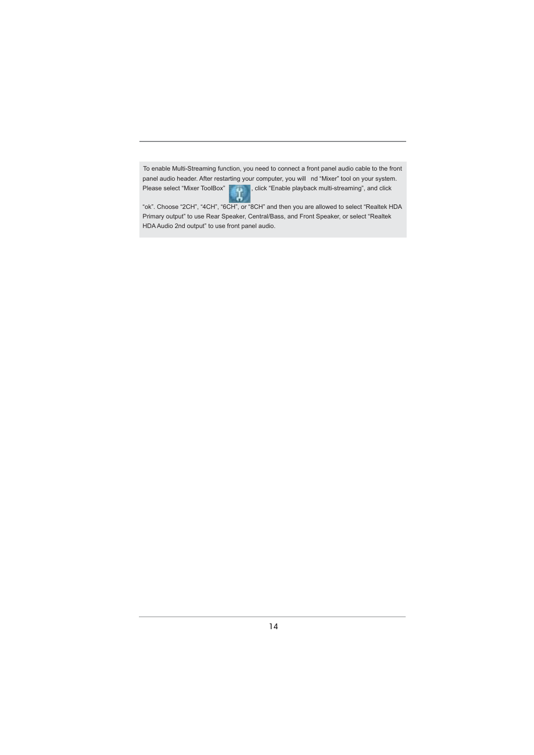To enable Multi-Streaming function, you need to connect a front panel audio cable to the front panel audio header. After restarting your computer, you will find "Mixer" tool on your system. Please select "Mixer ToolBox" , click "Enable playback multi-streaming", and click "ok". Choose "2CH", "4CH", "6CH", or "8CH" and then you are allowed to select "Realtek HDA Primary output" to use Rear Speaker, Central/Bass, and Front Speaker, or select "Realtek HDA Audio 2nd output" to use front panel audio.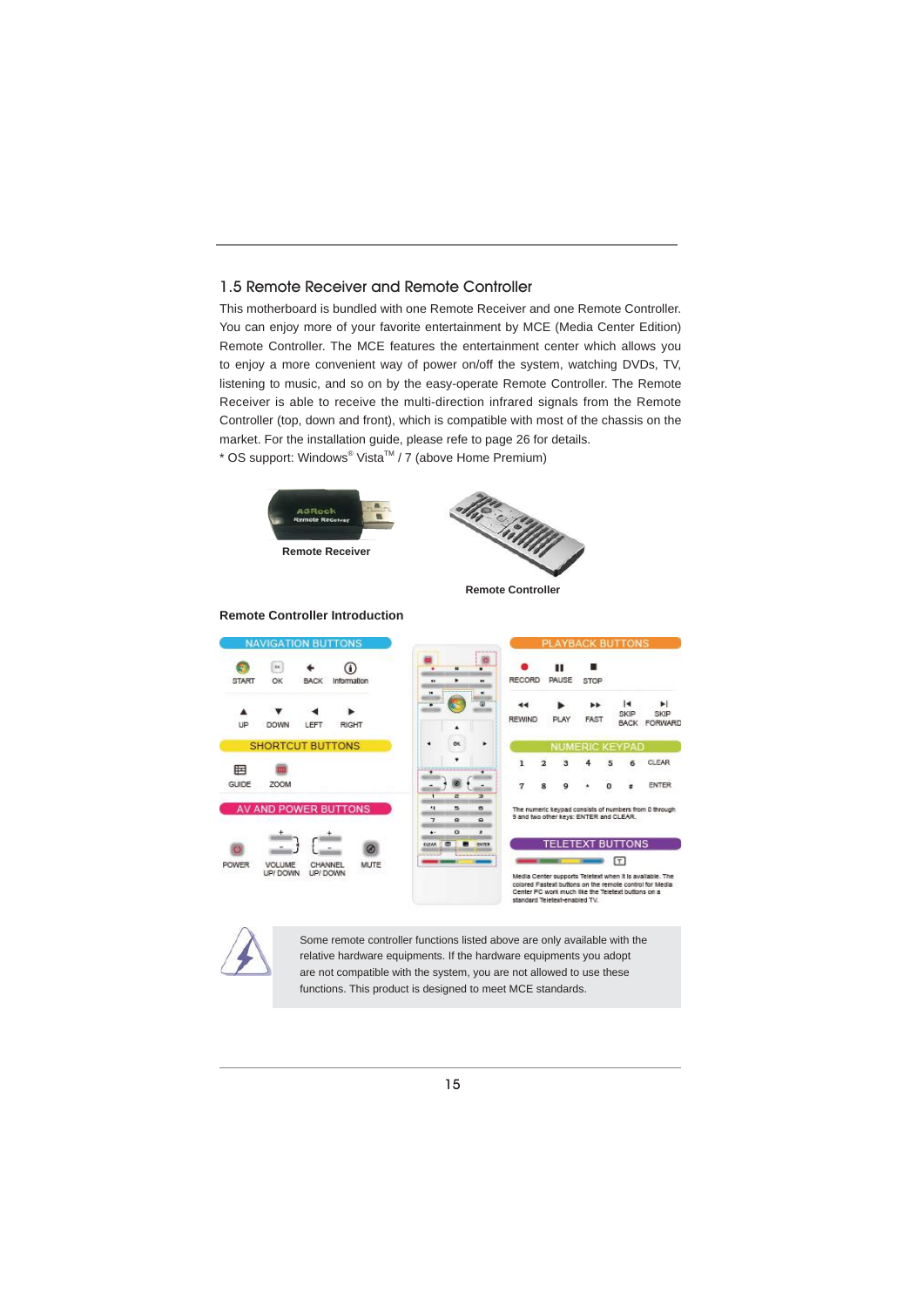## 1.5 Remote Receiver and Remote Controller

This motherboard is bundled with one Remote Receiver and one Remote Controller. You can enjoy more of your favorite entertainment by MCE (Media Center Edition) Remote Controller. The MCE features the entertainment center which allows you to enjoy a more convenient way of power on/off the system, watching DVDs, TV, listening to music, and so on by the easy-operate Remote Controller. The Remote Receiver is able to receive the multi-direction infrared signals from the Remote Controller (top, down and front), which is compatible with most of the chassis on the market. For the installation guide, please refe to page 26 for details.

* OS support: Windows® Vista™ / 7 (above Home Premium)

Remote Receiver

Remote Controller

**Remote Controller Introduction**

**NAVIGATION BUTTONS**

START, OK, BACK, Information

UP, DOWN, LEFT, RIGHT

**SHORTCUT BUTTONS**

GUIDE, ZOOM

**AV AND POWER BUTTONS**

POWER, VOLUME UP/ DOWN, CHANNEL UP/ DOWN, MUTE

**PLAYBACK BUTTONS**

RECORD, PAUSE, STOP

REWIND, PLAY, FAST, SKIP BACK, SKIP FORWARD

**NUMERIC KEYPAD**

1, 2, 3, 4, 5, 6, CLEAR

7, 8, 9, *, 0, #, ENTER

The numeric keypad consists of numbers from 0 through 9 and two other keys: ENTER and CLEAR.

**TELETEXT BUTTONS**

Media Center supports Teletext when it is available. The colored Fastext buttons on the remote control for Media Center PC work much like the Teletext buttons on a standard Teletext-enabled TV.

Some remote controller functions listed above are only available with the relative hardware equipments. If the hardware equipments you adopt are not compatible with the system, you are not allowed to use these functions. This product is designed to meet MCE standards.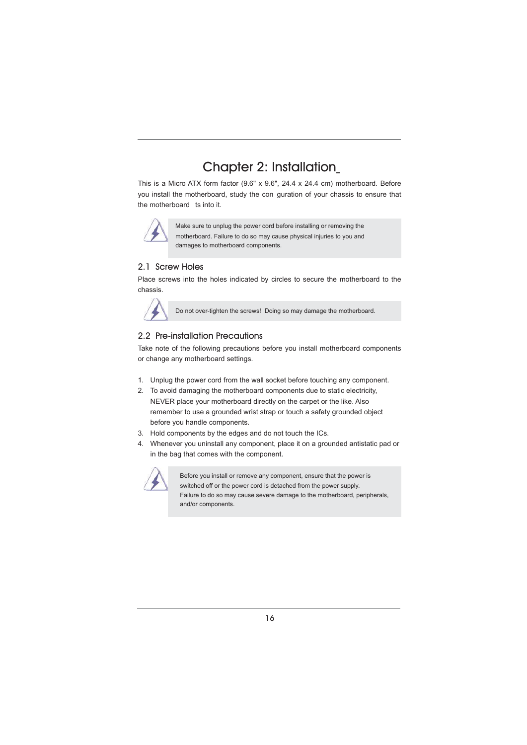# Chapter 2: Installation

This is a Micro ATX form factor (9.6" x 9.6", 24.4 x 24.4 cm) motherboard. Before you install the motherboard, study the con guration of your chassis to ensure that the motherboard ts into it.

> Make sure to unplug the power cord before installing or removing the motherboard. Failure to do so may cause physical injuries to you and damages to motherboard components.

## 2.1 Screw Holes

Place screws into the holes indicated by circles to secure the motherboard to the chassis.

> Do not over-tighten the screws! Doing so may damage the motherboard.

## 2.2 Pre-installation Precautions

Take note of the following precautions before you install motherboard components or change any motherboard settings.

1. Unplug the power cord from the wall socket before touching any component.
2. To avoid damaging the motherboard components due to static electricity, NEVER place your motherboard directly on the carpet or the like. Also remember to use a grounded wrist strap or touch a safety grounded object before you handle components.
3. Hold components by the edges and do not touch the ICs.
4. Whenever you uninstall any component, place it on a grounded antistatic pad or in the bag that comes with the component.

> Before you install or remove any component, ensure that the power is switched off or the power cord is detached from the power supply. Failure to do so may cause severe damage to the motherboard, peripherals, and/or components.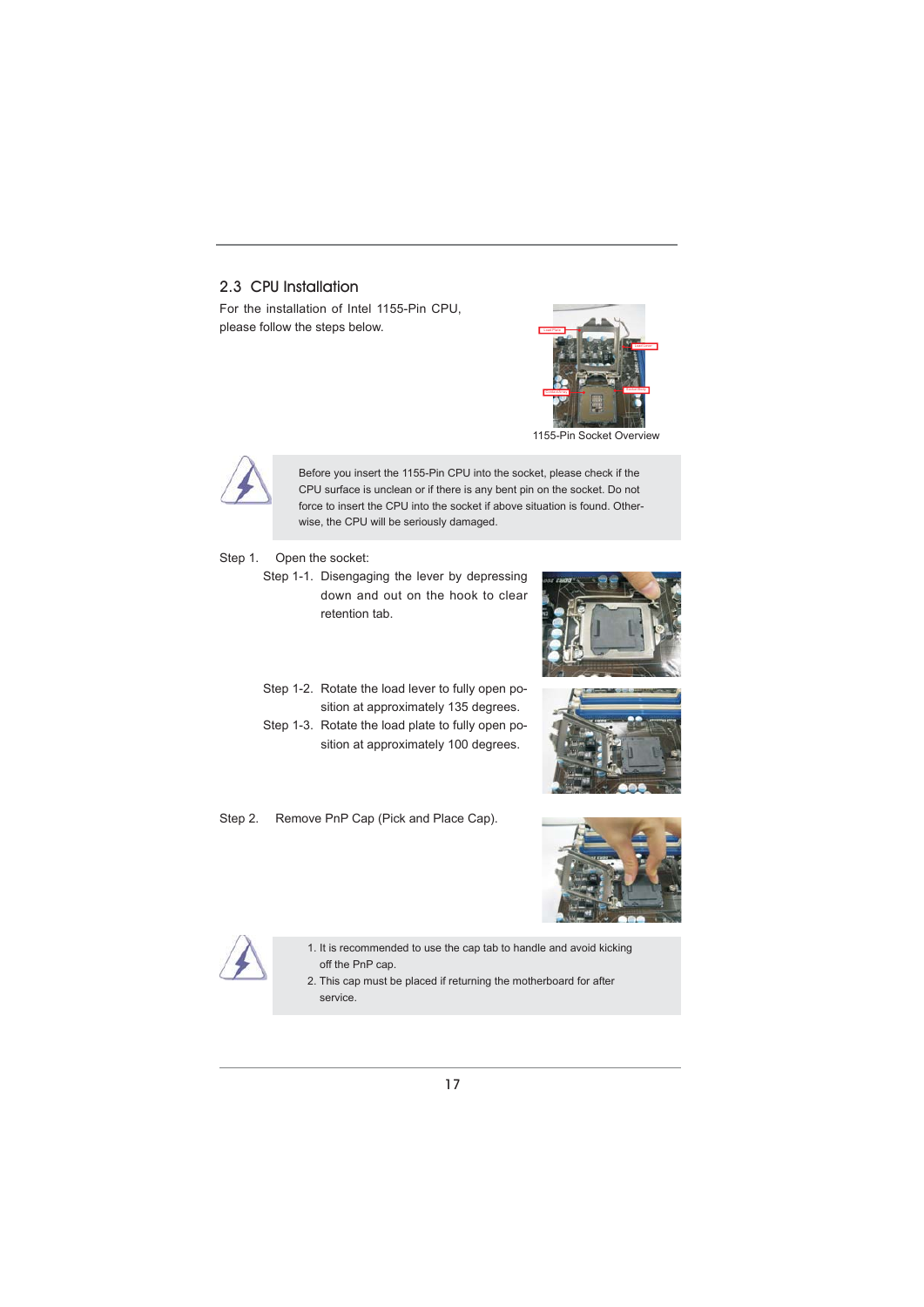## 2.3 CPU Installation

For the installation of Intel 1155-Pin CPU, please follow the steps below.

1155-Pin Socket Overview

> Before you insert the 1155-Pin CPU into the socket, please check if the CPU surface is unclean or if there is any bent pin on the socket. Do not force to insert the CPU into the socket if above situation is found. Otherwise, the CPU will be seriously damaged.

Step 1. Open the socket:

Step 1-1. Disengaging the lever by depressing down and out on the hook to clear retention tab.

Step 1-2. Rotate the load lever to fully open position at approximately 135 degrees.

Step 1-3. Rotate the load plate to fully open position at approximately 100 degrees.

Step 2. Remove PnP Cap (Pick and Place Cap).

> 1. It is recommended to use the cap tab to handle and avoid kicking off the PnP cap.
> 2. This cap must be placed if returning the motherboard for after service.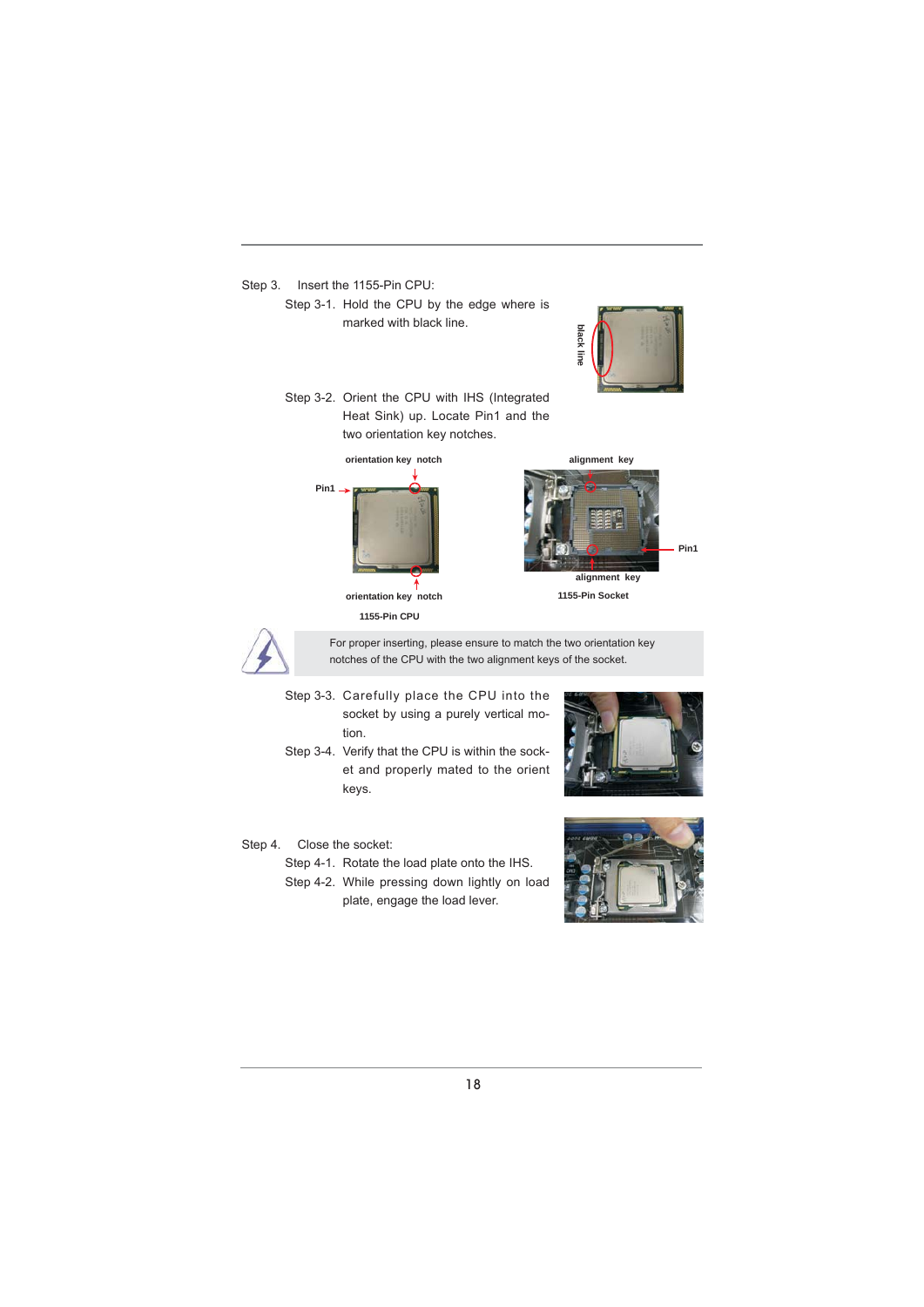Step 3. Insert the 1155-Pin CPU:

Step 3-1. Hold the CPU by the edge where is marked with black line.

black line

Step 3-2. Orient the CPU with IHS (Integrated Heat Sink) up. Locate Pin1 and the two orientation key notches.

orientation key notch

Pin1

orientation key notch

1155-Pin CPU

alignment key

Pin1

alignment key

1155-Pin Socket

For proper inserting, please ensure to match the two orientation key notches of the CPU with the two alignment keys of the socket.

Step 3-3. Carefully place the CPU into the socket by using a purely vertical motion.

Step 3-4. Verify that the CPU is within the socket and properly mated to the orient keys.

Step 4. Close the socket:

Step 4-1. Rotate the load plate onto the IHS.

Step 4-2. While pressing down lightly on load plate, engage the load lever.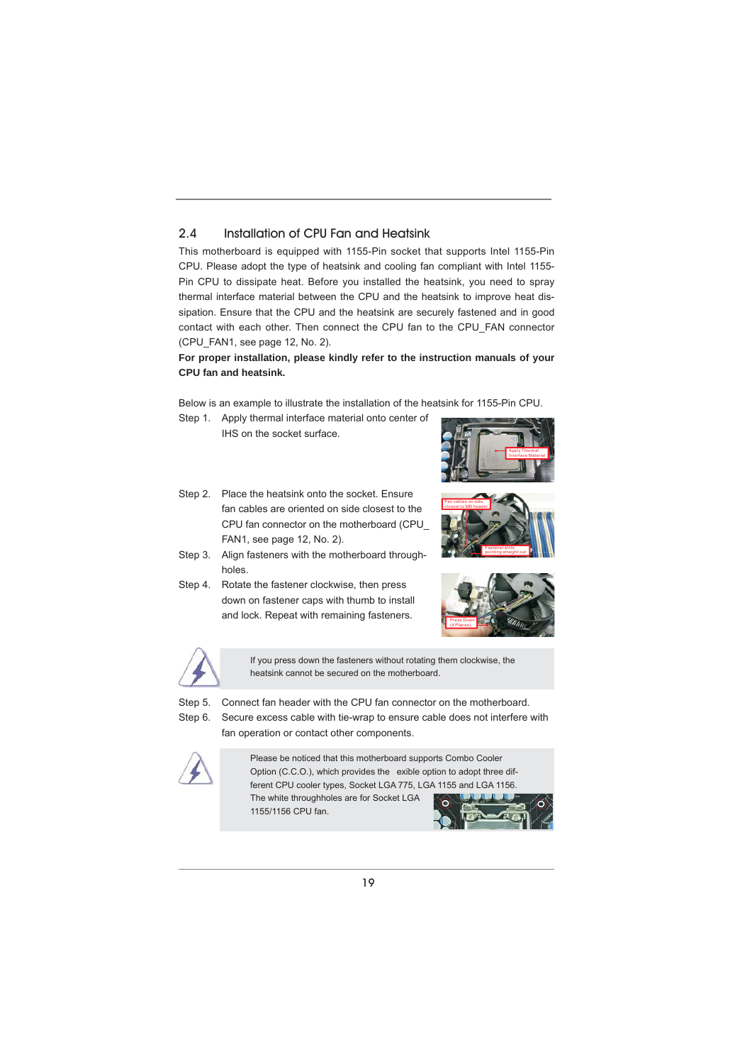## 2.4 Installation of CPU Fan and Heatsink

This motherboard is equipped with 1155-Pin socket that supports Intel 1155-Pin CPU. Please adopt the type of heatsink and cooling fan compliant with Intel 1155-Pin CPU to dissipate heat. Before you installed the heatsink, you need to spray thermal interface material between the CPU and the heatsink to improve heat dissipation. Ensure that the CPU and the heatsink are securely fastened and in good contact with each other. Then connect the CPU fan to the CPU_FAN connector (CPU_FAN1, see page 12, No. 2).

**For proper installation, please kindly refer to the instruction manuals of your CPU fan and heatsink.**

Below is an example to illustrate the installation of the heatsink for 1155-Pin CPU.

Step 1. Apply thermal interface material onto center of IHS on the socket surface.

Step 2. Place the heatsink onto the socket. Ensure fan cables are oriented on side closest to the CPU fan connector on the motherboard (CPU_FAN1, see page 12, No. 2).

Step 3. Align fasteners with the motherboard throughholes.

Step 4. Rotate the fastener clockwise, then press down on fastener caps with thumb to install and lock. Repeat with remaining fasteners.

> If you press down the fasteners without rotating them clockwise, the heatsink cannot be secured on the motherboard.

Step 5. Connect fan header with the CPU fan connector on the motherboard.

Step 6. Secure excess cable with tie-wrap to ensure cable does not interfere with fan operation or contact other components.

> Please be noticed that this motherboard supports Combo Cooler Option (C.C.O.), which provides the exible option to adopt three different CPU cooler types, Socket LGA 775, LGA 1155 and LGA 1156. The white throughholes are for Socket LGA 1155/1156 CPU fan.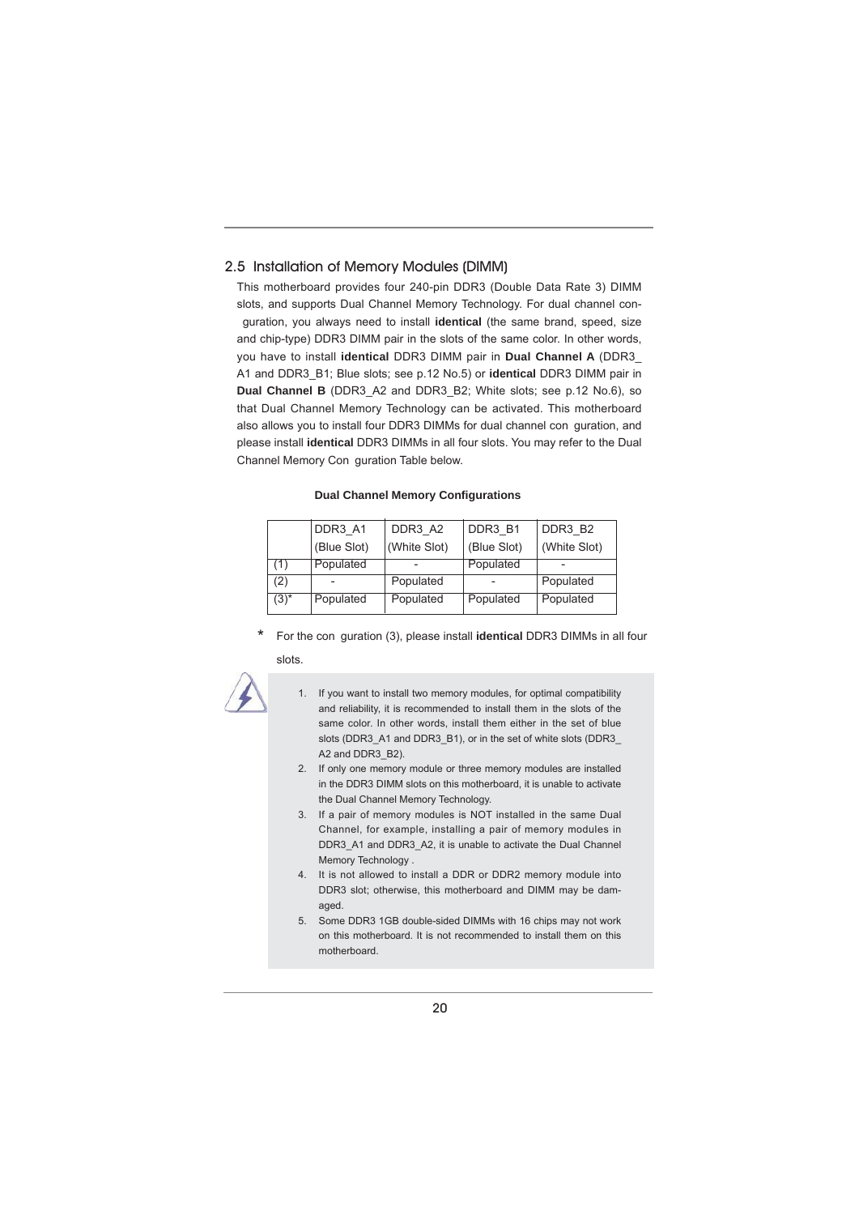## 2.5 Installation of Memory Modules (DIMM)

This motherboard provides four 240-pin DDR3 (Double Data Rate 3) DIMM slots, and supports Dual Channel Memory Technology. For dual channel con guration, you always need to install **identical** (the same brand, speed, size and chip-type) DDR3 DIMM pair in the slots of the same color. In other words, you have to install **identical** DDR3 DIMM pair in **Dual Channel A** (DDR3_A1 and DDR3_B1; Blue slots; see p.12 No.5) or **identical** DDR3 DIMM pair in **Dual Channel B** (DDR3_A2 and DDR3_B2; White slots; see p.12 No.6), so that Dual Channel Memory Technology can be activated. This motherboard also allows you to install four DDR3 DIMMs for dual channel con guration, and please install **identical** DDR3 DIMMs in all four slots. You may refer to the Dual Channel Memory Con guration Table below.

**Dual Channel Memory Configurations**

| | DDR3_A1 (Blue Slot) | DDR3_A2 (White Slot) | DDR3_B1 (Blue Slot) | DDR3_B2 (White Slot) |
|---|---|---|---|---|
| (1) | Populated | - | Populated | - |
| (2) | - | Populated | - | Populated |
| (3)* | Populated | Populated | Populated | Populated |

\* For the con guration (3), please install **identical** DDR3 DIMMs in all four slots.

1. If you want to install two memory modules, for optimal compatibility and reliability, it is recommended to install them in the slots of the same color. In other words, install them either in the set of blue slots (DDR3_A1 and DDR3_B1), or in the set of white slots (DDR3_A2 and DDR3_B2).
2. If only one memory module or three memory modules are installed in the DDR3 DIMM slots on this motherboard, it is unable to activate the Dual Channel Memory Technology.
3. If a pair of memory modules is NOT installed in the same Dual Channel, for example, installing a pair of memory modules in DDR3_A1 and DDR3_A2, it is unable to activate the Dual Channel Memory Technology .
4. It is not allowed to install a DDR or DDR2 memory module into DDR3 slot; otherwise, this motherboard and DIMM may be damaged.
5. Some DDR3 1GB double-sided DIMMs with 16 chips may not work on this motherboard. It is not recommended to install them on this motherboard.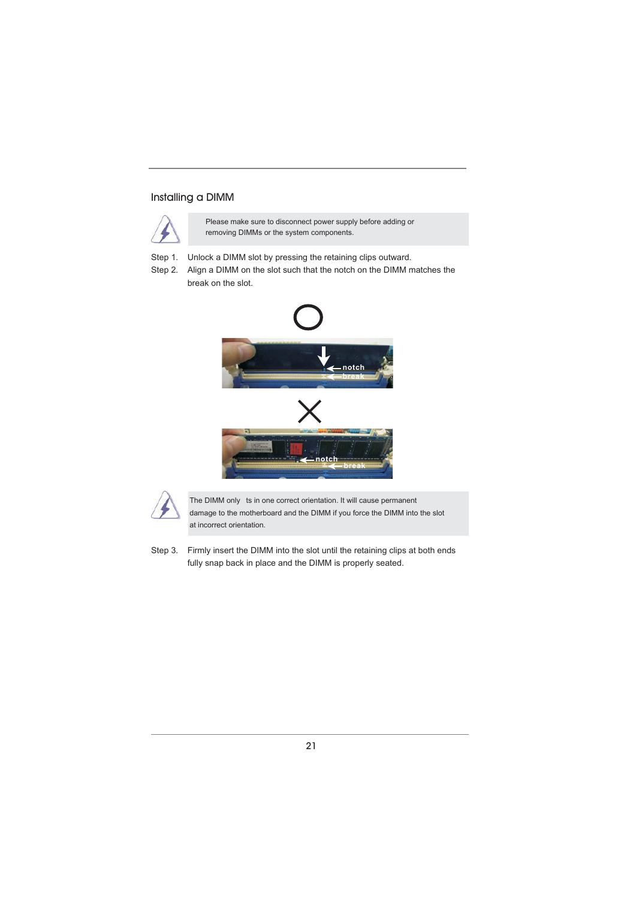## Installing a DIMM

Please make sure to disconnect power supply before adding or removing DIMMs or the system components.

Step 1. Unlock a DIMM slot by pressing the retaining clips outward.

Step 2. Align a DIMM on the slot such that the notch on the DIMM matches the break on the slot.

The DIMM only  ts in one correct orientation. It will cause permanent damage to the motherboard and the DIMM if you force the DIMM into the slot at incorrect orientation.

Step 3. Firmly insert the DIMM into the slot until the retaining clips at both ends fully snap back in place and the DIMM is properly seated.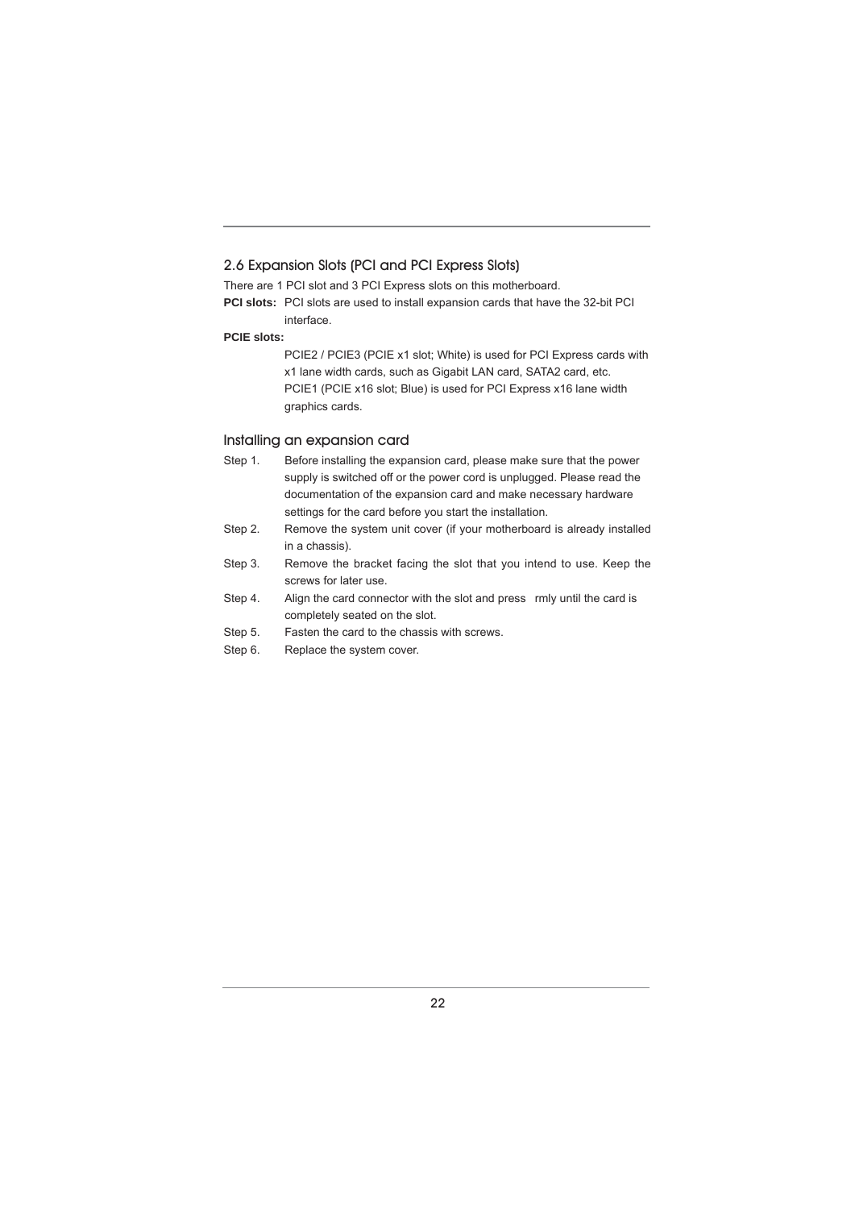## 2.6 Expansion Slots (PCI and PCI Express Slots)

There are 1 PCI slot and 3 PCI Express slots on this motherboard.

**PCI slots:** PCI slots are used to install expansion cards that have the 32-bit PCI interface.

**PCIE slots:**

PCIE2 / PCIE3 (PCIE x1 slot; White) is used for PCI Express cards with x1 lane width cards, such as Gigabit LAN card, SATA2 card, etc.

PCIE1 (PCIE x16 slot; Blue) is used for PCI Express x16 lane width graphics cards.

### Installing an expansion card

Step 1. Before installing the expansion card, please make sure that the power supply is switched off or the power cord is unplugged. Please read the documentation of the expansion card and make necessary hardware settings for the card before you start the installation.

Step 2. Remove the system unit cover (if your motherboard is already installed in a chassis).

Step 3. Remove the bracket facing the slot that you intend to use. Keep the screws for later use.

Step 4. Align the card connector with the slot and press rmly until the card is completely seated on the slot.

Step 5. Fasten the card to the chassis with screws.

Step 6. Replace the system cover.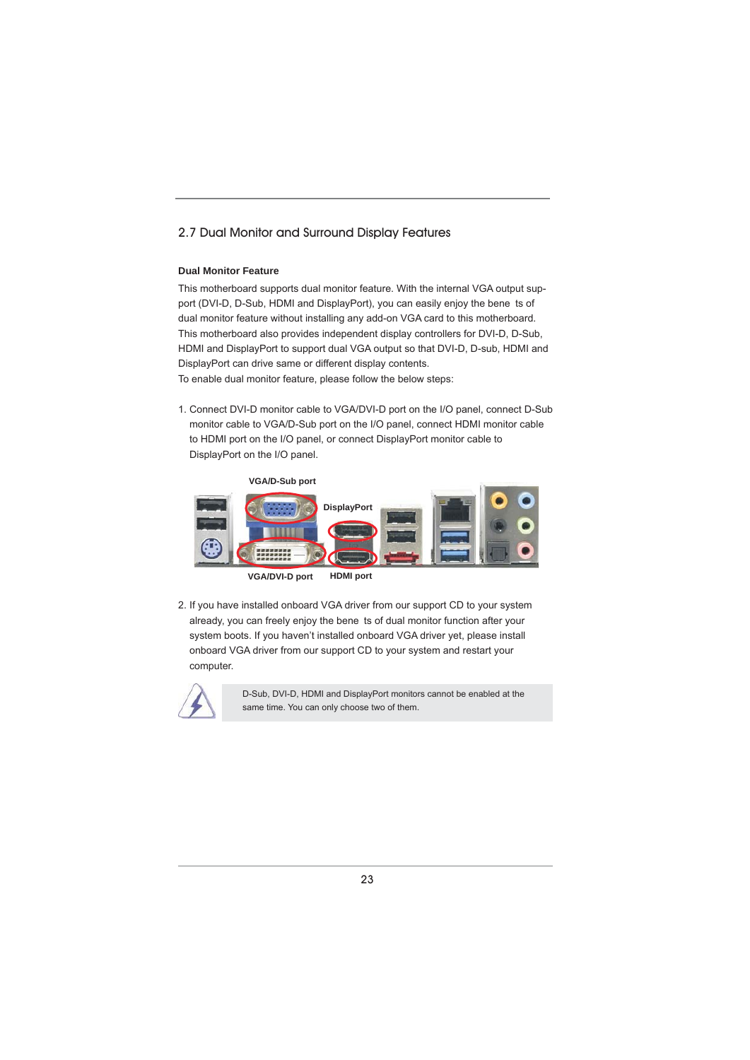## 2.7 Dual Monitor and Surround Display Features

**Dual Monitor Feature**

This motherboard supports dual monitor feature. With the internal VGA output support (DVI-D, D-Sub, HDMI and DisplayPort), you can easily enjoy the bene ts of dual monitor feature without installing any add-on VGA card to this motherboard. This motherboard also provides independent display controllers for DVI-D, D-Sub, HDMI and DisplayPort to support dual VGA output so that DVI-D, D-sub, HDMI and DisplayPort can drive same or different display contents.

To enable dual monitor feature, please follow the below steps:

1. Connect DVI-D monitor cable to VGA/DVI-D port on the I/O panel, connect D-Sub monitor cable to VGA/D-Sub port on the I/O panel, connect HDMI monitor cable to HDMI port on the I/O panel, or connect DisplayPort monitor cable to DisplayPort on the I/O panel.

VGA/D-Sub port

DisplayPort

VGA/DVI-D port

HDMI port

2. If you have installed onboard VGA driver from our support CD to your system already, you can freely enjoy the bene ts of dual monitor function after your system boots. If you haven't installed onboard VGA driver yet, please install onboard VGA driver from our support CD to your system and restart your computer.

D-Sub, DVI-D, HDMI and DisplayPort monitors cannot be enabled at the same time. You can only choose two of them.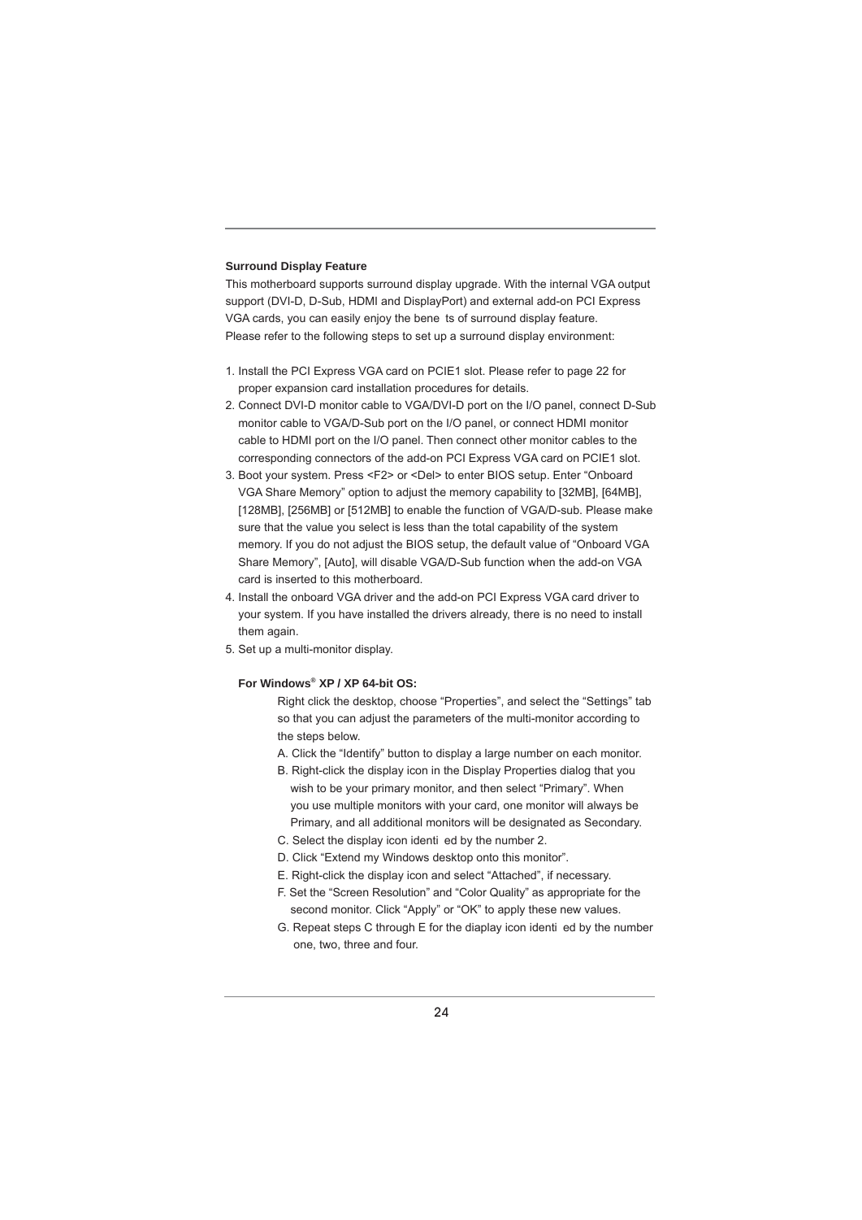**Surround Display Feature**

This motherboard supports surround display upgrade. With the internal VGA output support (DVI-D, D-Sub, HDMI and DisplayPort) and external add-on PCI Express VGA cards, you can easily enjoy the bene ts of surround display feature.
Please refer to the following steps to set up a surround display environment:

1. Install the PCI Express VGA card on PCIE1 slot. Please refer to page 22 for proper expansion card installation procedures for details.
2. Connect DVI-D monitor cable to VGA/DVI-D port on the I/O panel, connect D-Sub monitor cable to VGA/D-Sub port on the I/O panel, or connect HDMI monitor cable to HDMI port on the I/O panel. Then connect other monitor cables to the corresponding connectors of the add-on PCI Express VGA card on PCIE1 slot.
3. Boot your system. Press <F2> or <Del> to enter BIOS setup. Enter "Onboard VGA Share Memory" option to adjust the memory capability to [32MB], [64MB], [128MB], [256MB] or [512MB] to enable the function of VGA/D-sub. Please make sure that the value you select is less than the total capability of the system memory. If you do not adjust the BIOS setup, the default value of "Onboard VGA Share Memory", [Auto], will disable VGA/D-Sub function when the add-on VGA card is inserted to this motherboard.
4. Install the onboard VGA driver and the add-on PCI Express VGA card driver to your system. If you have installed the drivers already, there is no need to install them again.
5. Set up a multi-monitor display.

**For Windows® XP / XP 64-bit OS:**

Right click the desktop, choose "Properties", and select the "Settings" tab so that you can adjust the parameters of the multi-monitor according to the steps below.

A. Click the "Identify" button to display a large number on each monitor.
B. Right-click the display icon in the Display Properties dialog that you wish to be your primary monitor, and then select "Primary". When you use multiple monitors with your card, one monitor will always be Primary, and all additional monitors will be designated as Secondary.
C. Select the display icon identi ed by the number 2.
D. Click "Extend my Windows desktop onto this monitor".
E. Right-click the display icon and select "Attached", if necessary.
F. Set the "Screen Resolution" and "Color Quality" as appropriate for the second monitor. Click "Apply" or "OK" to apply these new values.
G. Repeat steps C through E for the diaplay icon identi ed by the number one, two, three and four.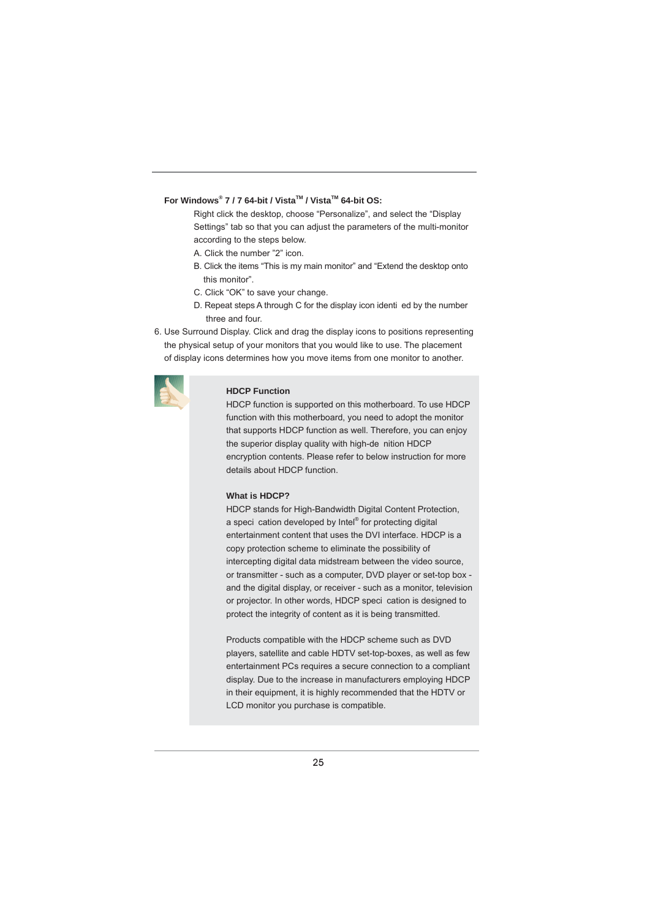**For Windows® 7 / 7 64-bit / VistaTM / VistaTM 64-bit OS:**

Right click the desktop, choose “Personalize”, and select the “Display Settings” tab so that you can adjust the parameters of the multi-monitor according to the steps below.

A. Click the number ”2” icon.

B. Click the items “This is my main monitor” and “Extend the desktop onto this monitor”.

C. Click “OK” to save your change.

D. Repeat steps A through C for the display icon identi ed by the number three and four.

6. Use Surround Display. Click and drag the display icons to positions representing the physical setup of your monitors that you would like to use. The placement of display icons determines how you move items from one monitor to another.

**HDCP Function**

HDCP function is supported on this motherboard. To use HDCP function with this motherboard, you need to adopt the monitor that supports HDCP function as well. Therefore, you can enjoy the superior display quality with high-de nition HDCP encryption contents. Please refer to below instruction for more details about HDCP function.

**What is HDCP?**

HDCP stands for High-Bandwidth Digital Content Protection, a speci cation developed by Intel® for protecting digital entertainment content that uses the DVI interface. HDCP is a copy protection scheme to eliminate the possibility of intercepting digital data midstream between the video source, or transmitter - such as a computer, DVD player or set-top box - and the digital display, or receiver - such as a monitor, television or projector. In other words, HDCP speci cation is designed to protect the integrity of content as it is being transmitted.

Products compatible with the HDCP scheme such as DVD players, satellite and cable HDTV set-top-boxes, as well as few entertainment PCs requires a secure connection to a compliant display. Due to the increase in manufacturers employing HDCP in their equipment, it is highly recommended that the HDTV or LCD monitor you purchase is compatible.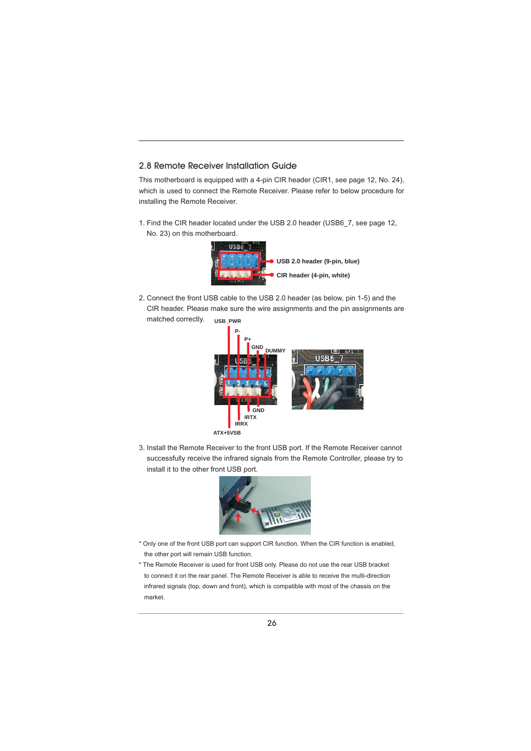## 2.8 Remote Receiver Installation Guide

This motherboard is equipped with a 4-pin CIR header (CIR1, see page 12, No. 24), which is used to connect the Remote Receiver. Please refer to below procedure for installing the Remote Receiver.

1. Find the CIR header located under the USB 2.0 header (USB6_7, see page 12, No. 23) on this motherboard.

   **USB 2.0 header (9-pin, blue)**

   **CIR header (4-pin, white)**

2. Connect the front USB cable to the USB 2.0 header (as below, pin 1-5) and the CIR header. Please make sure the wire assignments and the pin assignments are matched correctly.

   USB_PWR, P-, P+, GND, DUMMY

   GND, IRTX, IRRX, ATX+5VSB

3. Install the Remote Receiver to the front USB port. If the Remote Receiver cannot successfully receive the infrared signals from the Remote Controller, please try to install it to the other front USB port.

\* Only one of the front USB port can support CIR function. When the CIR function is enabled, the other port will remain USB function.

\* The Remote Receiver is used for front USB only. Please do not use the rear USB bracket to connect it on the rear panel. The Remote Receiver is able to receive the multi-direction infrared signals (top, down and front), which is compatible with most of the chassis on the market.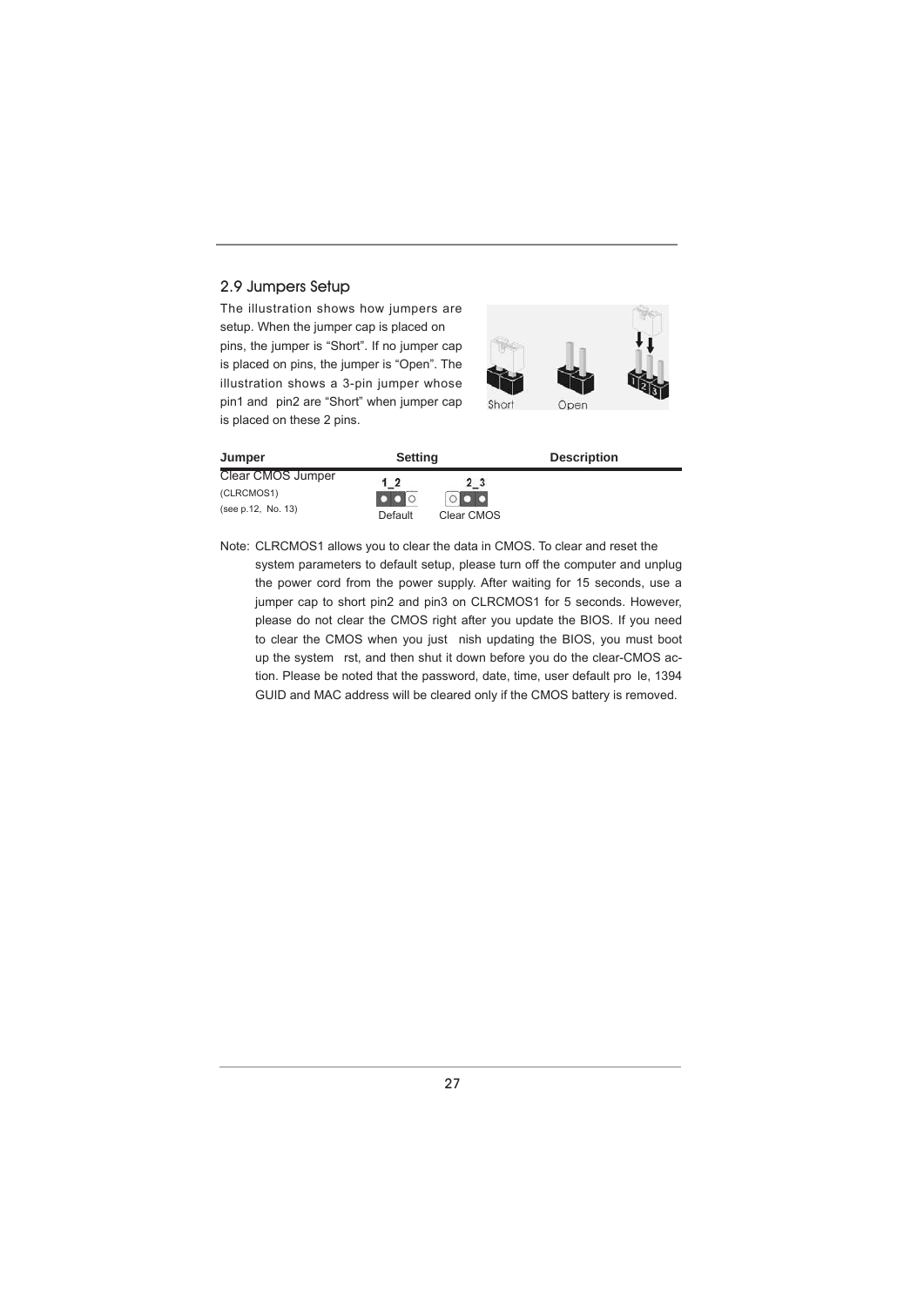## 2.9 Jumpers Setup

The illustration shows how jumpers are setup. When the jumper cap is placed on pins, the jumper is "Short". If no jumper cap is placed on pins, the jumper is "Open". The illustration shows a 3-pin jumper whose pin1 and pin2 are "Short" when jumper cap is placed on these 2 pins.

| Jumper | Setting | | Description |
|---|---|---|---|
| Clear CMOS Jumper (CLRCMOS1) (see p.12, No. 13) | 1_2 Default | 2_3 Clear CMOS | |

Note: CLRCMOS1 allows you to clear the data in CMOS. To clear and reset the system parameters to default setup, please turn off the computer and unplug the power cord from the power supply. After waiting for 15 seconds, use a jumper cap to short pin2 and pin3 on CLRCMOS1 for 5 seconds. However, please do not clear the CMOS right after you update the BIOS. If you need to clear the CMOS when you just finish updating the BIOS, you must boot up the system first, and then shut it down before you do the clear-CMOS action. Please be noted that the password, date, time, user default profile, 1394 GUID and MAC address will be cleared only if the CMOS battery is removed.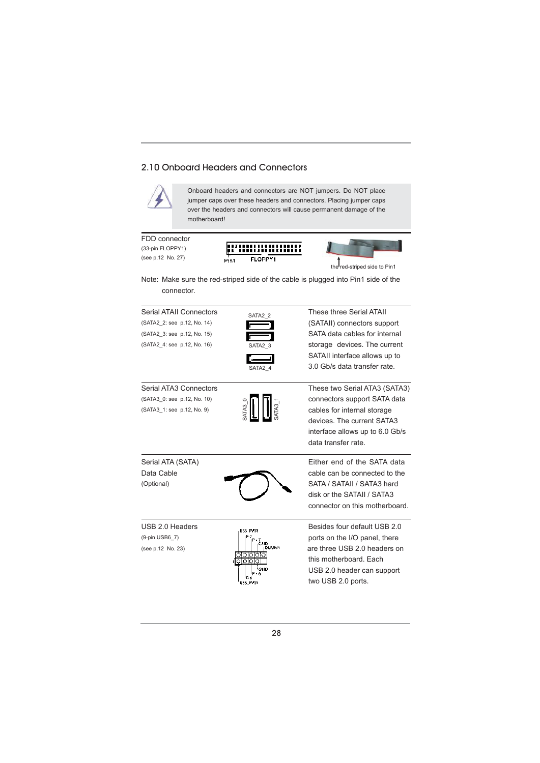## 2.10 Onboard Headers and Connectors

Onboard headers and connectors are NOT jumpers. Do NOT place jumper caps over these headers and connectors. Placing jumper caps over the headers and connectors will cause permanent damage of the motherboard!

FDD connector
(33-pin FLOPPY1)
(see p.12 No. 27)

Pin1 FLOPPY1

the red-striped side to Pin1

Note: Make sure the red-striped side of the cable is plugged into Pin1 side of the connector.

Serial ATAII Connectors
(SATA2_2: see p.12, No. 14)
(SATA2_3: see p.12, No. 15)
(SATA2_4: see p.12, No. 16)

SATA2_2
SATA2_3
SATA2_4

These three Serial ATAII (SATAII) connectors support SATA data cables for internal storage devices. The current SATAII interface allows up to 3.0 Gb/s data transfer rate.

Serial ATA3 Connectors
(SATA3_0: see p.12, No. 10)
(SATA3_1: see p.12, No. 9)

SATA3_0
SATA3_1

These two Serial ATA3 (SATA3) connectors support SATA data cables for internal storage devices. The current SATA3 interface allows up to 6.0 Gb/s data transfer rate.

Serial ATA (SATA) Data Cable
(Optional)

Either end of the SATA data cable can be connected to the SATA / SATAII / SATA3 hard disk or the SATAII / SATA3 connector on this motherboard.

USB 2.0 Headers
(9-pin USB6_7)
(see p.12 No. 23)

USB_PWR
P-7
P+7
GND
DUMMY
1
GND
P+6
P-6
USB_PWR

Besides four default USB 2.0 ports on the I/O panel, there are three USB 2.0 headers on this motherboard. Each USB 2.0 header can support two USB 2.0 ports.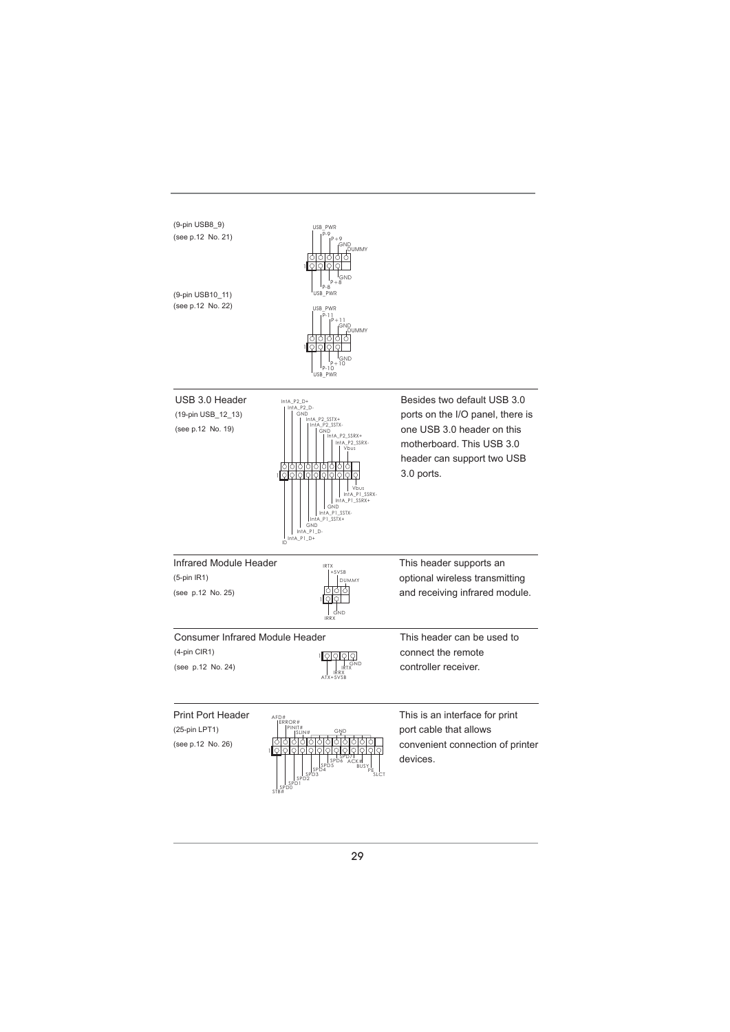(9-pin USB8_9)
(see p.12 No. 21)

USB_PWR
P-9
P+9
GND
DUMMY

1

GND
P+8
P-8
USB_PWR

(9-pin USB10_11)
(see p.12 No. 22)

USB_PWR
P-11
P+11
GND
DUMMY

1

GND
P+10
P-10
USB_PWR

---

USB 3.0 Header
(19-pin USB_12_13)
(see p.12 No. 19)

IntA_P2_D+
IntA_P2_D-
GND
IntA_P2_SSTX+
IntA_P2_SSTX-
GND
IntA_P2_SSRX+
IntA_P2_SSRX-
Vbus

1

Vbus
IntA_P1_SSRX-
IntA_P1_SSRX+
GND
IntA_P1_SSTX-
IntA_P1_SSTX+
GND
IntA_P1_D-
IntA_P1_D+
ID

Besides two default USB 3.0 ports on the I/O panel, there is one USB 3.0 header on this motherboard. This USB 3.0 header can support two USB 3.0 ports.

---

Infrared Module Header
(5-pin IR1)
(see p.12 No. 25)

IRTX
+5VSB
DUMMY

1

GND
IRRX

This header supports an optional wireless transmitting and receiving infrared module.

---

Consumer Infrared Module Header
(4-pin CIR1)
(see p.12 No. 24)

1

GND
IRTX
IRRX
ATX+5VSB

This header can be used to connect the remote controller receiver.

---

Print Port Header
(25-pin LPT1)
(see p.12 No. 26)

AFD#
ERROR#
PINIT#
SLIN#
GND

1

SPD7
SPD6
SPD5
SPD4
SPD3
SPD2
SPD1
SPD0
STB#
ACK#
BUSY
PE
SLCT

This is an interface for print port cable that allows convenient connection of printer devices.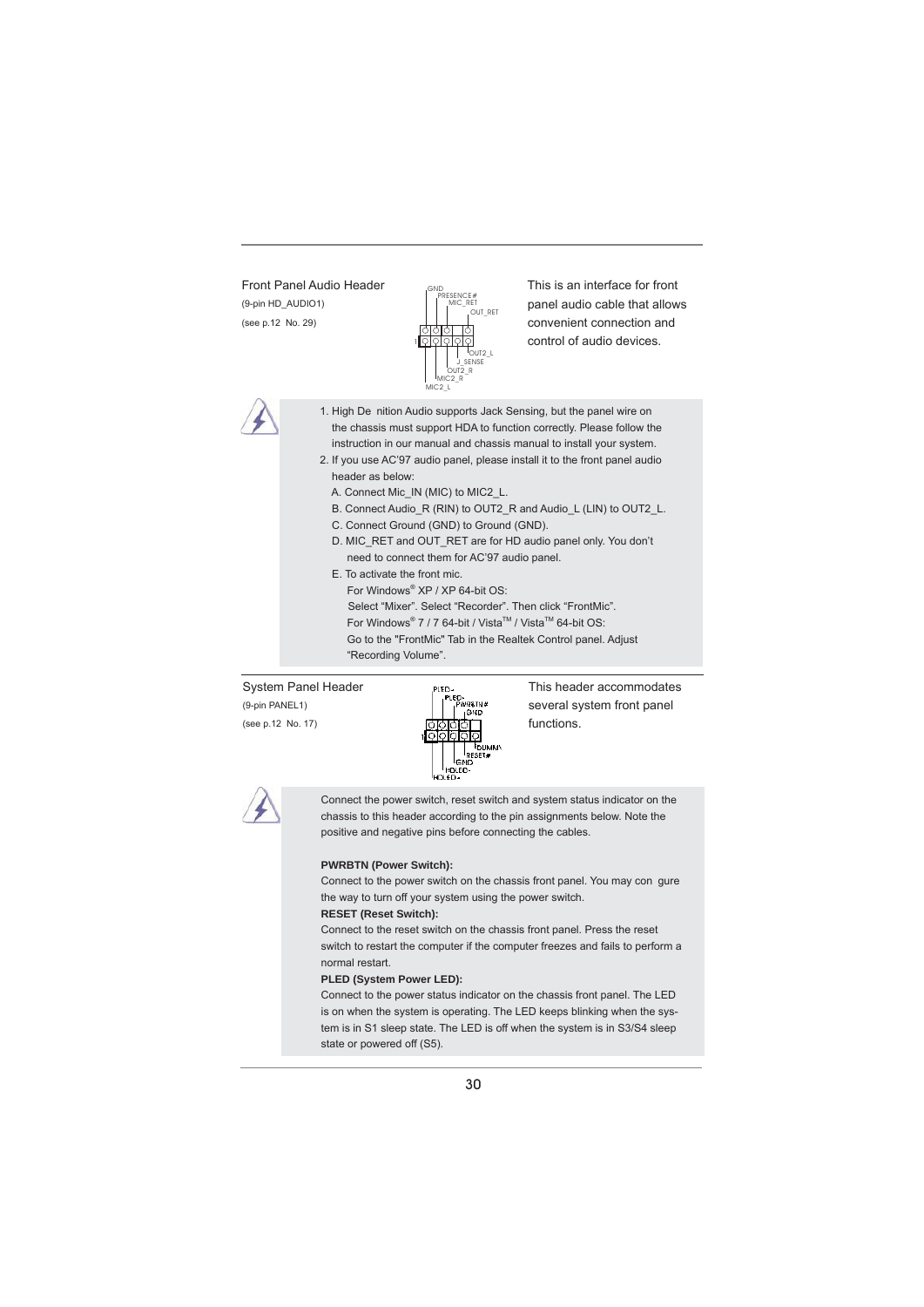Front Panel Audio Header
(9-pin HD_AUDIO1)
(see p.12 No. 29)

GND
PRESENCE#
MIC_RET
OUT_RET
OUT2_L
J_SENSE
OUT2_R
MIC2_R
MIC2_L

This is an interface for front panel audio cable that allows convenient connection and control of audio devices.

1. High De nition Audio supports Jack Sensing, but the panel wire on the chassis must support HDA to function correctly. Please follow the instruction in our manual and chassis manual to install your system.
2. If you use AC'97 audio panel, please install it to the front panel audio header as below:
   A. Connect Mic_IN (MIC) to MIC2_L.
   B. Connect Audio_R (RIN) to OUT2_R and Audio_L (LIN) to OUT2_L.
   C. Connect Ground (GND) to Ground (GND).
   D. MIC_RET and OUT_RET are for HD audio panel only. You don't need to connect them for AC'97 audio panel.
   E. To activate the front mic.
   For Windows® XP / XP 64-bit OS:
   Select "Mixer". Select "Recorder". Then click "FrontMic".
   For Windows® 7 / 7 64-bit / Vista™ / Vista™ 64-bit OS:
   Go to the "FrontMic" Tab in the Realtek Control panel. Adjust "Recording Volume".

System Panel Header
(9-pin PANEL1)
(see p.12 No. 17)

PLED+
PLED-
PWRBTN#
GND
DUMMY
RESET#
GND
HDLED-
HDLED+

This header accommodates several system front panel functions.

Connect the power switch, reset switch and system status indicator on the chassis to this header according to the pin assignments below. Note the positive and negative pins before connecting the cables.

**PWRBTN (Power Switch):**
Connect to the power switch on the chassis front panel. You may con gure the way to turn off your system using the power switch.

**RESET (Reset Switch):**
Connect to the reset switch on the chassis front panel. Press the reset switch to restart the computer if the computer freezes and fails to perform a normal restart.

**PLED (System Power LED):**
Connect to the power status indicator on the chassis front panel. The LED is on when the system is operating. The LED keeps blinking when the system is in S1 sleep state. The LED is off when the system is in S3/S4 sleep state or powered off (S5).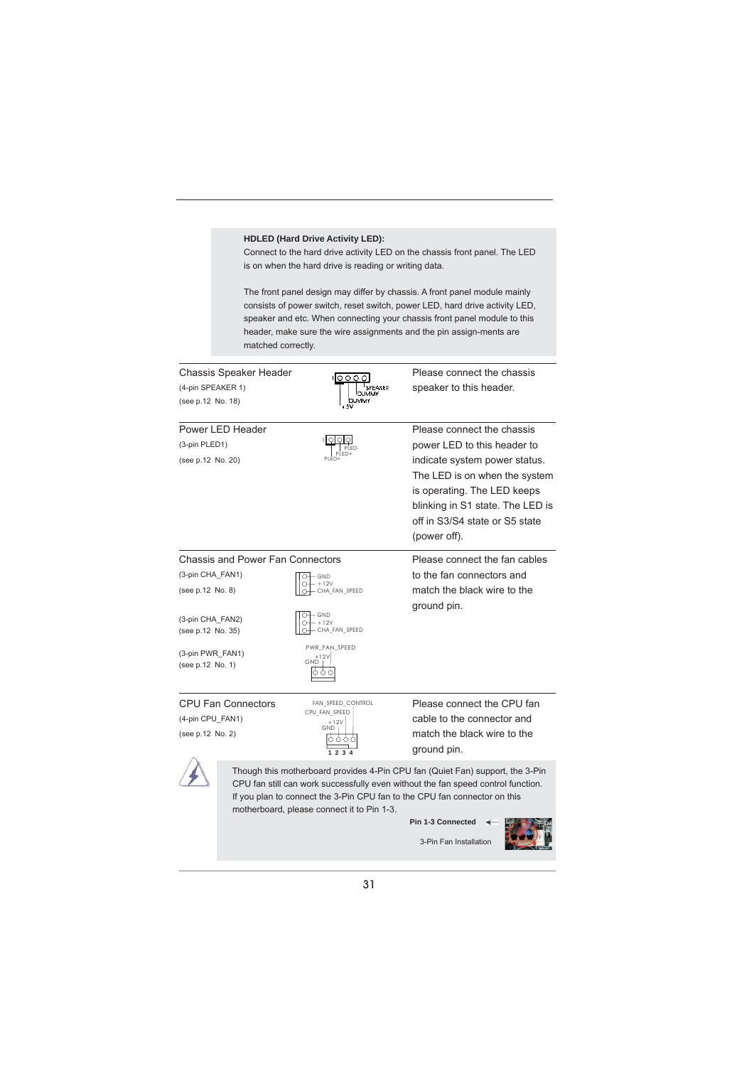**HDLED (Hard Drive Activity LED):**
Connect to the hard drive activity LED on the chassis front panel. The LED is on when the hard drive is reading or writing data.

The front panel design may differ by chassis. A front panel module mainly consists of power switch, reset switch, power LED, hard drive activity LED, speaker and etc. When connecting your chassis front panel module to this header, make sure the wire assignments and the pin assign-ments are matched correctly.

Chassis Speaker Header
(4-pin SPEAKER 1)
(see p.12 No. 18)

SPEAKER
DUMMY
DUMMY
+5V

Please connect the chassis speaker to this header.

Power LED Header
(3-pin PLED1)
(see p.12 No. 20)

PLED-
PLED+
PLED+

Please connect the chassis power LED to this header to indicate system power status. The LED is on when the system is operating. The LED keeps blinking in S1 state. The LED is off in S3/S4 state or S5 state (power off).

Chassis and Power Fan Connectors
(3-pin CHA_FAN1)
(see p.12 No. 8)

GND
+12V
CHA_FAN_SPEED

(3-pin CHA_FAN2)
(see p.12 No. 35)

GND
+12V
CHA_FAN_SPEED

(3-pin PWR_FAN1)
(see p.12 No. 1)

PWR_FAN_SPEED
+12V
GND

Please connect the fan cables to the fan connectors and match the black wire to the ground pin.

CPU Fan Connectors
(4-pin CPU_FAN1)
(see p.12 No. 2)

FAN_SPEED_CONTROL
CPU_FAN_SPEED
+12V
GND
1 2 3 4

Please connect the CPU fan cable to the connector and match the black wire to the ground pin.

Though this motherboard provides 4-Pin CPU fan (Quiet Fan) support, the 3-Pin CPU fan still can work successfully even without the fan speed control function. If you plan to connect the 3-Pin CPU fan to the CPU fan connector on this motherboard, please connect it to Pin 1-3.

**Pin 1-3 Connected**

3-Pin Fan Installation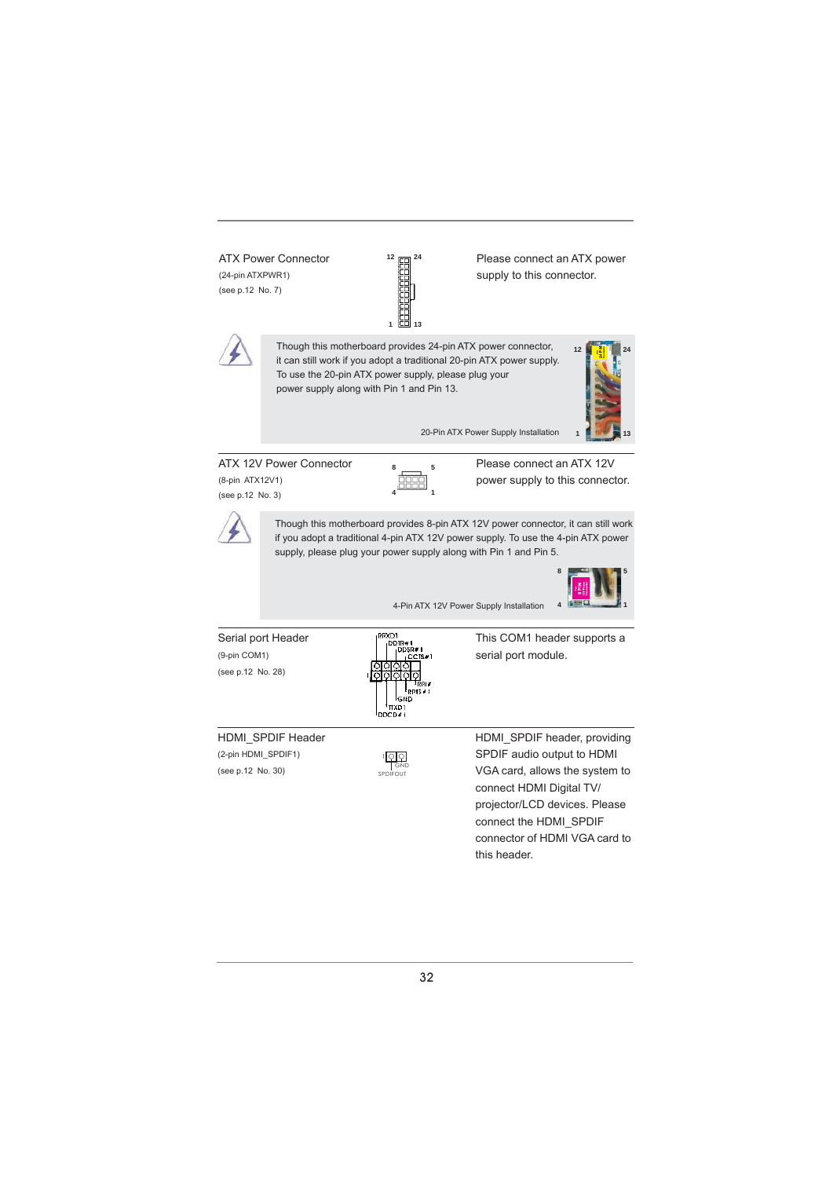**ATX Power Connector**
(24-pin ATXPWR1)
(see p.12 No. 7)

Please connect an ATX power supply to this connector.

> Though this motherboard provides 24-pin ATX power connector, it can still work if you adopt a traditional 20-pin ATX power supply. To use the 20-pin ATX power supply, please plug your power supply along with Pin 1 and Pin 13.
>
> 20-Pin ATX Power Supply Installation

**ATX 12V Power Connector**
(8-pin ATX12V1)
(see p.12 No. 3)

Please connect an ATX 12V power supply to this connector.

> Though this motherboard provides 8-pin ATX 12V power connector, it can still work if you adopt a traditional 4-pin ATX 12V power supply. To use the 4-pin ATX power supply, please plug your power supply along with Pin 1 and Pin 5.
>
> 4-Pin ATX 12V Power Supply Installation

**Serial port Header**
(9-pin COM1)
(see p.12 No. 28)

This COM1 header supports a serial port module.

**HDMI_SPDIF Header**
(2-pin HDMI_SPDIF1)
(see p.12 No. 30)

HDMI_SPDIF header, providing SPDIF audio output to HDMI VGA card, allows the system to connect HDMI Digital TV/ projector/LCD devices. Please connect the HDMI_SPDIF connector of HDMI VGA card to this header.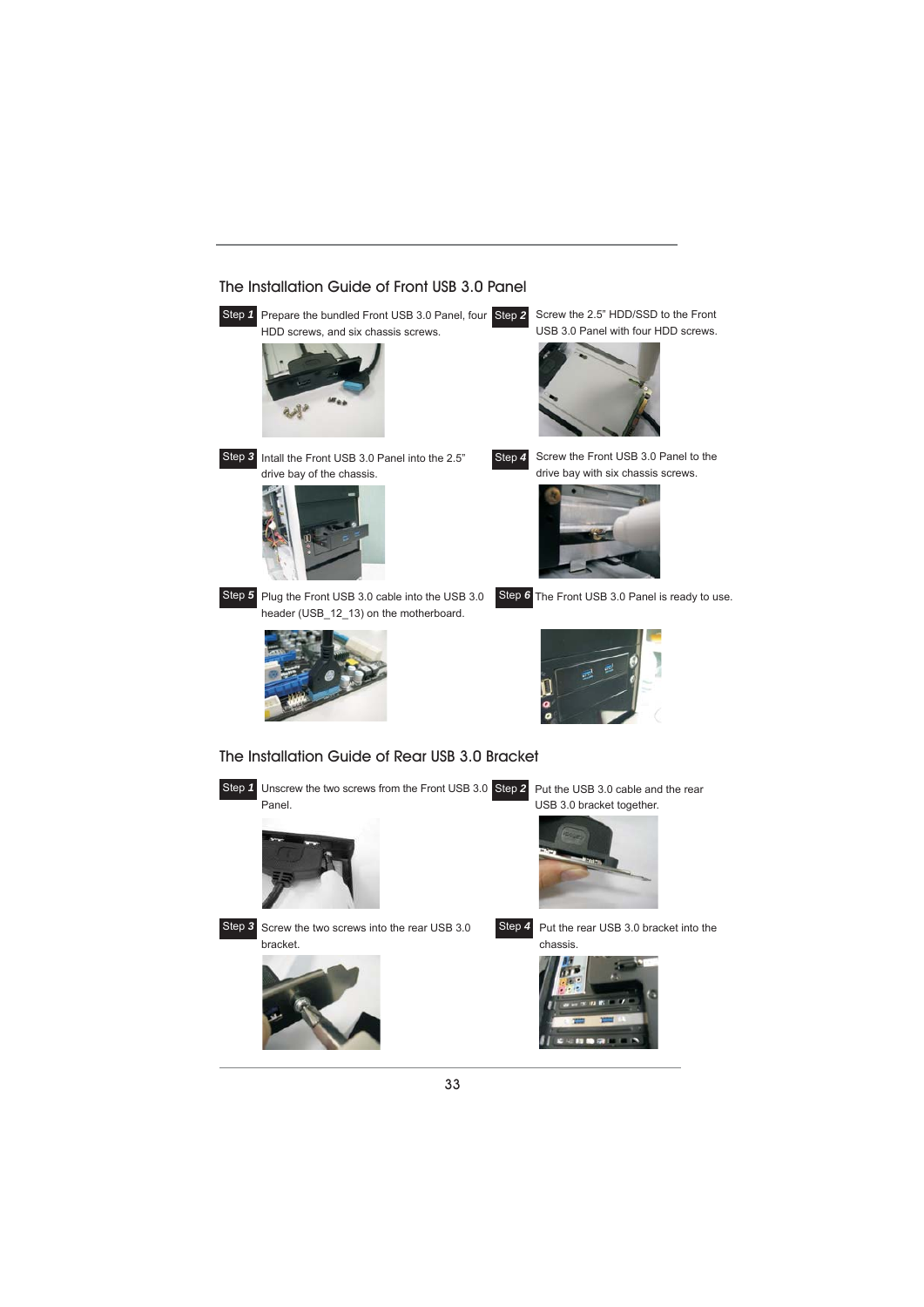## The Installation Guide of Front USB 3.0 Panel

**Step 1** Prepare the bundled Front USB 3.0 Panel, four HDD screws, and six chassis screws.

**Step 2** Screw the 2.5" HDD/SSD to the Front USB 3.0 Panel with four HDD screws.

**Step 3** Intall the Front USB 3.0 Panel into the 2.5" drive bay of the chassis.

**Step 4** Screw the Front USB 3.0 Panel to the drive bay with six chassis screws.

**Step 5** Plug the Front USB 3.0 cable into the USB 3.0 header (USB_12_13) on the motherboard.

**Step 6** The Front USB 3.0 Panel is ready to use.

## The Installation Guide of Rear USB 3.0 Bracket

**Step 1** Unscrew the two screws from the Front USB 3.0 Panel.

**Step 2** Put the USB 3.0 cable and the rear USB 3.0 bracket together.

**Step 3** Screw the two screws into the rear USB 3.0 bracket.

**Step 4** Put the rear USB 3.0 bracket into the chassis.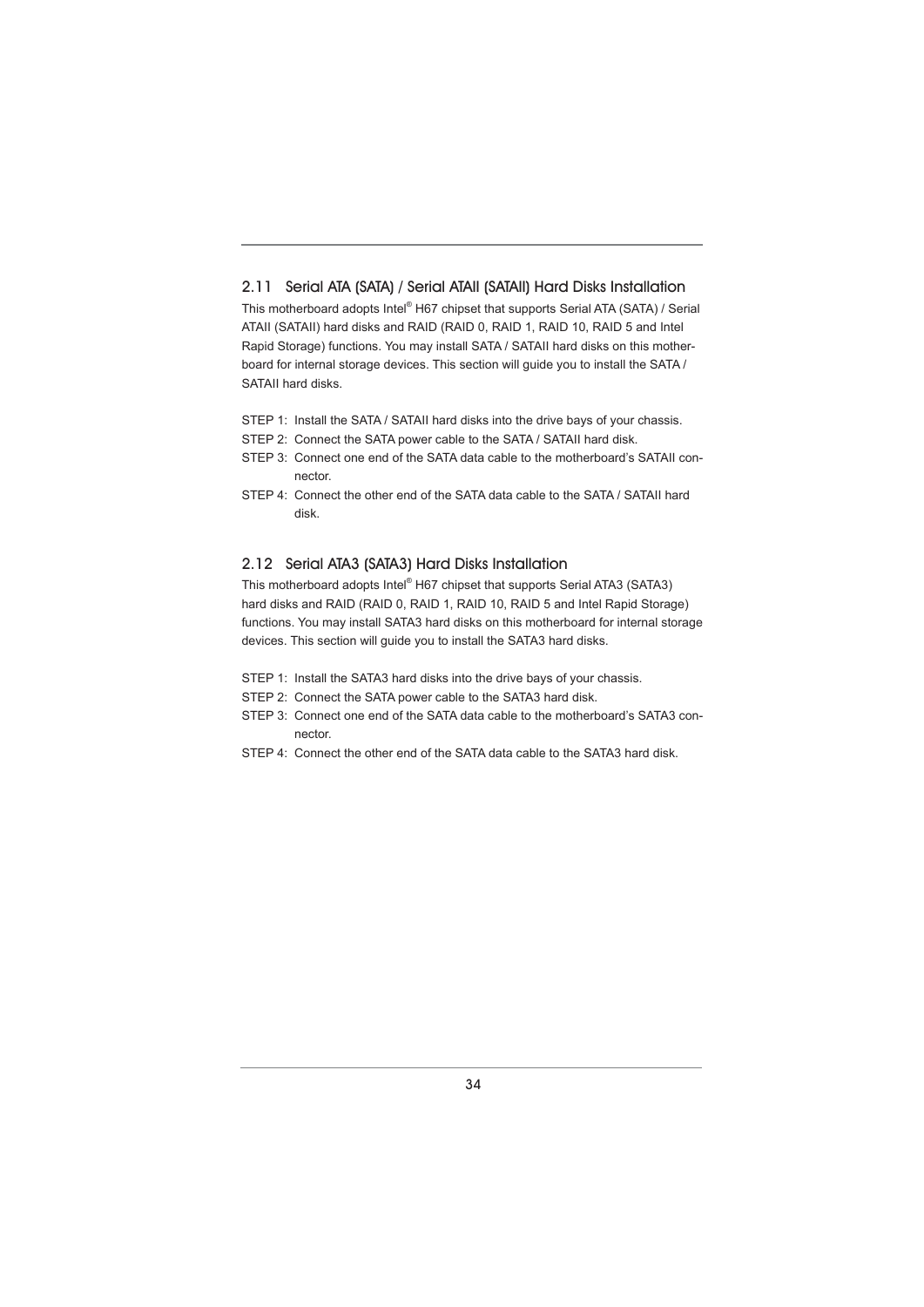## 2.11 Serial ATA (SATA) / Serial ATAII (SATAII) Hard Disks Installation

This motherboard adopts Intel® H67 chipset that supports Serial ATA (SATA) / Serial ATAII (SATAII) hard disks and RAID (RAID 0, RAID 1, RAID 10, RAID 5 and Intel Rapid Storage) functions. You may install SATA / SATAII hard disks on this motherboard for internal storage devices. This section will guide you to install the SATA / SATAII hard disks.

STEP 1: Install the SATA / SATAII hard disks into the drive bays of your chassis.

STEP 2: Connect the SATA power cable to the SATA / SATAII hard disk.

STEP 3: Connect one end of the SATA data cable to the motherboard's SATAII connector.

STEP 4: Connect the other end of the SATA data cable to the SATA / SATAII hard disk.

## 2.12 Serial ATA3 (SATA3) Hard Disks Installation

This motherboard adopts Intel® H67 chipset that supports Serial ATA3 (SATA3) hard disks and RAID (RAID 0, RAID 1, RAID 10, RAID 5 and Intel Rapid Storage) functions. You may install SATA3 hard disks on this motherboard for internal storage devices. This section will guide you to install the SATA3 hard disks.

STEP 1: Install the SATA3 hard disks into the drive bays of your chassis.

STEP 2: Connect the SATA power cable to the SATA3 hard disk.

STEP 3: Connect one end of the SATA data cable to the motherboard's SATA3 connector.

STEP 4: Connect the other end of the SATA data cable to the SATA3 hard disk.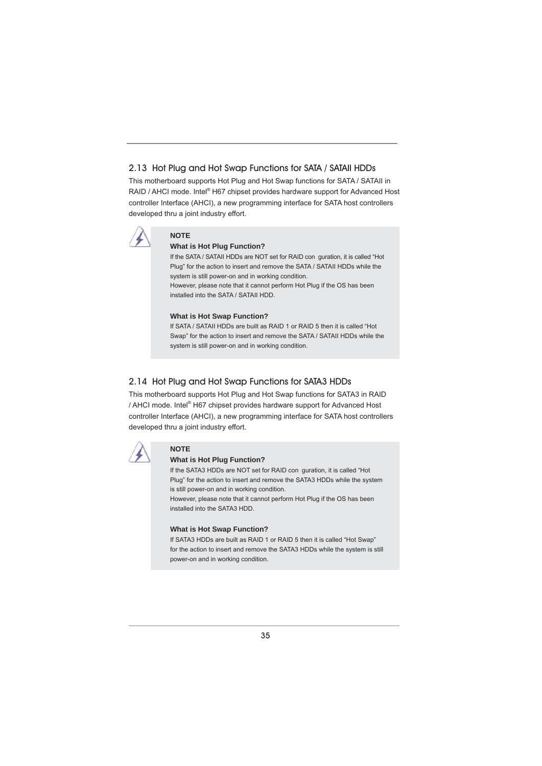## 2.13 Hot Plug and Hot Swap Functions for SATA / SATAII HDDs

This motherboard supports Hot Plug and Hot Swap functions for SATA / SATAII in RAID / AHCI mode. Intel® H67 chipset provides hardware support for Advanced Host controller Interface (AHCI), a new programming interface for SATA host controllers developed thru a joint industry effort.

**NOTE**

**What is Hot Plug Function?**

If the SATA / SATAII HDDs are NOT set for RAID con guration, it is called "Hot Plug" for the action to insert and remove the SATA / SATAII HDDs while the system is still power-on and in working condition.
However, please note that it cannot perform Hot Plug if the OS has been installed into the SATA / SATAII HDD.

**What is Hot Swap Function?**

If SATA / SATAII HDDs are built as RAID 1 or RAID 5 then it is called "Hot Swap" for the action to insert and remove the SATA / SATAII HDDs while the system is still power-on and in working condition.

## 2.14 Hot Plug and Hot Swap Functions for SATA3 HDDs

This motherboard supports Hot Plug and Hot Swap functions for SATA3 in RAID / AHCI mode. Intel® H67 chipset provides hardware support for Advanced Host controller Interface (AHCI), a new programming interface for SATA host controllers developed thru a joint industry effort.

**NOTE**

**What is Hot Plug Function?**

If the SATA3 HDDs are NOT set for RAID con guration, it is called "Hot Plug" for the action to insert and remove the SATA3 HDDs while the system is still power-on and in working condition.
However, please note that it cannot perform Hot Plug if the OS has been installed into the SATA3 HDD.

**What is Hot Swap Function?**

If SATA3 HDDs are built as RAID 1 or RAID 5 then it is called "Hot Swap" for the action to insert and remove the SATA3 HDDs while the system is still power-on and in working condition.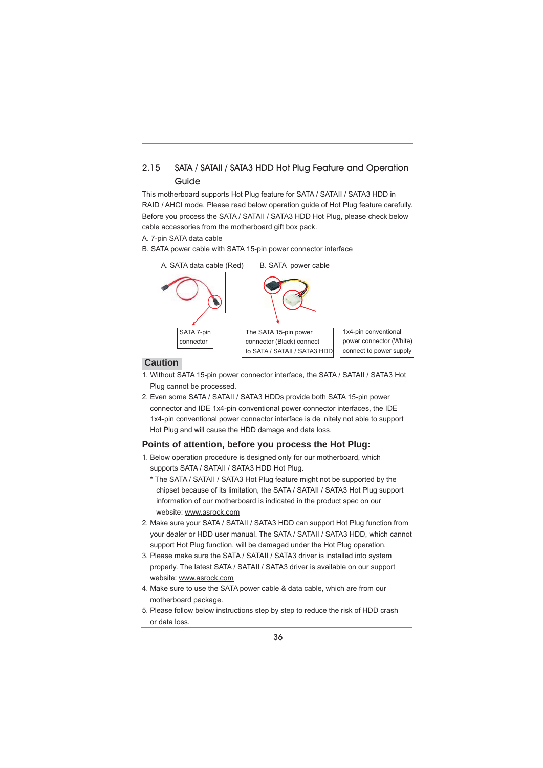## 2.15 SATA / SATAII / SATA3 HDD Hot Plug Feature and Operation Guide

This motherboard supports Hot Plug feature for SATA / SATAII / SATA3 HDD in RAID / AHCI mode. Please read below operation guide of Hot Plug feature carefully. Before you process the SATA / SATAII / SATA3 HDD Hot Plug, please check below cable accessories from the motherboard gift box pack.

A. 7-pin SATA data cable

B. SATA power cable with SATA 15-pin power connector interface

A. SATA data cable (Red)

B. SATA power cable

SATA 7-pin connector

The SATA 15-pin power connector (Black) connect to SATA / SATAII / SATA3 HDD

1x4-pin conventional power connector (White) connect to power supply

**Caution**

1. Without SATA 15-pin power connector interface, the SATA / SATAII / SATA3 Hot Plug cannot be processed.
2. Even some SATA / SATAII / SATA3 HDDs provide both SATA 15-pin power connector and IDE 1x4-pin conventional power connector interfaces, the IDE 1x4-pin conventional power connector interface is de nitely not able to support Hot Plug and will cause the HDD damage and data loss.

### Points of attention, before you process the Hot Plug:

1. Below operation procedure is designed only for our motherboard, which supports SATA / SATAII / SATA3 HDD Hot Plug.
   * The SATA / SATAII / SATA3 Hot Plug feature might not be supported by the chipset because of its limitation, the SATA / SATAII / SATA3 Hot Plug support information of our motherboard is indicated in the product spec on our website: www.asrock.com
2. Make sure your SATA / SATAII / SATA3 HDD can support Hot Plug function from your dealer or HDD user manual. The SATA / SATAII / SATA3 HDD, which cannot support Hot Plug function, will be damaged under the Hot Plug operation.
3. Please make sure the SATA / SATAII / SATA3 driver is installed into system properly. The latest SATA / SATAII / SATA3 driver is available on our support website: www.asrock.com
4. Make sure to use the SATA power cable & data cable, which are from our motherboard package.
5. Please follow below instructions step by step to reduce the risk of HDD crash or data loss.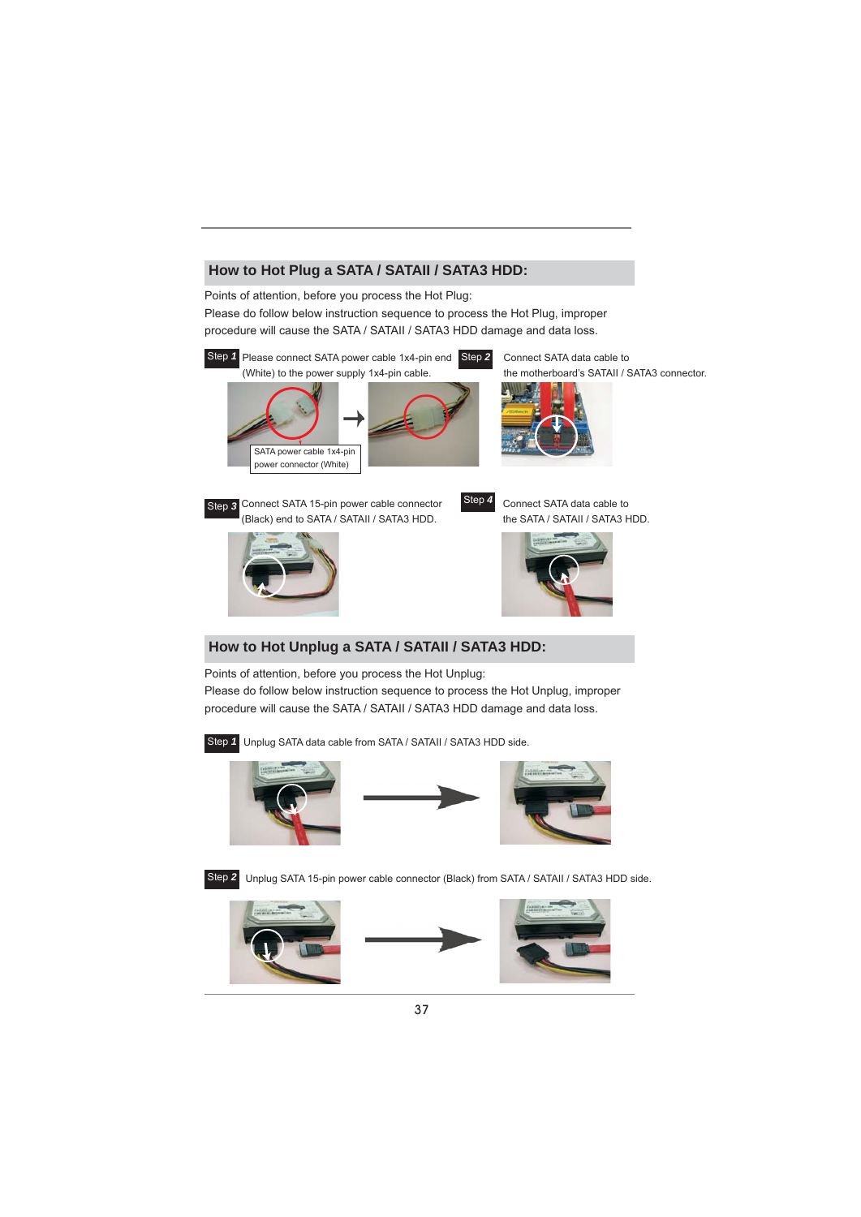## How to Hot Plug a SATA / SATAII / SATA3 HDD:

Points of attention, before you process the Hot Plug:

Please do follow below instruction sequence to process the Hot Plug, improper procedure will cause the SATA / SATAII / SATA3 HDD damage and data loss.

**Step 1** Please connect SATA power cable 1x4-pin end (White) to the power supply 1x4-pin cable.

SATA power cable 1x4-pin power connector (White)

**Step 2** Connect SATA data cable to the motherboard's SATAII / SATA3 connector.

**Step 3** Connect SATA 15-pin power cable connector (Black) end to SATA / SATAII / SATA3 HDD.

**Step 4** Connect SATA data cable to the SATA / SATAII / SATA3 HDD.

## How to Hot Unplug a SATA / SATAII / SATA3 HDD:

Points of attention, before you process the Hot Unplug:

Please do follow below instruction sequence to process the Hot Unplug, improper procedure will cause the SATA / SATAII / SATA3 HDD damage and data loss.

**Step 1** Unplug SATA data cable from SATA / SATAII / SATA3 HDD side.

**Step 2** Unplug SATA 15-pin power cable connector (Black) from SATA / SATAII / SATA3 HDD side.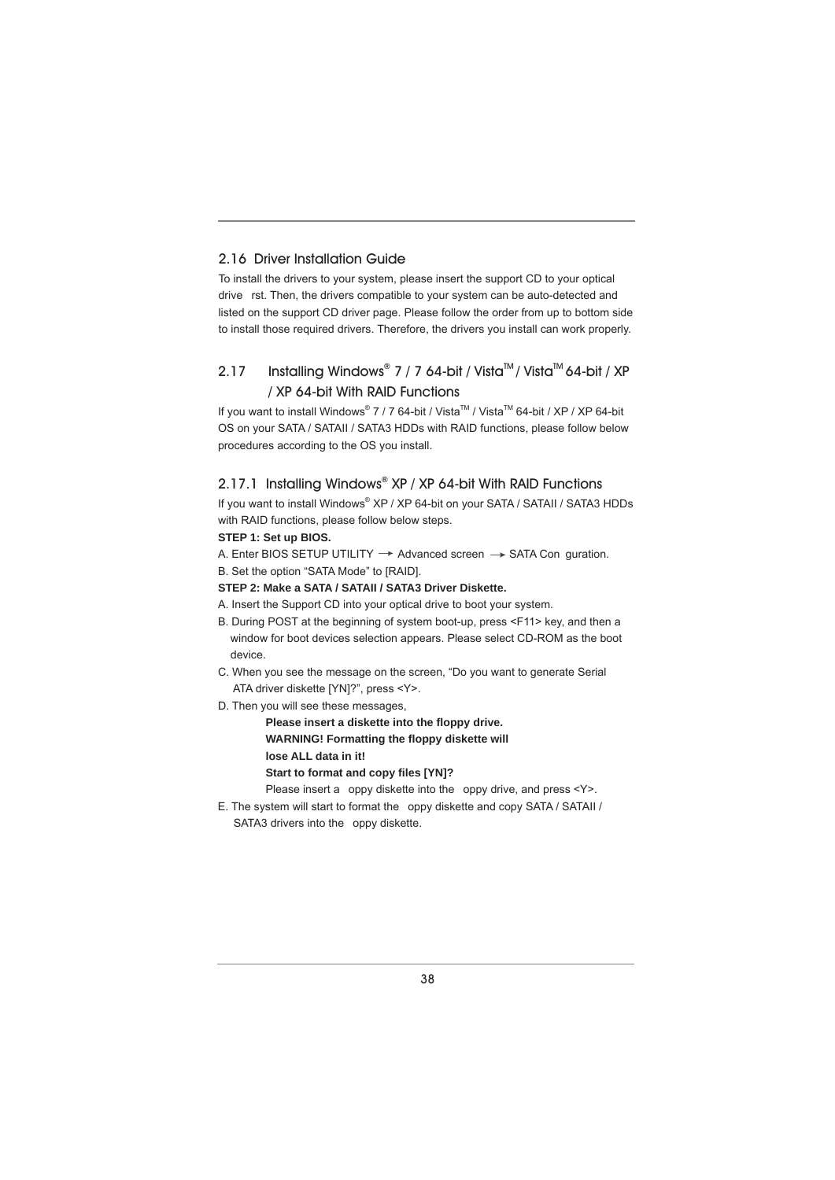## 2.16 Driver Installation Guide

To install the drivers to your system, please insert the support CD to your optical drive  rst. Then, the drivers compatible to your system can be auto-detected and listed on the support CD driver page. Please follow the order from up to bottom side to install those required drivers. Therefore, the drivers you install can work properly.

## 2.17 Installing Windows® 7 / 7 64-bit / Vista™ / Vista™ 64-bit / XP / XP 64-bit With RAID Functions

If you want to install Windows® 7 / 7 64-bit / Vista™ / Vista™ 64-bit / XP / XP 64-bit OS on your SATA / SATAII / SATA3 HDDs with RAID functions, please follow below procedures according to the OS you install.

### 2.17.1 Installing Windows® XP / XP 64-bit With RAID Functions

If you want to install Windows® XP / XP 64-bit on your SATA / SATAII / SATA3 HDDs with RAID functions, please follow below steps.

**STEP 1: Set up BIOS.**

A. Enter BIOS SETUP UTILITY → Advanced screen → SATA Con guration.

B. Set the option "SATA Mode" to [RAID].

**STEP 2: Make a SATA / SATAII / SATA3 Driver Diskette.**

A. Insert the Support CD into your optical drive to boot your system.

B. During POST at the beginning of system boot-up, press <F11> key, and then a window for boot devices selection appears. Please select CD-ROM as the boot device.

C. When you see the message on the screen, "Do you want to generate Serial ATA driver diskette [YN]?", press <Y>.

D. Then you will see these messages,

**Please insert a diskette into the floppy drive.**
**WARNING! Formatting the floppy diskette will lose ALL data in it!**
**Start to format and copy files [YN]?**

Please insert a  oppy diskette into the  oppy drive, and press <Y>.

E. The system will start to format the  oppy diskette and copy SATA / SATAII / SATA3 drivers into the  oppy diskette.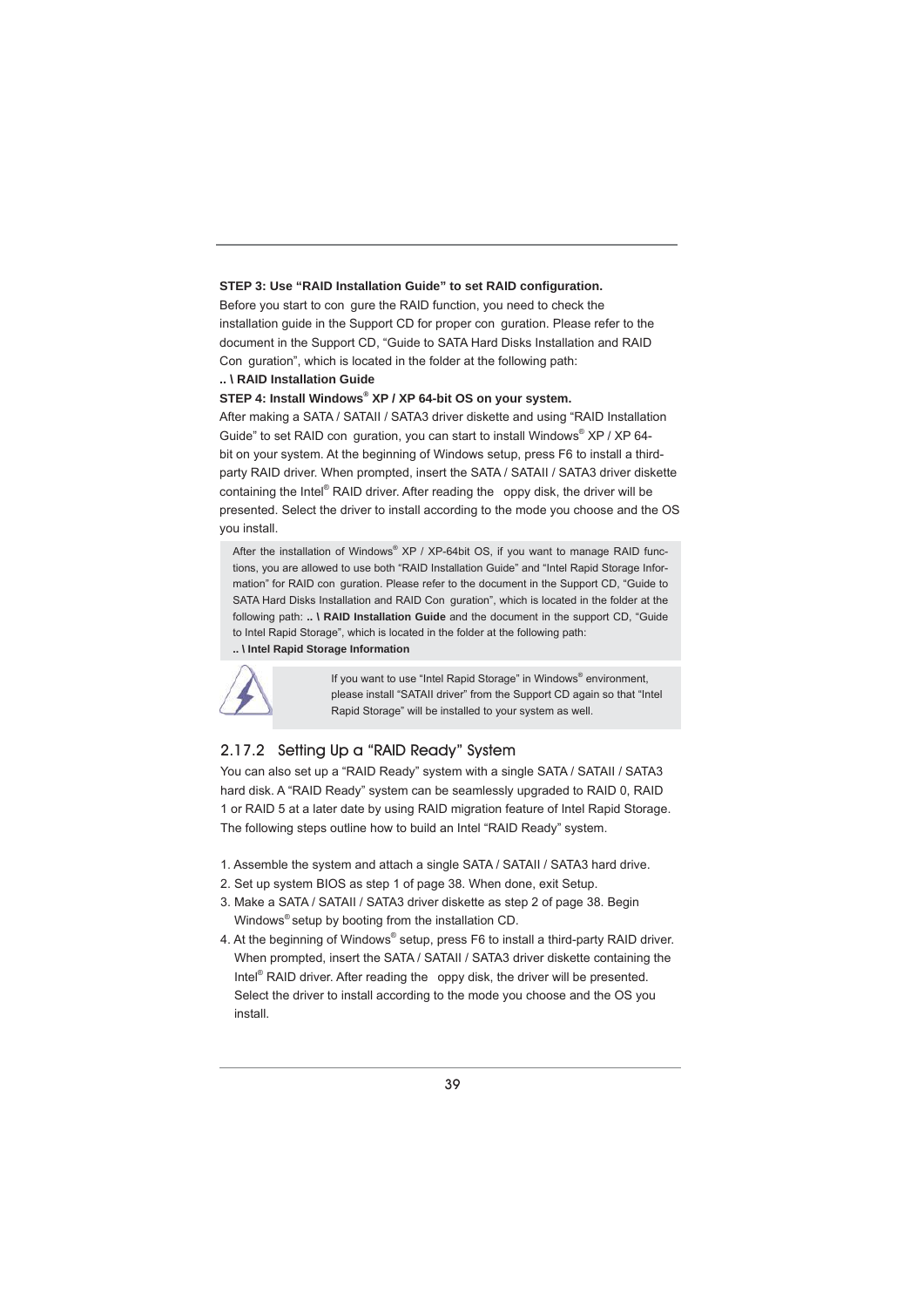**STEP 3: Use "RAID Installation Guide" to set RAID configuration.**

Before you start to con gure the RAID function, you need to check the installation guide in the Support CD for proper con guration. Please refer to the document in the Support CD, "Guide to SATA Hard Disks Installation and RAID Con guration", which is located in the folder at the following path:

**.. \ RAID Installation Guide**

**STEP 4: Install Windows® XP / XP 64-bit OS on your system.**

After making a SATA / SATAII / SATA3 driver diskette and using "RAID Installation Guide" to set RAID con guration, you can start to install Windows® XP / XP 64-bit on your system. At the beginning of Windows setup, press F6 to install a third-party RAID driver. When prompted, insert the SATA / SATAII / SATA3 driver diskette containing the Intel® RAID driver. After reading the oppy disk, the driver will be presented. Select the driver to install according to the mode you choose and the OS you install.

After the installation of Windows® XP / XP-64bit OS, if you want to manage RAID functions, you are allowed to use both "RAID Installation Guide" and "Intel Rapid Storage Information" for RAID con guration. Please refer to the document in the Support CD, "Guide to SATA Hard Disks Installation and RAID Con guration", which is located in the folder at the following path: **.. \ RAID Installation Guide** and the document in the support CD, "Guide to Intel Rapid Storage", which is located in the folder at the following path:
**.. \ Intel Rapid Storage Information**

If you want to use "Intel Rapid Storage" in Windows® environment, please install "SATAII driver" from the Support CD again so that "Intel Rapid Storage" will be installed to your system as well.

### 2.17.2 Setting Up a "RAID Ready" System

You can also set up a "RAID Ready" system with a single SATA / SATAII / SATA3 hard disk. A "RAID Ready" system can be seamlessly upgraded to RAID 0, RAID 1 or RAID 5 at a later date by using RAID migration feature of Intel Rapid Storage. The following steps outline how to build an Intel "RAID Ready" system.

1. Assemble the system and attach a single SATA / SATAII / SATA3 hard drive.
2. Set up system BIOS as step 1 of page 38. When done, exit Setup.
3. Make a SATA / SATAII / SATA3 driver diskette as step 2 of page 38. Begin Windows® setup by booting from the installation CD.
4. At the beginning of Windows® setup, press F6 to install a third-party RAID driver. When prompted, insert the SATA / SATAII / SATA3 driver diskette containing the Intel® RAID driver. After reading the oppy disk, the driver will be presented. Select the driver to install according to the mode you choose and the OS you install.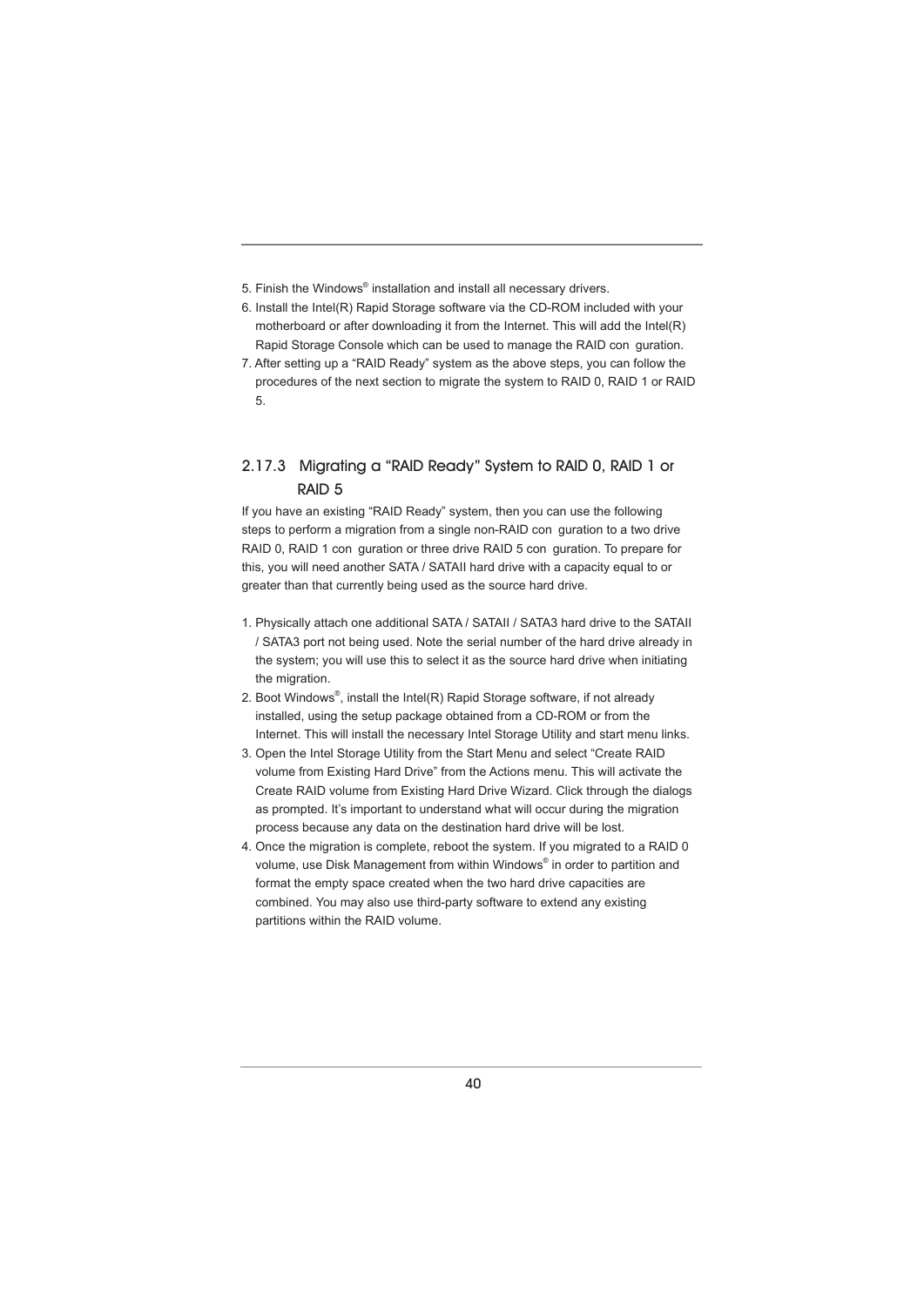5. Finish the Windows® installation and install all necessary drivers.
6. Install the Intel(R) Rapid Storage software via the CD-ROM included with your motherboard or after downloading it from the Internet. This will add the Intel(R) Rapid Storage Console which can be used to manage the RAID con guration.
7. After setting up a "RAID Ready" system as the above steps, you can follow the procedures of the next section to migrate the system to RAID 0, RAID 1 or RAID 5.

### 2.17.3 Migrating a "RAID Ready" System to RAID 0, RAID 1 or RAID 5

If you have an existing "RAID Ready" system, then you can use the following steps to perform a migration from a single non-RAID con guration to a two drive RAID 0, RAID 1 con guration or three drive RAID 5 con guration. To prepare for this, you will need another SATA / SATAII hard drive with a capacity equal to or greater than that currently being used as the source hard drive.

1. Physically attach one additional SATA / SATAII / SATA3 hard drive to the SATAII / SATA3 port not being used. Note the serial number of the hard drive already in the system; you will use this to select it as the source hard drive when initiating the migration.
2. Boot Windows®, install the Intel(R) Rapid Storage software, if not already installed, using the setup package obtained from a CD-ROM or from the Internet. This will install the necessary Intel Storage Utility and start menu links.
3. Open the Intel Storage Utility from the Start Menu and select "Create RAID volume from Existing Hard Drive" from the Actions menu. This will activate the Create RAID volume from Existing Hard Drive Wizard. Click through the dialogs as prompted. It's important to understand what will occur during the migration process because any data on the destination hard drive will be lost.
4. Once the migration is complete, reboot the system. If you migrated to a RAID 0 volume, use Disk Management from within Windows® in order to partition and format the empty space created when the two hard drive capacities are combined. You may also use third-party software to extend any existing partitions within the RAID volume.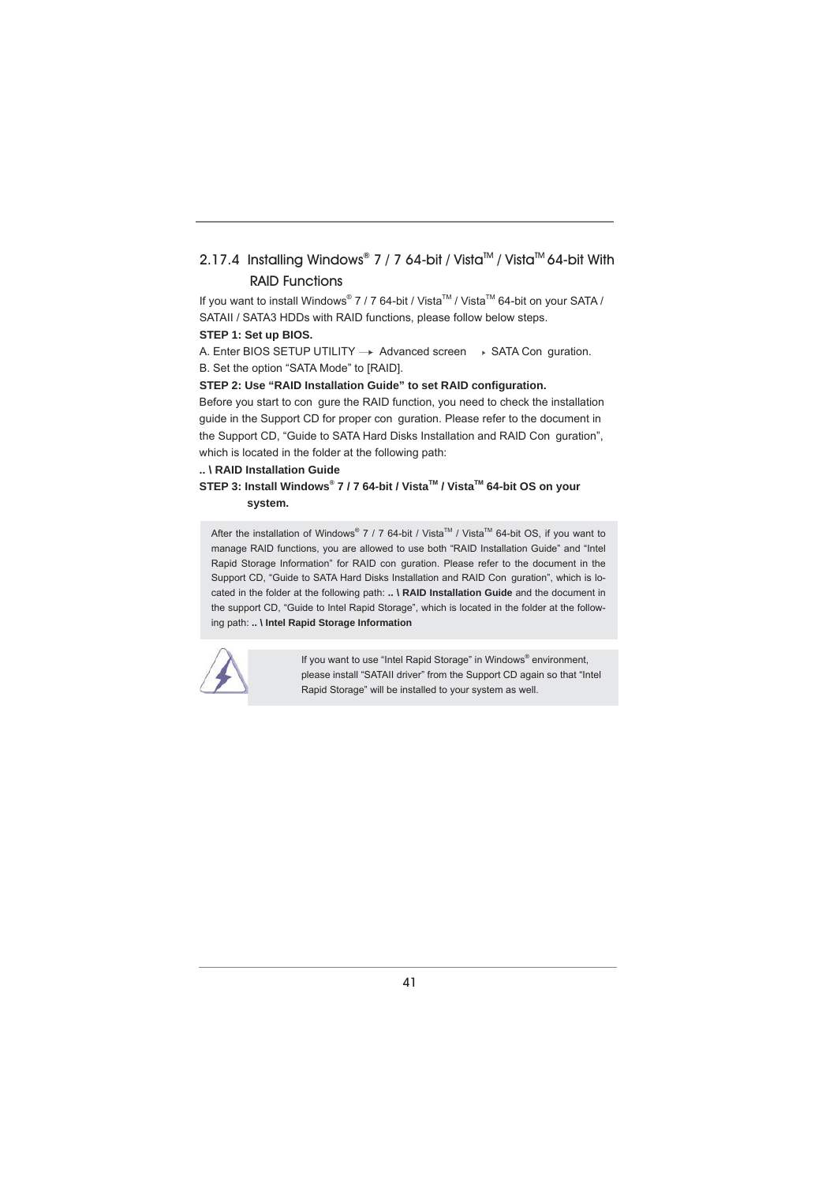### 2.17.4 Installing Windows® 7 / 7 64-bit / Vista™ / Vista™ 64-bit With RAID Functions

If you want to install Windows® 7 / 7 64-bit / Vista™ / Vista™ 64-bit on your SATA / SATAII / SATA3 HDDs with RAID functions, please follow below steps.

**STEP 1: Set up BIOS.**

A. Enter BIOS SETUP UTILITY → Advanced screen → SATA Configuration.

B. Set the option "SATA Mode" to [RAID].

**STEP 2: Use "RAID Installation Guide" to set RAID configuration.**

Before you start to configure the RAID function, you need to check the installation guide in the Support CD for proper configuration. Please refer to the document in the Support CD, "Guide to SATA Hard Disks Installation and RAID Configuration", which is located in the folder at the following path:

**.. \ RAID Installation Guide**

**STEP 3: Install Windows® 7 / 7 64-bit / Vista™ / Vista™ 64-bit OS on your system.**

After the installation of Windows® 7 / 7 64-bit / Vista™ / Vista™ 64-bit OS, if you want to manage RAID functions, you are allowed to use both "RAID Installation Guide" and "Intel Rapid Storage Information" for RAID configuration. Please refer to the document in the Support CD, "Guide to SATA Hard Disks Installation and RAID Configuration", which is located in the folder at the following path: **.. \ RAID Installation Guide** and the document in the support CD, "Guide to Intel Rapid Storage", which is located in the folder at the following path: **.. \ Intel Rapid Storage Information**

If you want to use "Intel Rapid Storage" in Windows® environment, please install "SATAII driver" from the Support CD again so that "Intel Rapid Storage" will be installed to your system as well.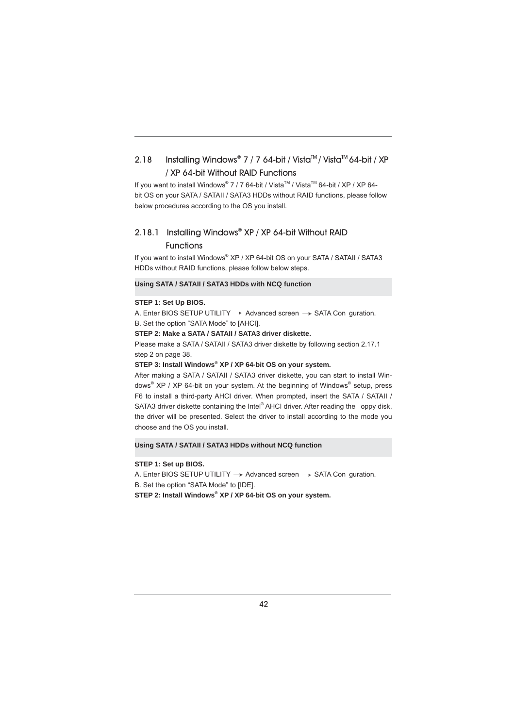## 2.18 Installing Windows® 7 / 7 64-bit / VistaTM / VistaTM 64-bit / XP / XP 64-bit Without RAID Functions

If you want to install Windows® 7 / 7 64-bit / VistaTM / VistaTM 64-bit / XP / XP 64-bit OS on your SATA / SATAII / SATA3 HDDs without RAID functions, please follow below procedures according to the OS you install.

### 2.18.1 Installing Windows® XP / XP 64-bit Without RAID Functions

If you want to install Windows® XP / XP 64-bit OS on your SATA / SATAII / SATA3 HDDs without RAID functions, please follow below steps.

**Using SATA / SATAII / SATA3 HDDs with NCQ function**

**STEP 1: Set Up BIOS.**

A. Enter BIOS SETUP UTILITY → Advanced screen → SATA Con guration.

B. Set the option “SATA Mode” to [AHCI].

**STEP 2: Make a SATA / SATAII / SATA3 driver diskette.**

Please make a SATA / SATAII / SATA3 driver diskette by following section 2.17.1 step 2 on page 38.

**STEP 3: Install Windows® XP / XP 64-bit OS on your system.**

After making a SATA / SATAII / SATA3 driver diskette, you can start to install Windows® XP / XP 64-bit on your system. At the beginning of Windows® setup, press F6 to install a third-party AHCI driver. When prompted, insert the SATA / SATAII / SATA3 driver diskette containing the Intel® AHCI driver. After reading the oppy disk, the driver will be presented. Select the driver to install according to the mode you choose and the OS you install.

**Using SATA / SATAII / SATA3 HDDs without NCQ function**

**STEP 1: Set up BIOS.**

A. Enter BIOS SETUP UTILITY → Advanced screen → SATA Con guration.

B. Set the option “SATA Mode” to [IDE].

**STEP 2: Install Windows® XP / XP 64-bit OS on your system.**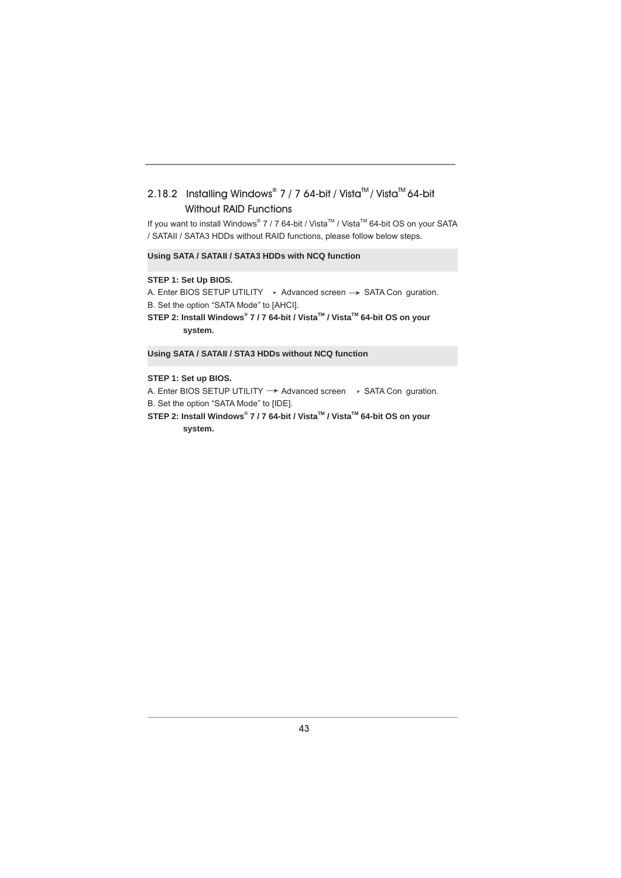## 2.18.2 Installing Windows® 7 / 7 64-bit / VistaTM / VistaTM 64-bit Without RAID Functions

If you want to install Windows® 7 / 7 64-bit / VistaTM / VistaTM 64-bit OS on your SATA / SATAII / SATA3 HDDs without RAID functions, please follow below steps.

**Using SATA / SATAII / SATA3 HDDs with NCQ function**

**STEP 1: Set Up BIOS.**

A. Enter BIOS SETUP UTILITY → Advanced screen → SATA Con guration.

B. Set the option “SATA Mode” to [AHCI].

**STEP 2: Install Windows® 7 / 7 64-bit / VistaTM / VistaTM 64-bit OS on your system.**

**Using SATA / SATAII / STA3 HDDs without NCQ function**

**STEP 1: Set up BIOS.**

A. Enter BIOS SETUP UTILITY → Advanced screen → SATA Con guration.

B. Set the option “SATA Mode” to [IDE].

**STEP 2: Install Windows® 7 / 7 64-bit / VistaTM / VistaTM 64-bit OS on your system.**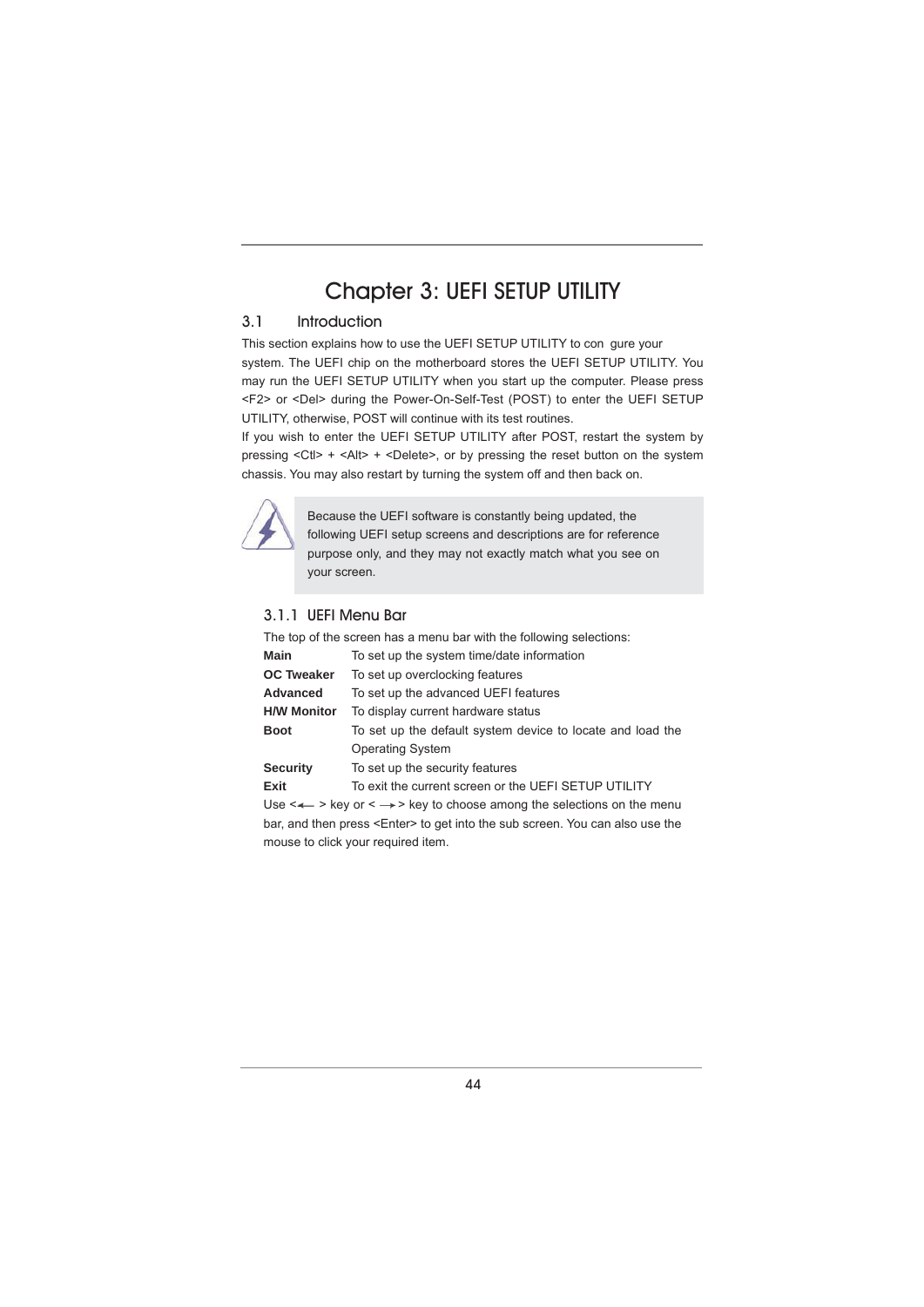# Chapter 3: UEFI SETUP UTILITY

## 3.1 Introduction

This section explains how to use the UEFI SETUP UTILITY to configure your system. The UEFI chip on the motherboard stores the UEFI SETUP UTILITY. You may run the UEFI SETUP UTILITY when you start up the computer. Please press <F2> or <Del> during the Power-On-Self-Test (POST) to enter the UEFI SETUP UTILITY, otherwise, POST will continue with its test routines.

If you wish to enter the UEFI SETUP UTILITY after POST, restart the system by pressing <Ctl> + <Alt> + <Delete>, or by pressing the reset button on the system chassis. You may also restart by turning the system off and then back on.

> Because the UEFI software is constantly being updated, the following UEFI setup screens and descriptions are for reference purpose only, and they may not exactly match what you see on your screen.

### 3.1.1 UEFI Menu Bar

The top of the screen has a menu bar with the following selections:

| | |
|---|---|
| **Main** | To set up the system time/date information |
| **OC Tweaker** | To set up overclocking features |
| **Advanced** | To set up the advanced UEFI features |
| **H/W Monitor** | To display current hardware status |
| **Boot** | To set up the default system device to locate and load the Operating System |
| **Security** | To set up the security features |
| **Exit** | To exit the current screen or the UEFI SETUP UTILITY |

Use <← > key or < →> key to choose among the selections on the menu bar, and then press <Enter> to get into the sub screen. You can also use the mouse to click your required item.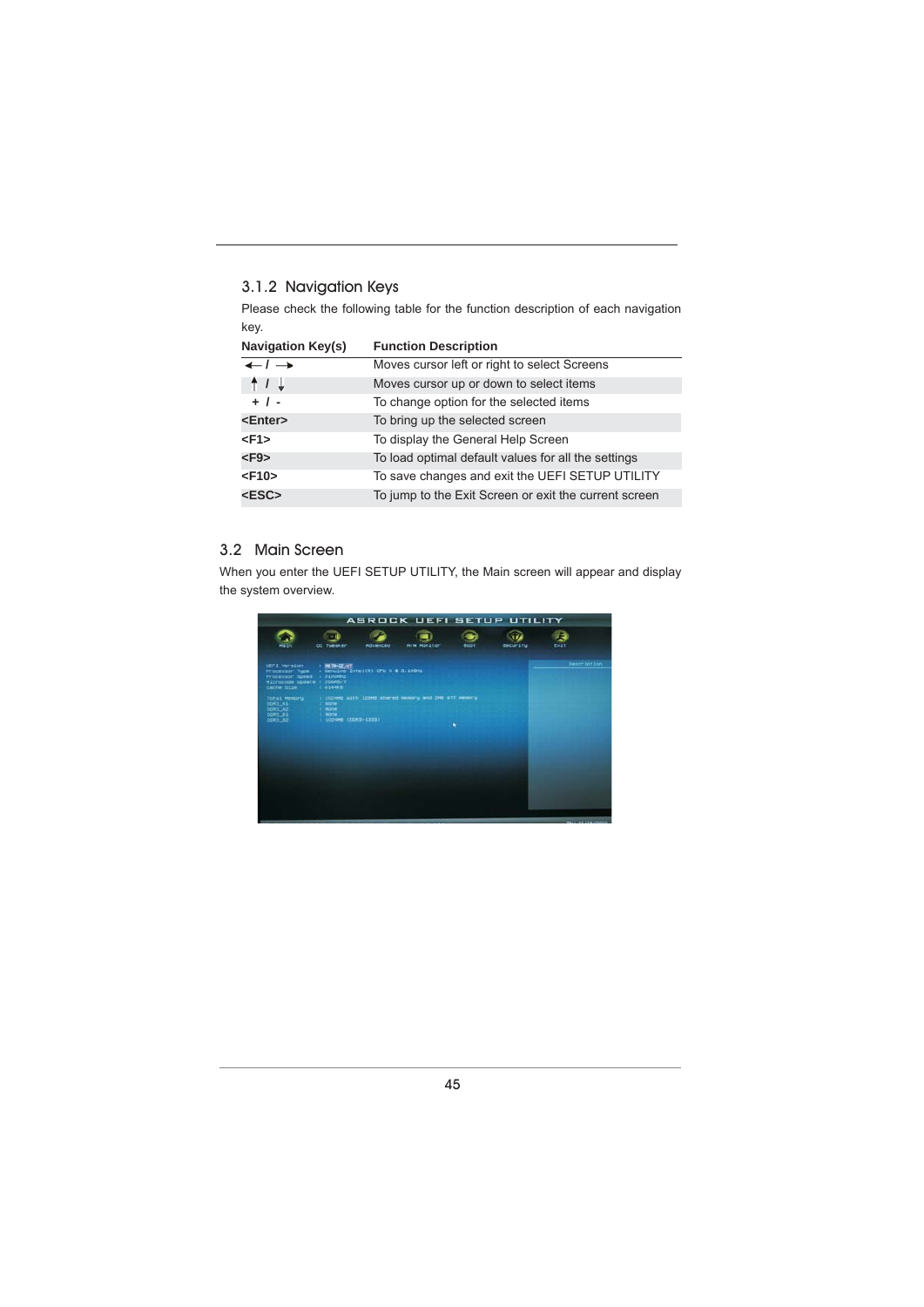### 3.1.2 Navigation Keys

Please check the following table for the function description of each navigation key.

| Navigation Key(s) | Function Description |
|---|---|
| ← / → | Moves cursor left or right to select Screens |
| ↑ / ↓ | Moves cursor up or down to select items |
| + / - | To change option for the selected items |
| **<Enter>** | To bring up the selected screen |
| **<F1>** | To display the General Help Screen |
| **<F9>** | To load optimal default values for all the settings |
| **<F10>** | To save changes and exit the UEFI SETUP UTILITY |
| **<ESC>** | To jump to the Exit Screen or exit the current screen |

## 3.2 Main Screen

When you enter the UEFI SETUP UTILITY, the Main screen will appear and display the system overview.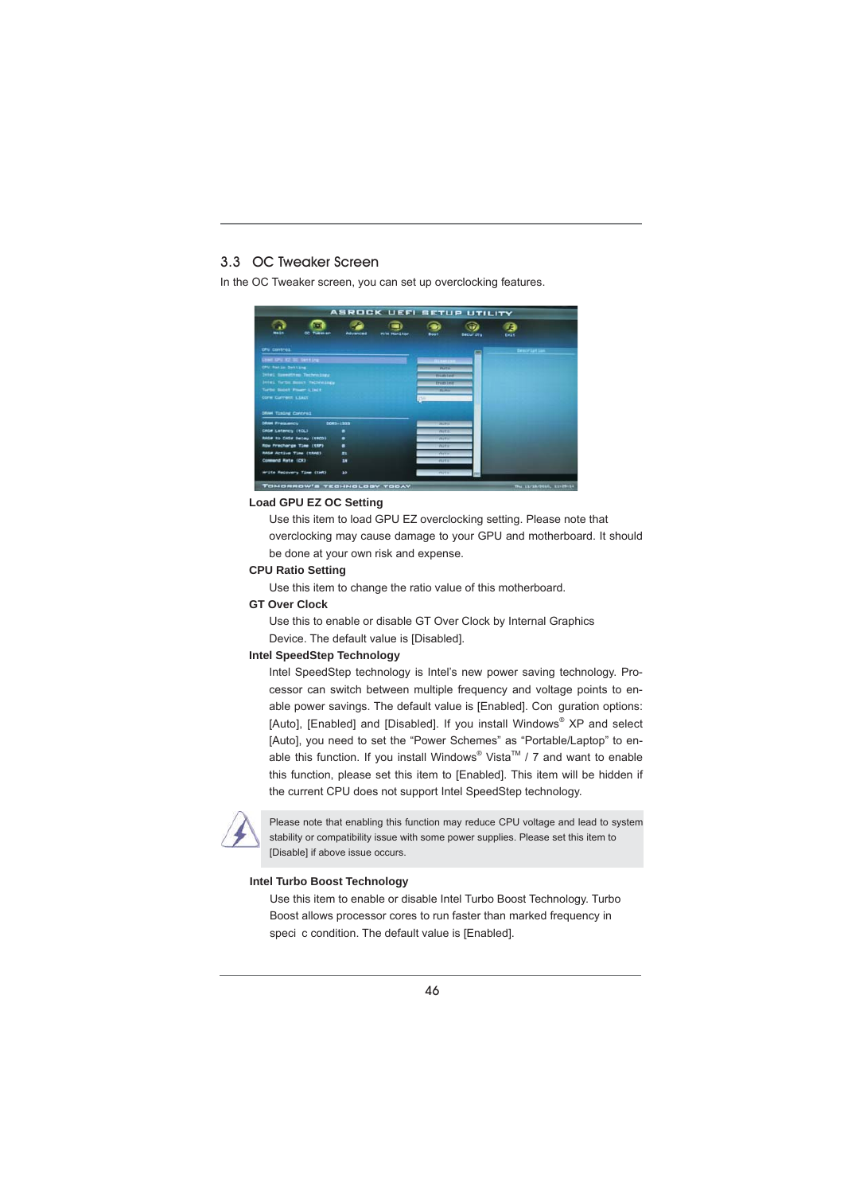## 3.3 OC Tweaker Screen

In the OC Tweaker screen, you can set up overclocking features.

**Load GPU EZ OC Setting**

Use this item to load GPU EZ overclocking setting. Please note that overclocking may cause damage to your GPU and motherboard. It should be done at your own risk and expense.

**CPU Ratio Setting**

Use this item to change the ratio value of this motherboard.

**GT Over Clock**

Use this to enable or disable GT Over Clock by Internal Graphics Device. The default value is [Disabled].

**Intel SpeedStep Technology**

Intel SpeedStep technology is Intel's new power saving technology. Processor can switch between multiple frequency and voltage points to enable power savings. The default value is [Enabled]. Con guration options: [Auto], [Enabled] and [Disabled]. If you install Windows® XP and select [Auto], you need to set the "Power Schemes" as "Portable/Laptop" to enable this function. If you install Windows® Vista™ / 7 and want to enable this function, please set this item to [Enabled]. This item will be hidden if the current CPU does not support Intel SpeedStep technology.

> Please note that enabling this function may reduce CPU voltage and lead to system stability or compatibility issue with some power supplies. Please set this item to [Disable] if above issue occurs.

**Intel Turbo Boost Technology**

Use this item to enable or disable Intel Turbo Boost Technology. Turbo Boost allows processor cores to run faster than marked frequency in speci c condition. The default value is [Enabled].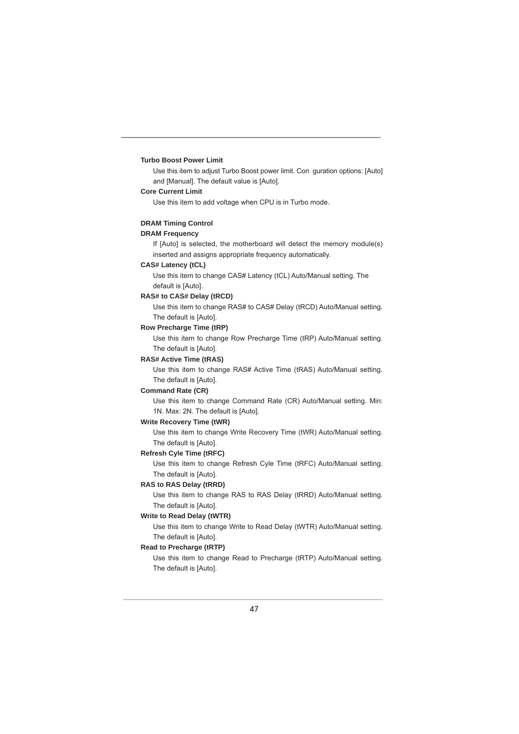**Turbo Boost Power Limit**

Use this item to adjust Turbo Boost power limit. Con guration options: [Auto] and [Manual]. The default value is [Auto].

**Core Current Limit**

Use this item to add voltage when CPU is in Turbo mode.

**DRAM Timing Control**

**DRAM Frequency**

If [Auto] is selected, the motherboard will detect the memory module(s) inserted and assigns appropriate frequency automatically.

**CAS# Latency (tCL)**

Use this item to change CAS# Latency (tCL) Auto/Manual setting. The default is [Auto].

**RAS# to CAS# Delay (tRCD)**

Use this item to change RAS# to CAS# Delay (tRCD) Auto/Manual setting. The default is [Auto].

**Row Precharge Time (tRP)**

Use this item to change Row Precharge Time (tRP) Auto/Manual setting. The default is [Auto].

**RAS# Active Time (tRAS)**

Use this item to change RAS# Active Time (tRAS) Auto/Manual setting. The default is [Auto].

**Command Rate (CR)**

Use this item to change Command Rate (CR) Auto/Manual setting. Min: 1N. Max: 2N. The default is [Auto].

**Write Recovery Time (tWR)**

Use this item to change Write Recovery Time (tWR) Auto/Manual setting. The default is [Auto].

**Refresh Cyle Time (tRFC)**

Use this item to change Refresh Cyle Time (tRFC) Auto/Manual setting. The default is [Auto].

**RAS to RAS Delay (tRRD)**

Use this item to change RAS to RAS Delay (tRRD) Auto/Manual setting. The default is [Auto].

**Write to Read Delay (tWTR)**

Use this item to change Write to Read Delay (tWTR) Auto/Manual setting. The default is [Auto].

**Read to Precharge (tRTP)**

Use this item to change Read to Precharge (tRTP) Auto/Manual setting. The default is [Auto].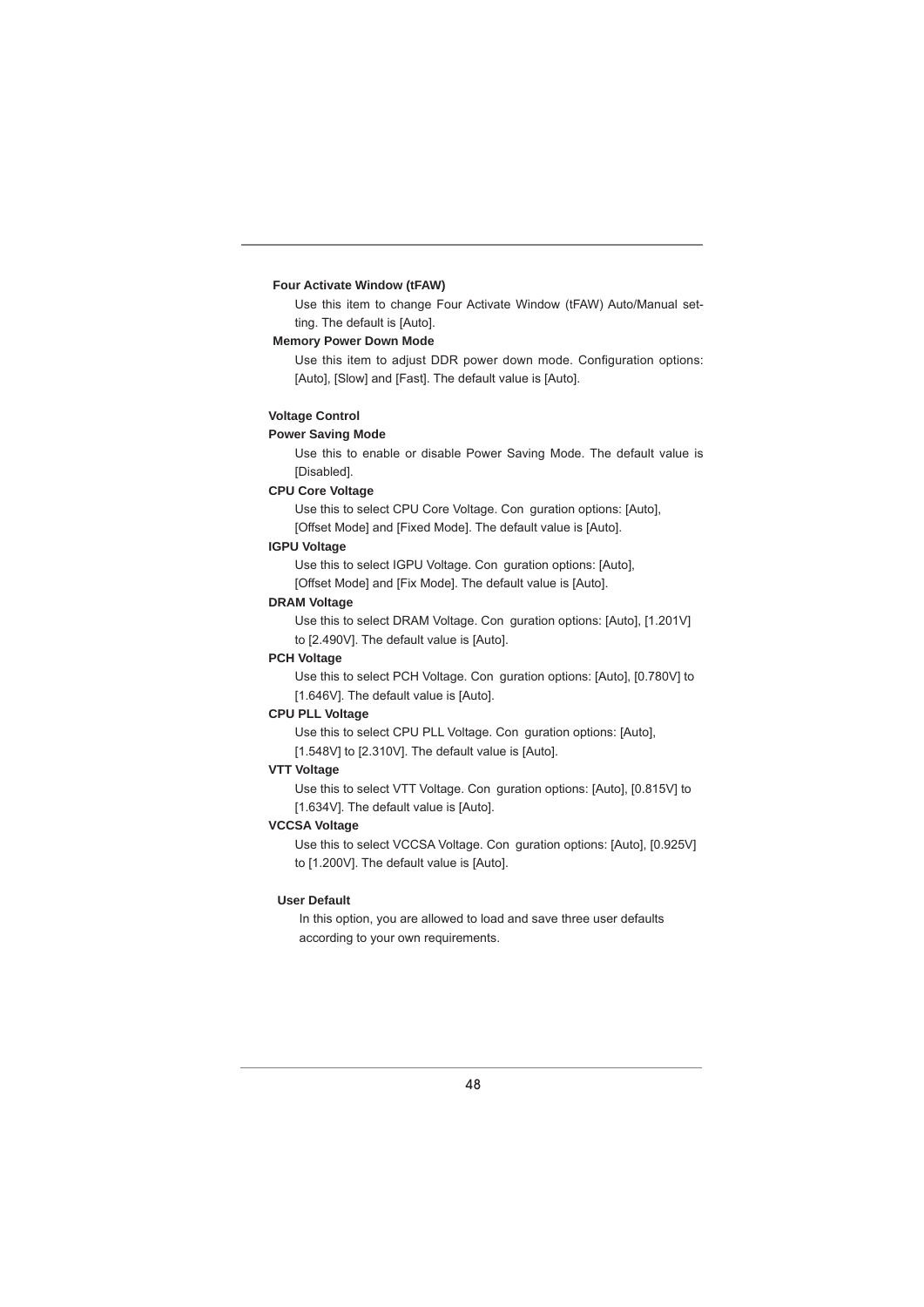**Four Activate Window (tFAW)**

Use this item to change Four Activate Window (tFAW) Auto/Manual setting. The default is [Auto].

**Memory Power Down Mode**

Use this item to adjust DDR power down mode. Configuration options: [Auto], [Slow] and [Fast]. The default value is [Auto].

**Voltage Control**

**Power Saving Mode**

Use this to enable or disable Power Saving Mode. The default value is [Disabled].

**CPU Core Voltage**

Use this to select CPU Core Voltage. Con guration options: [Auto], [Offset Mode] and [Fixed Mode]. The default value is [Auto].

**IGPU Voltage**

Use this to select IGPU Voltage. Con guration options: [Auto], [Offset Mode] and [Fix Mode]. The default value is [Auto].

**DRAM Voltage**

Use this to select DRAM Voltage. Con guration options: [Auto], [1.201V] to [2.490V]. The default value is [Auto].

**PCH Voltage**

Use this to select PCH Voltage. Con guration options: [Auto], [0.780V] to [1.646V]. The default value is [Auto].

**CPU PLL Voltage**

Use this to select CPU PLL Voltage. Con guration options: [Auto], [1.548V] to [2.310V]. The default value is [Auto].

**VTT Voltage**

Use this to select VTT Voltage. Con guration options: [Auto], [0.815V] to [1.634V]. The default value is [Auto].

**VCCSA Voltage**

Use this to select VCCSA Voltage. Con guration options: [Auto], [0.925V] to [1.200V]. The default value is [Auto].

**User Default**

In this option, you are allowed to load and save three user defaults according to your own requirements.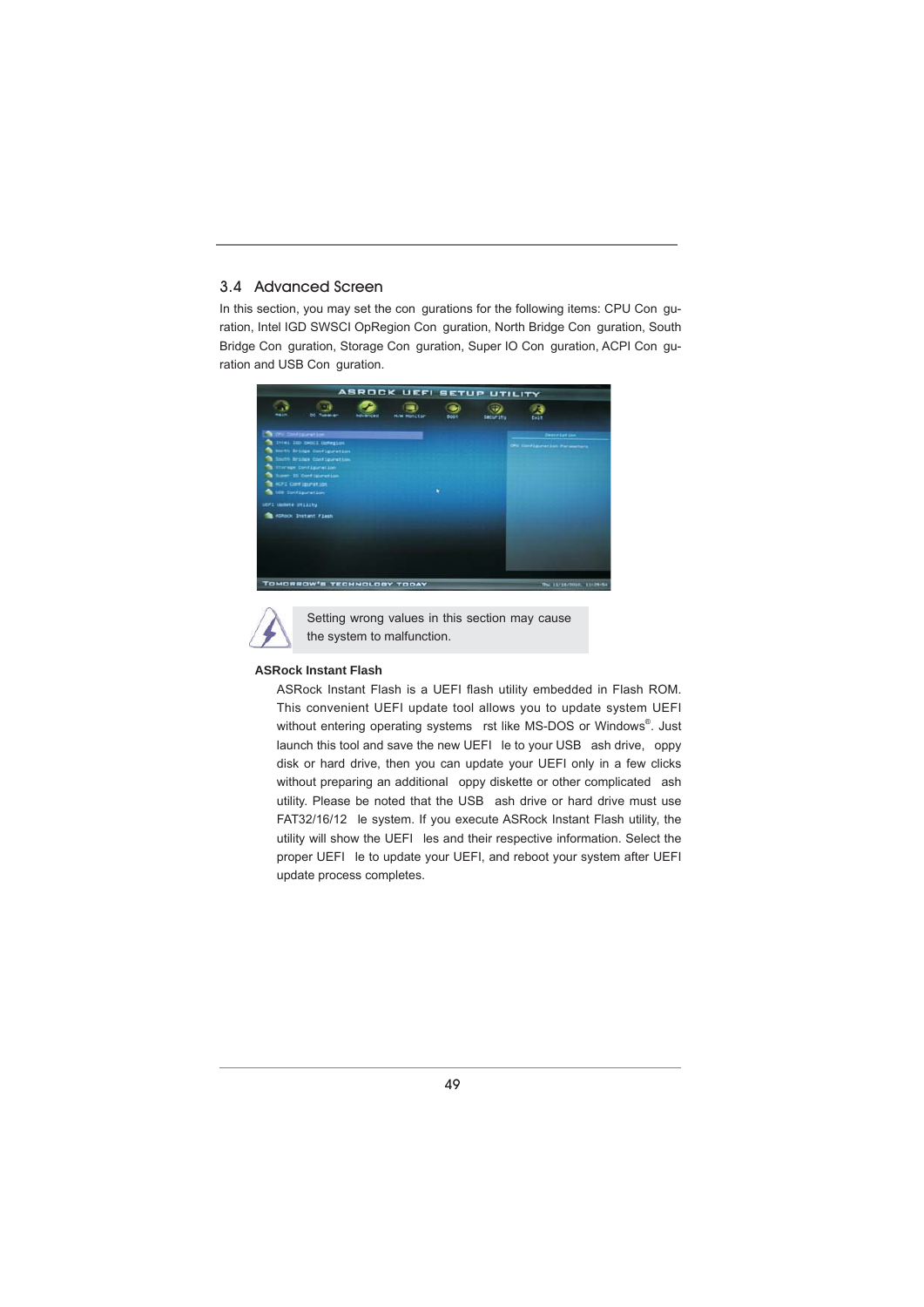## 3.4 Advanced Screen

In this section, you may set the con gurations for the following items: CPU Con guration, Intel IGD SWSCI OpRegion Con guration, North Bridge Con guration, South Bridge Con guration, Storage Con guration, Super IO Con guration, ACPI Con guration and USB Con guration.

Setting wrong values in this section may cause the system to malfunction.

**ASRock Instant Flash**

ASRock Instant Flash is a UEFI flash utility embedded in Flash ROM. This convenient UEFI update tool allows you to update system UEFI without entering operating systems rst like MS-DOS or Windows®. Just launch this tool and save the new UEFI le to your USB ash drive, oppy disk or hard drive, then you can update your UEFI only in a few clicks without preparing an additional oppy diskette or other complicated ash utility. Please be noted that the USB ash drive or hard drive must use FAT32/16/12 le system. If you execute ASRock Instant Flash utility, the utility will show the UEFI les and their respective information. Select the proper UEFI le to update your UEFI, and reboot your system after UEFI update process completes.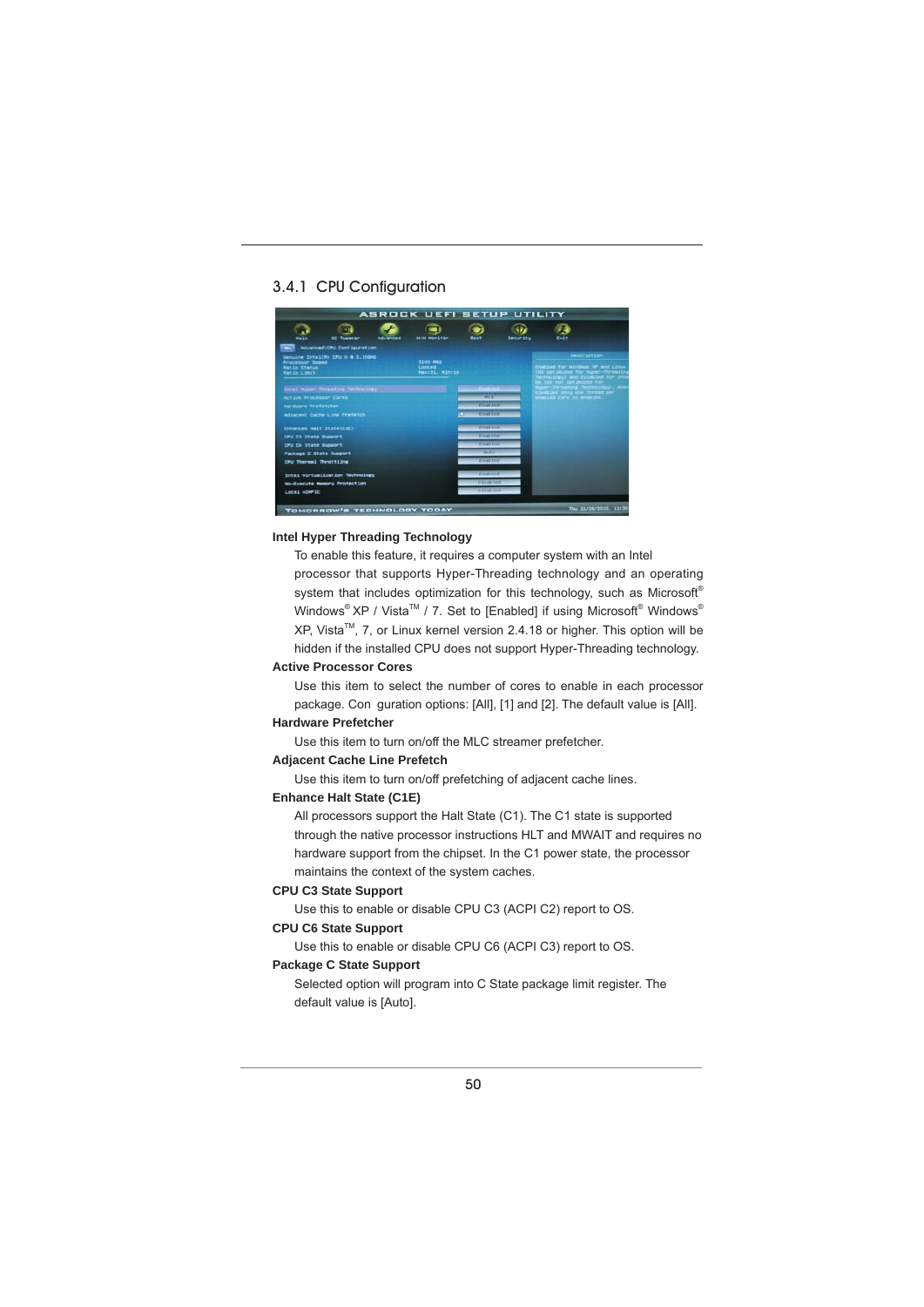## 3.4.1 CPU Configuration

**Intel Hyper Threading Technology**

To enable this feature, it requires a computer system with an Intel processor that supports Hyper-Threading technology and an operating system that includes optimization for this technology, such as Microsoft® Windows® XP / Vista™ / 7. Set to [Enabled] if using Microsoft® Windows® XP, Vista™, 7, or Linux kernel version 2.4.18 or higher. This option will be hidden if the installed CPU does not support Hyper-Threading technology.

**Active Processor Cores**

Use this item to select the number of cores to enable in each processor package. Con guration options: [All], [1] and [2]. The default value is [All].

**Hardware Prefetcher**

Use this item to turn on/off the MLC streamer prefetcher.

**Adjacent Cache Line Prefetch**

Use this item to turn on/off prefetching of adjacent cache lines.

**Enhance Halt State (C1E)**

All processors support the Halt State (C1). The C1 state is supported through the native processor instructions HLT and MWAIT and requires no hardware support from the chipset. In the C1 power state, the processor maintains the context of the system caches.

**CPU C3 State Support**

Use this to enable or disable CPU C3 (ACPI C2) report to OS.

**CPU C6 State Support**

Use this to enable or disable CPU C6 (ACPI C3) report to OS.

**Package C State Support**

Selected option will program into C State package limit register. The default value is [Auto].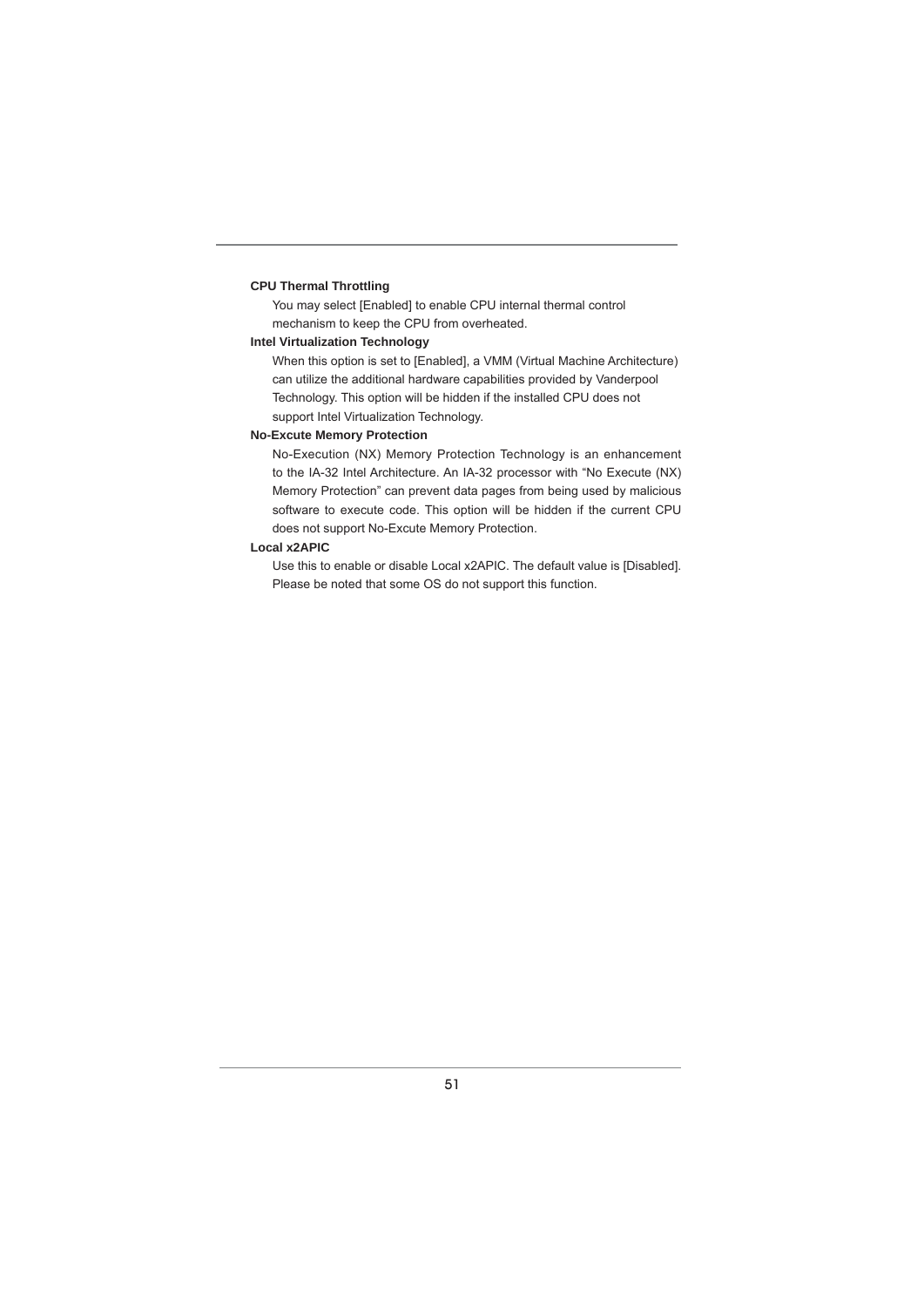**CPU Thermal Throttling**

You may select [Enabled] to enable CPU internal thermal control mechanism to keep the CPU from overheated.

**Intel Virtualization Technology**

When this option is set to [Enabled], a VMM (Virtual Machine Architecture) can utilize the additional hardware capabilities provided by Vanderpool Technology. This option will be hidden if the installed CPU does not support Intel Virtualization Technology.

**No-Excute Memory Protection**

No-Execution (NX) Memory Protection Technology is an enhancement to the IA-32 Intel Architecture. An IA-32 processor with “No Execute (NX) Memory Protection” can prevent data pages from being used by malicious software to execute code. This option will be hidden if the current CPU does not support No-Excute Memory Protection.

**Local x2APIC**

Use this to enable or disable Local x2APIC. The default value is [Disabled]. Please be noted that some OS do not support this function.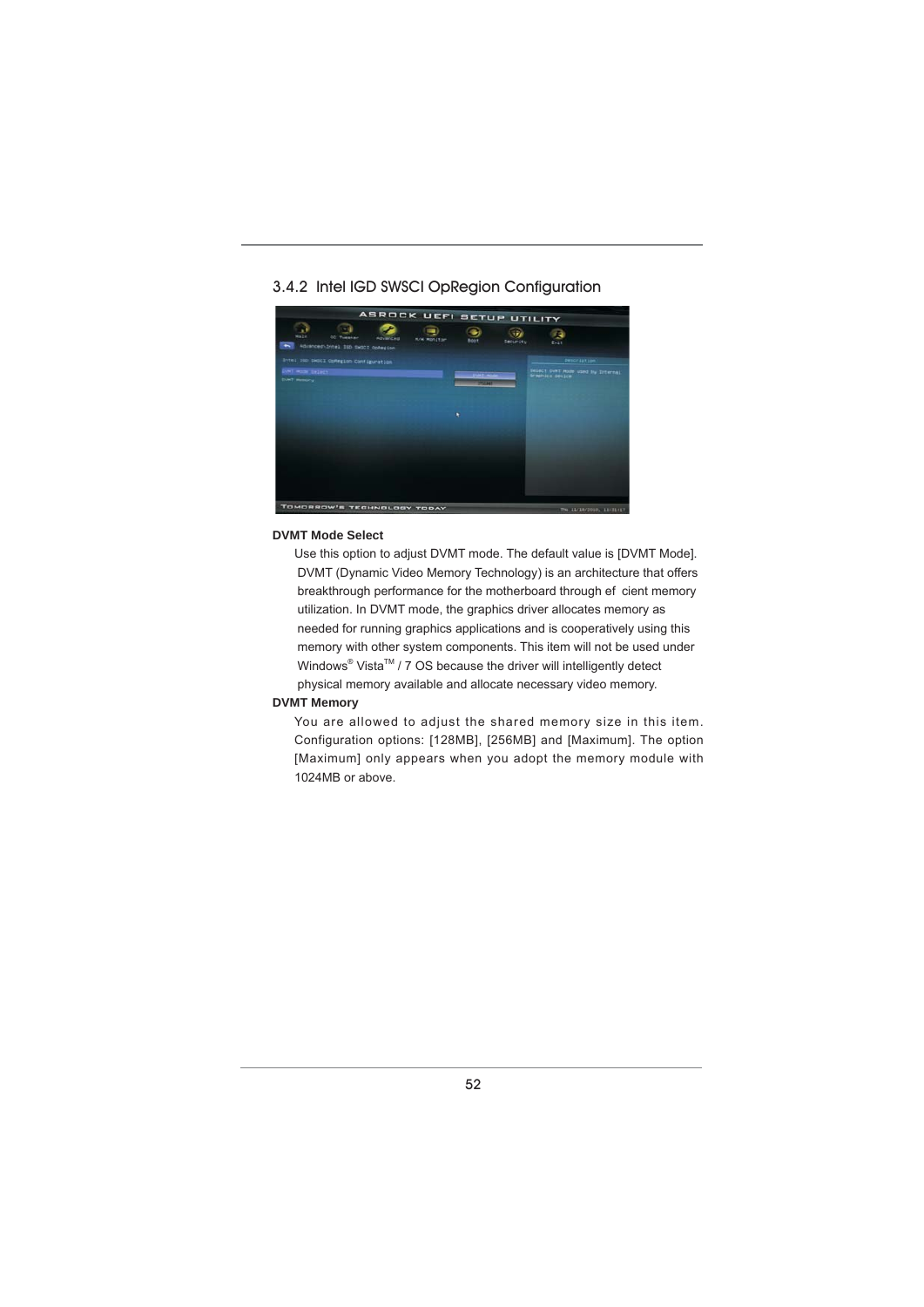### 3.4.2 Intel IGD SWSCI OpRegion Configuration

**DVMT Mode Select**

Use this option to adjust DVMT mode. The default value is [DVMT Mode]. DVMT (Dynamic Video Memory Technology) is an architecture that offers breakthrough performance for the motherboard through ef cient memory utilization. In DVMT mode, the graphics driver allocates memory as needed for running graphics applications and is cooperatively using this memory with other system components. This item will not be used under Windows® Vista™ / 7 OS because the driver will intelligently detect physical memory available and allocate necessary video memory.

**DVMT Memory**

You are allowed to adjust the shared memory size in this item. Configuration options: [128MB], [256MB] and [Maximum]. The option [Maximum] only appears when you adopt the memory module with 1024MB or above.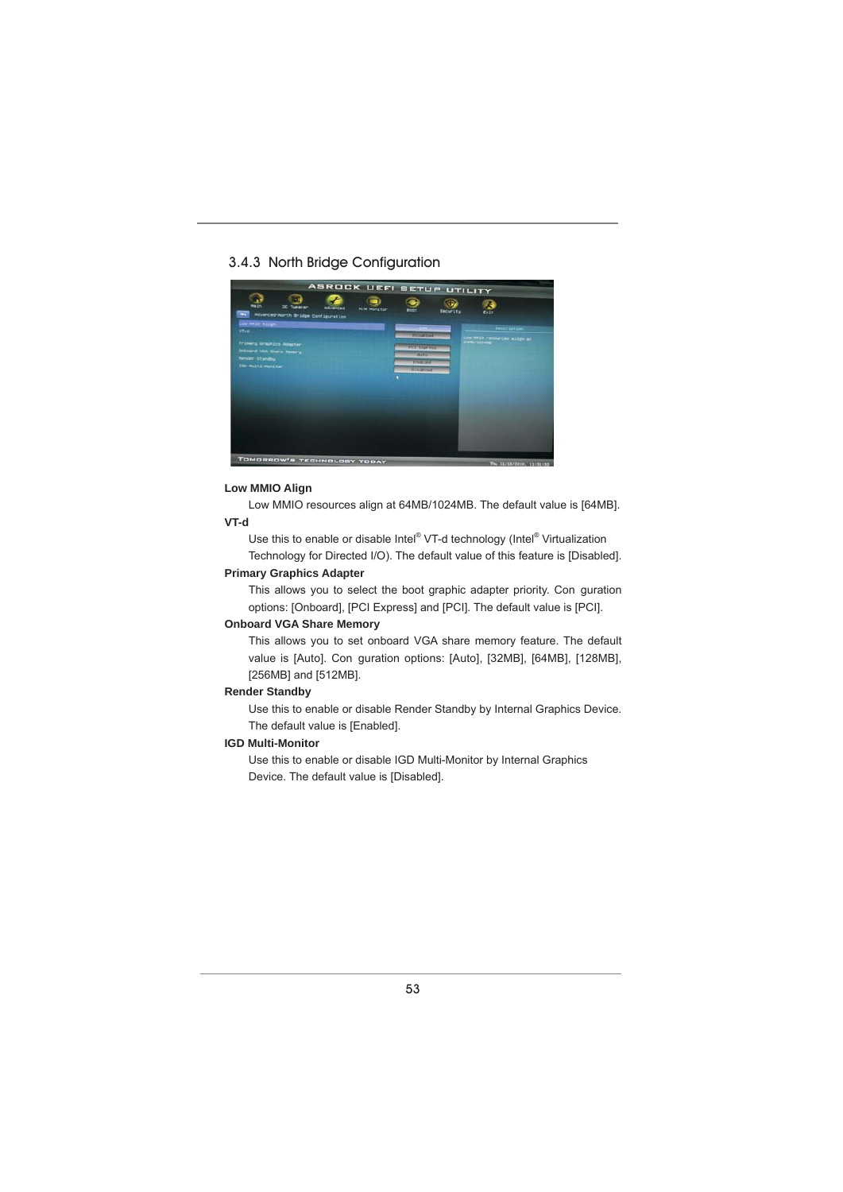### 3.4.3 North Bridge Configuration

**Low MMIO Align**

Low MMIO resources align at 64MB/1024MB. The default value is [64MB].

**VT-d**

Use this to enable or disable Intel® VT-d technology (Intel® Virtualization Technology for Directed I/O). The default value of this feature is [Disabled].

**Primary Graphics Adapter**

This allows you to select the boot graphic adapter priority. Con guration options: [Onboard], [PCI Express] and [PCI]. The default value is [PCI].

**Onboard VGA Share Memory**

This allows you to set onboard VGA share memory feature. The default value is [Auto]. Con guration options: [Auto], [32MB], [64MB], [128MB], [256MB] and [512MB].

**Render Standby**

Use this to enable or disable Render Standby by Internal Graphics Device. The default value is [Enabled].

**IGD Multi-Monitor**

Use this to enable or disable IGD Multi-Monitor by Internal Graphics Device. The default value is [Disabled].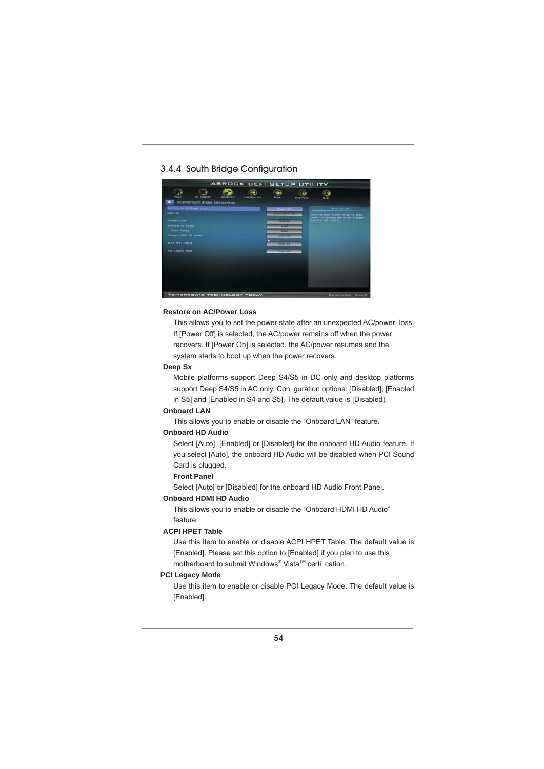## 3.4.4 South Bridge Configuration

**Restore on AC/Power Loss**

This allows you to set the power state after an unexpected AC/power loss. If [Power Off] is selected, the AC/power remains off when the power recovers. If [Power On] is selected, the AC/power resumes and the system starts to boot up when the power recovers.

**Deep Sx**

Mobile platforms support Deep S4/S5 in DC only and desktop platforms support Deep S4/S5 in AC only. Con guration options: [Disabled], [Enabled in S5] and [Enabled in S4 and S5]. The default value is [Disabled].

**Onboard LAN**

This allows you to enable or disable the "Onboard LAN" feature.

**Onboard HD Audio**

Select [Auto], [Enabled] or [Disabled] for the onboard HD Audio feature. If you select [Auto], the onboard HD Audio will be disabled when PCI Sound Card is plugged.

**Front Panel**

Select [Auto] or [Disabled] for the onboard HD Audio Front Panel.

**Onboard HDMI HD Audio**

This allows you to enable or disable the "Onboard HDMI HD Audio" feature.

**ACPI HPET Table**

Use this item to enable or disable ACPI HPET Table. The default value is [Enabled]. Please set this option to [Enabled] if you plan to use this motherboard to submit Windows® Vista™ certi cation.

**PCI Legacy Mode**

Use this item to enable or disable PCI Legacy Mode. The default value is [Enabled].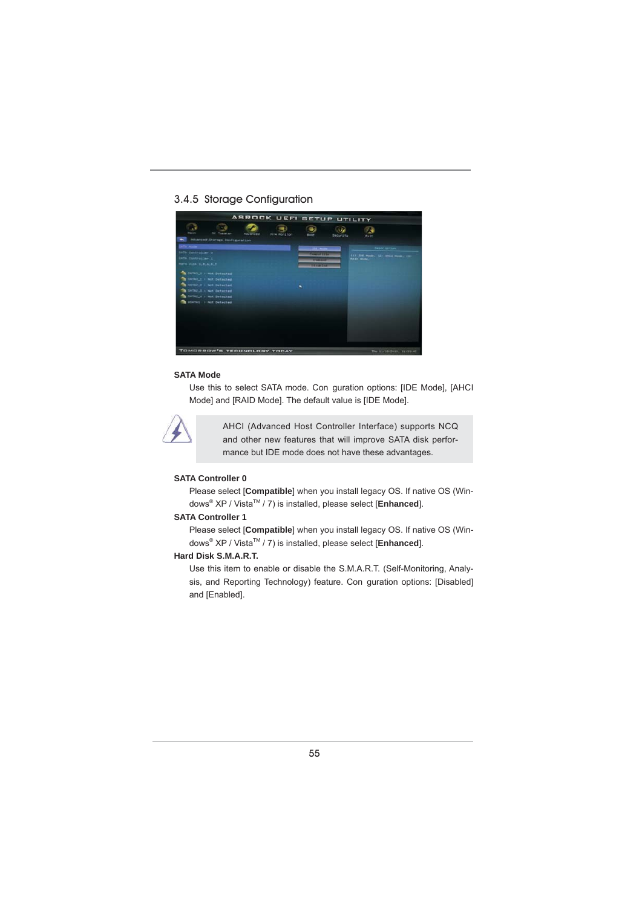### 3.4.5 Storage Configuration

**SATA Mode**

Use this to select SATA mode. Con guration options: [IDE Mode], [AHCI Mode] and [RAID Mode]. The default value is [IDE Mode].

> AHCI (Advanced Host Controller Interface) supports NCQ and other new features that will improve SATA disk performance but IDE mode does not have these advantages.

**SATA Controller 0**

Please select [**Compatible**] when you install legacy OS. If native OS (Windows® XP / Vista™ / 7) is installed, please select [**Enhanced**].

**SATA Controller 1**

Please select [**Compatible**] when you install legacy OS. If native OS (Windows® XP / Vista™ / 7) is installed, please select [**Enhanced**].

**Hard Disk S.M.A.R.T.**

Use this item to enable or disable the S.M.A.R.T. (Self-Monitoring, Analysis, and Reporting Technology) feature. Con guration options: [Disabled] and [Enabled].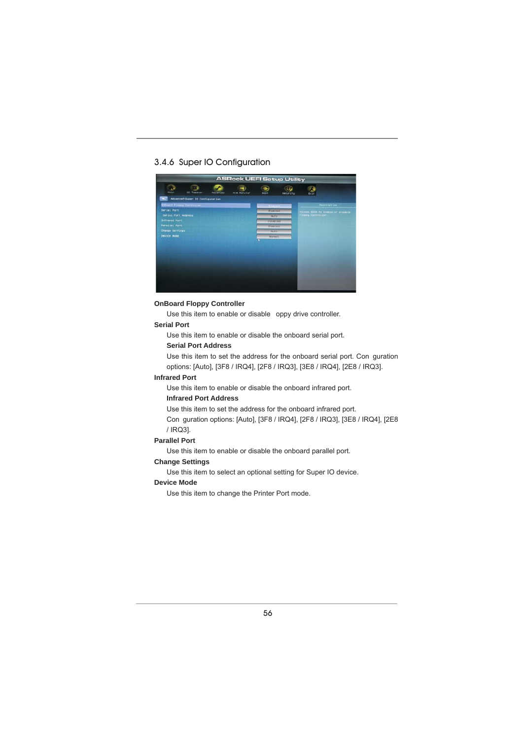## 3.4.6 Super IO Configuration

**OnBoard Floppy Controller**

Use this item to enable or disable oppy drive controller.

**Serial Port**

Use this item to enable or disable the onboard serial port.

**Serial Port Address**

Use this item to set the address for the onboard serial port. Con guration options: [Auto], [3F8 / IRQ4], [2F8 / IRQ3], [3E8 / IRQ4], [2E8 / IRQ3].

**Infrared Port**

Use this item to enable or disable the onboard infrared port.

**Infrared Port Address**

Use this item to set the address for the onboard infrared port.

Con guration options: [Auto], [3F8 / IRQ4], [2F8 / IRQ3], [3E8 / IRQ4], [2E8 / IRQ3].

**Parallel Port**

Use this item to enable or disable the onboard parallel port.

**Change Settings**

Use this item to select an optional setting for Super IO device.

**Device Mode**

Use this item to change the Printer Port mode.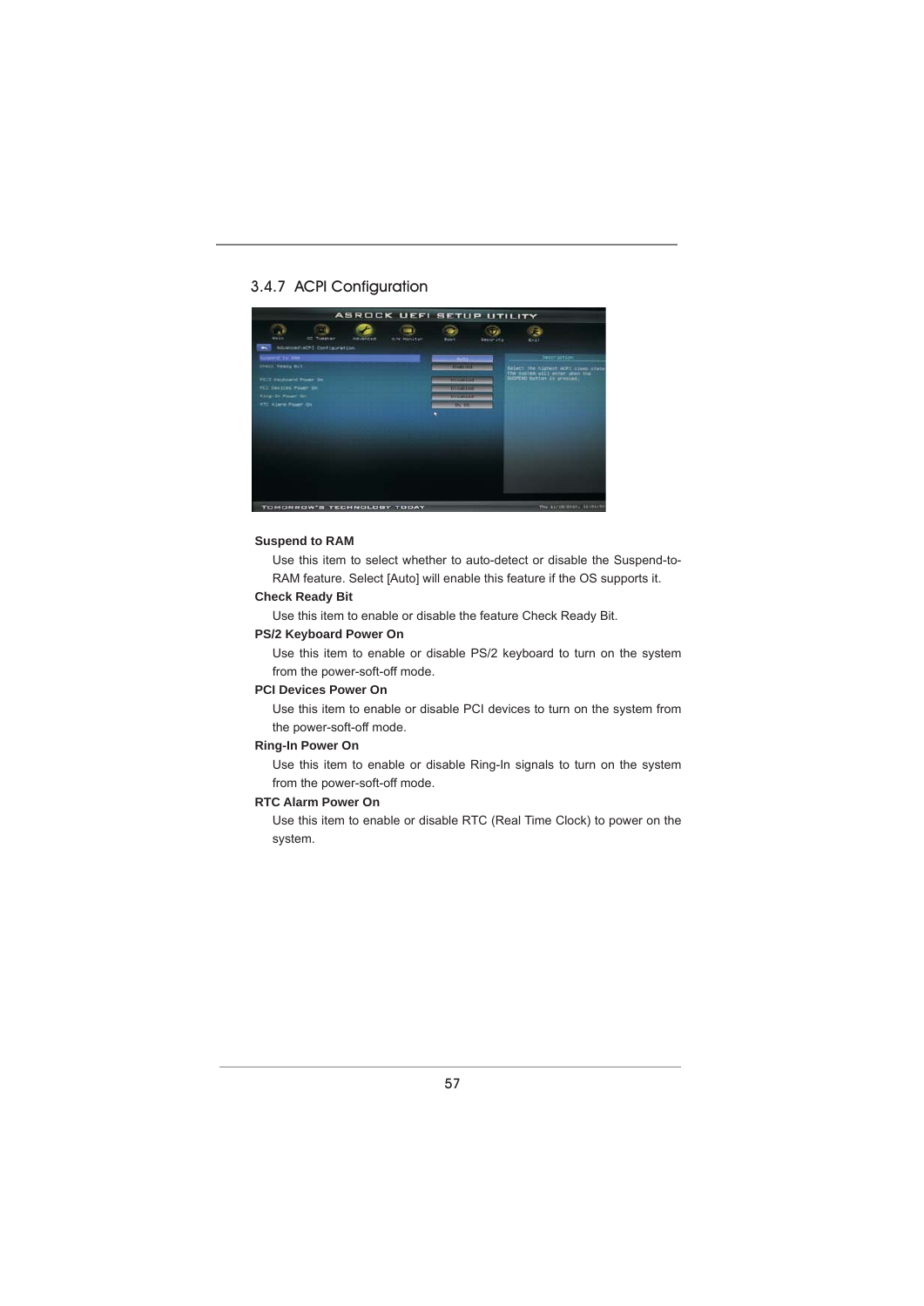### 3.4.7 ACPI Configuration

**Suspend to RAM**

Use this item to select whether to auto-detect or disable the Suspend-to-RAM feature. Select [Auto] will enable this feature if the OS supports it.

**Check Ready Bit**

Use this item to enable or disable the feature Check Ready Bit.

**PS/2 Keyboard Power On**

Use this item to enable or disable PS/2 keyboard to turn on the system from the power-soft-off mode.

**PCI Devices Power On**

Use this item to enable or disable PCI devices to turn on the system from the power-soft-off mode.

**Ring-In Power On**

Use this item to enable or disable Ring-In signals to turn on the system from the power-soft-off mode.

**RTC Alarm Power On**

Use this item to enable or disable RTC (Real Time Clock) to power on the system.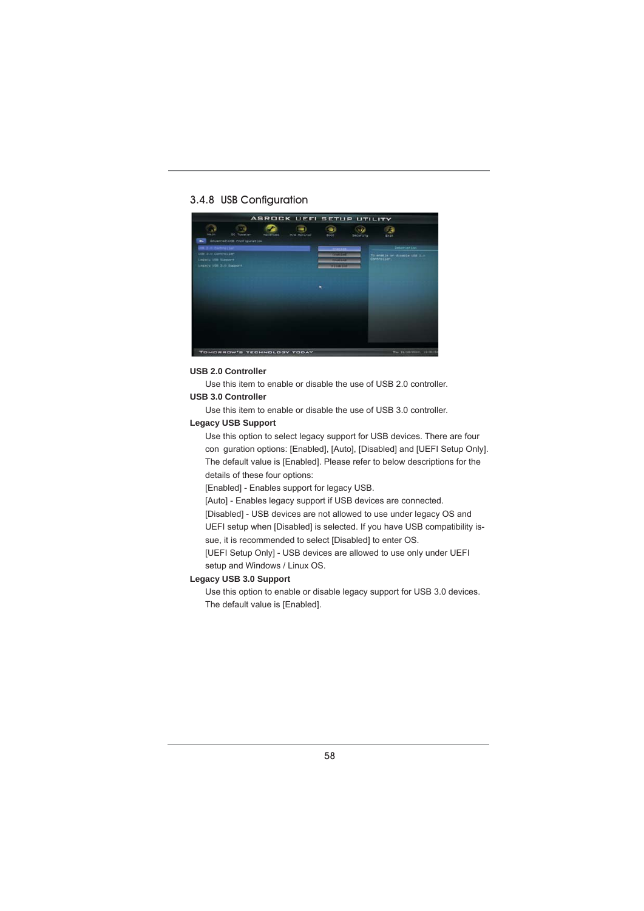## 3.4.8 USB Configuration

**USB 2.0 Controller**

Use this item to enable or disable the use of USB 2.0 controller.

**USB 3.0 Controller**

Use this item to enable or disable the use of USB 3.0 controller.

**Legacy USB Support**

Use this option to select legacy support for USB devices. There are four con guration options: [Enabled], [Auto], [Disabled] and [UEFI Setup Only]. The default value is [Enabled]. Please refer to below descriptions for the details of these four options:

[Enabled] - Enables support for legacy USB.

[Auto] - Enables legacy support if USB devices are connected.

[Disabled] - USB devices are not allowed to use under legacy OS and UEFI setup when [Disabled] is selected. If you have USB compatibility issue, it is recommended to select [Disabled] to enter OS.

[UEFI Setup Only] - USB devices are allowed to use only under UEFI setup and Windows / Linux OS.

**Legacy USB 3.0 Support**

Use this option to enable or disable legacy support for USB 3.0 devices. The default value is [Enabled].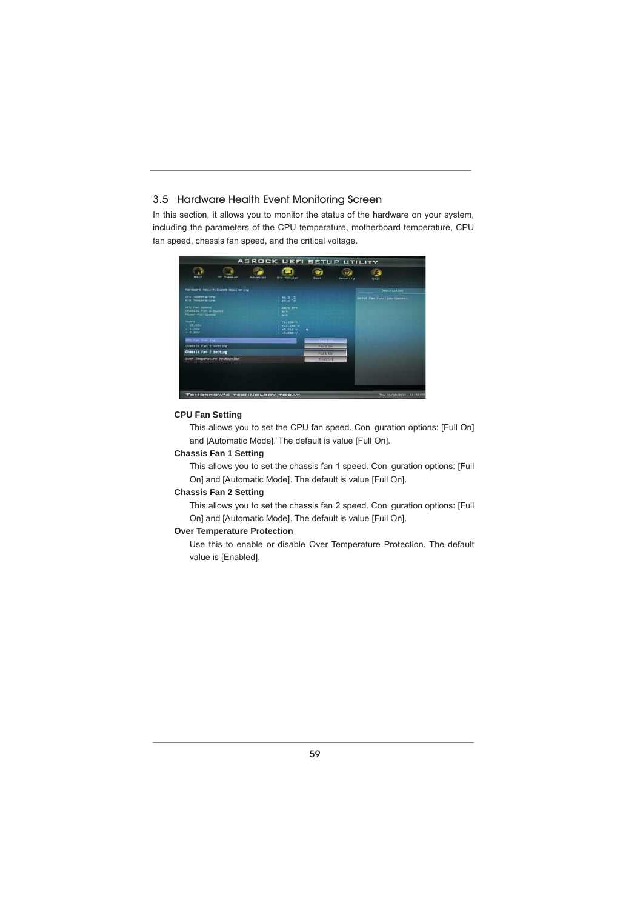## 3.5 Hardware Health Event Monitoring Screen

In this section, it allows you to monitor the status of the hardware on your system, including the parameters of the CPU temperature, motherboard temperature, CPU fan speed, chassis fan speed, and the critical voltage.

**CPU Fan Setting**

This allows you to set the CPU fan speed. Configuration options: [Full On] and [Automatic Mode]. The default is value [Full On].

**Chassis Fan 1 Setting**

This allows you to set the chassis fan 1 speed. Configuration options: [Full On] and [Automatic Mode]. The default is value [Full On].

**Chassis Fan 2 Setting**

This allows you to set the chassis fan 2 speed. Configuration options: [Full On] and [Automatic Mode]. The default is value [Full On].

**Over Temperature Protection**

Use this to enable or disable Over Temperature Protection. The default value is [Enabled].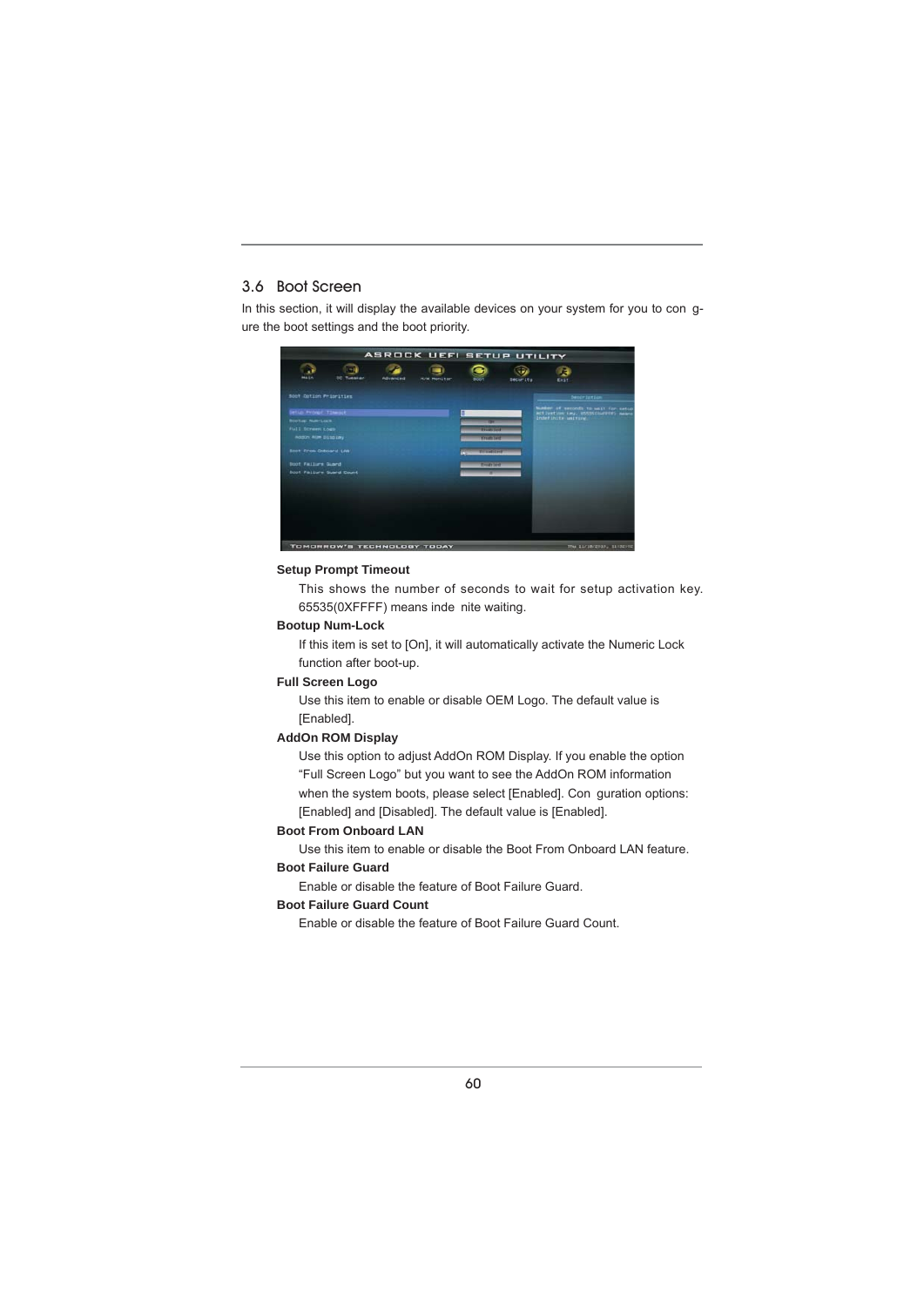## 3.6 Boot Screen

In this section, it will display the available devices on your system for you to con g-ure the boot settings and the boot priority.

**Setup Prompt Timeout**

This shows the number of seconds to wait for setup activation key. 65535(0XFFFF) means inde nite waiting.

**Bootup Num-Lock**

If this item is set to [On], it will automatically activate the Numeric Lock function after boot-up.

**Full Screen Logo**

Use this item to enable or disable OEM Logo. The default value is [Enabled].

**AddOn ROM Display**

Use this option to adjust AddOn ROM Display. If you enable the option “Full Screen Logo” but you want to see the AddOn ROM information when the system boots, please select [Enabled]. Con guration options: [Enabled] and [Disabled]. The default value is [Enabled].

**Boot From Onboard LAN**

Use this item to enable or disable the Boot From Onboard LAN feature.

**Boot Failure Guard**

Enable or disable the feature of Boot Failure Guard.

**Boot Failure Guard Count**

Enable or disable the feature of Boot Failure Guard Count.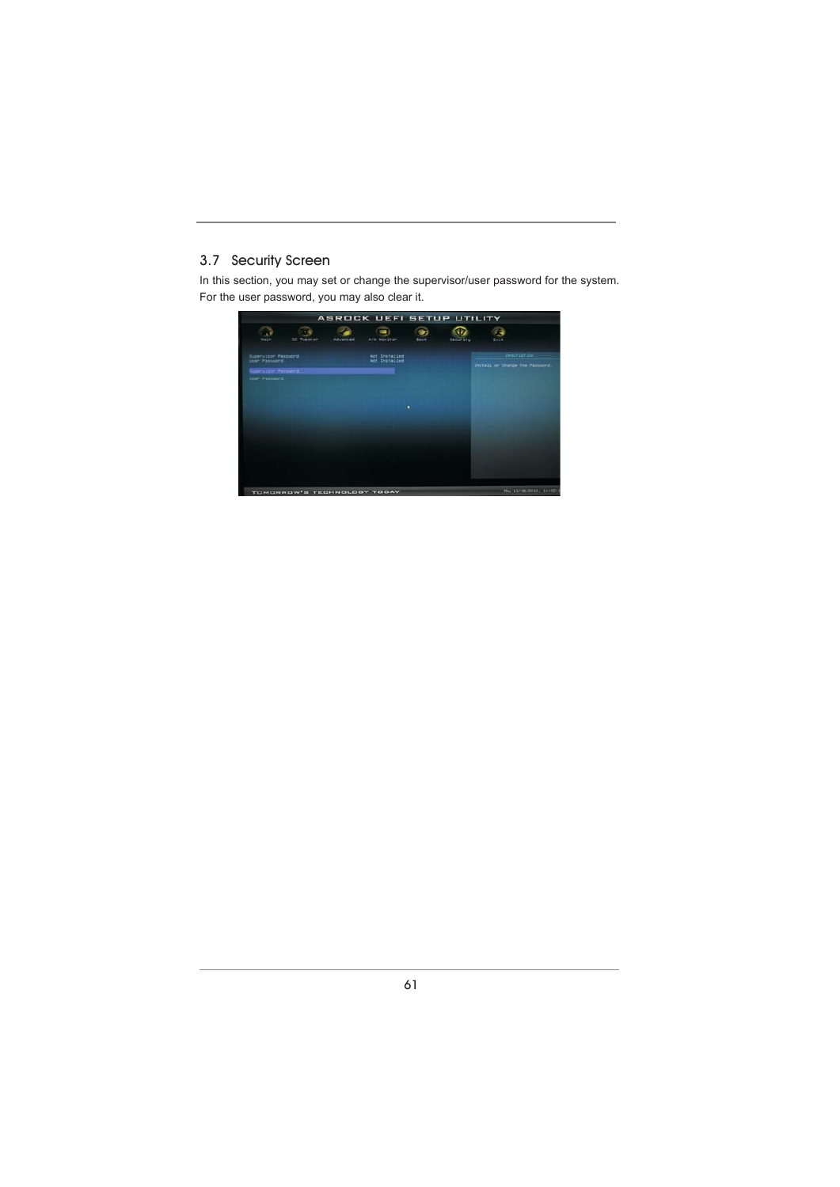## 3.7 Security Screen

In this section, you may set or change the supervisor/user password for the system. For the user password, you may also clear it.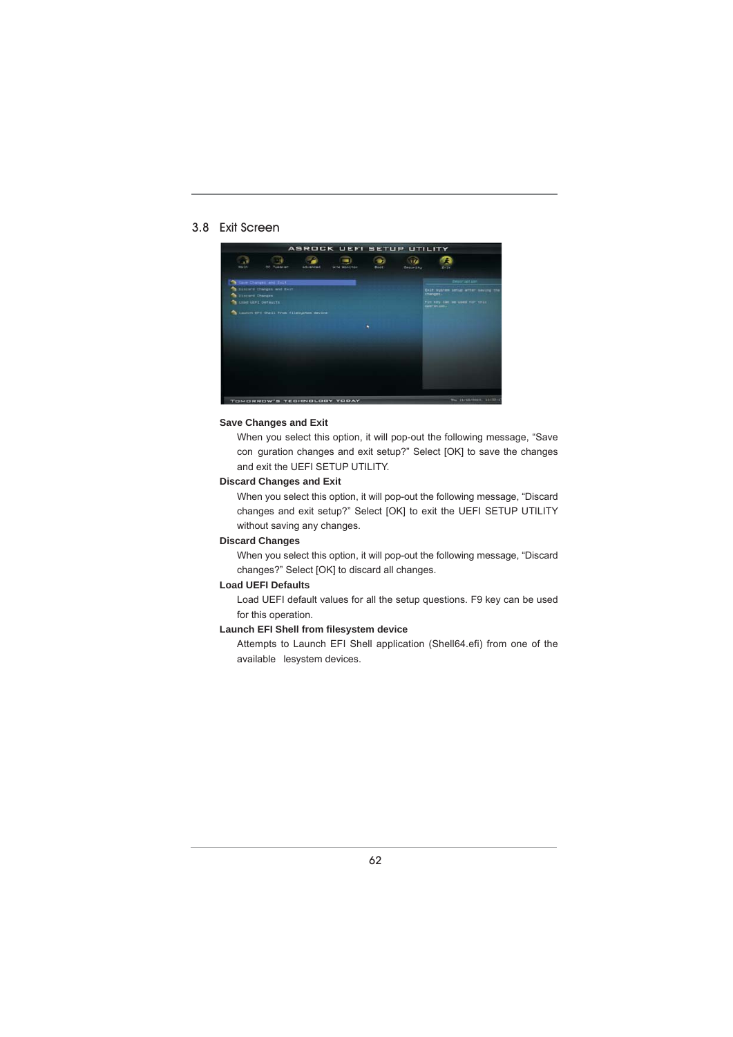## 3.8 Exit Screen

**Save Changes and Exit**

When you select this option, it will pop-out the following message, “Save con guration changes and exit setup?” Select [OK] to save the changes and exit the UEFI SETUP UTILITY.

**Discard Changes and Exit**

When you select this option, it will pop-out the following message, “Discard changes and exit setup?” Select [OK] to exit the UEFI SETUP UTILITY without saving any changes.

**Discard Changes**

When you select this option, it will pop-out the following message, “Discard changes?” Select [OK] to discard all changes.

**Load UEFI Defaults**

Load UEFI default values for all the setup questions. F9 key can be used for this operation.

**Launch EFI Shell from filesystem device**

Attempts to Launch EFI Shell application (Shell64.efi) from one of the available lesystem devices.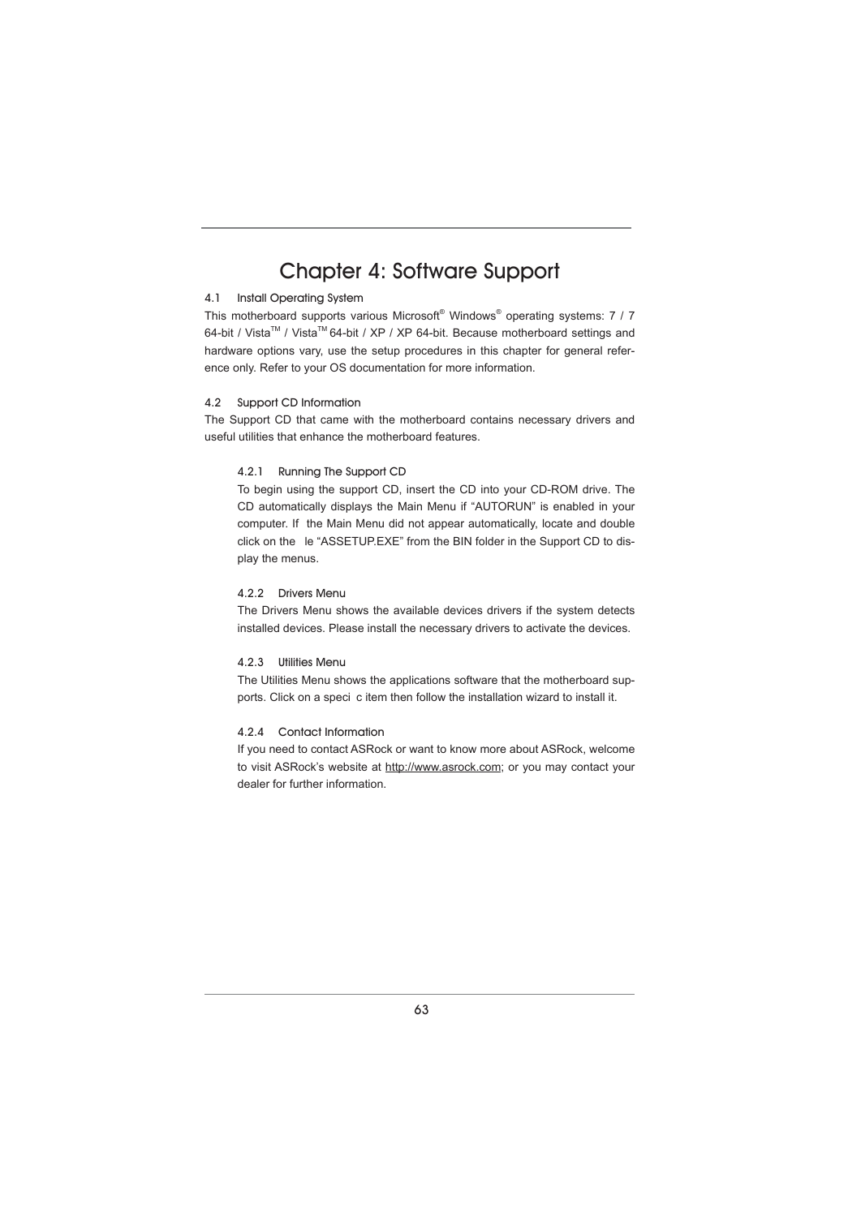# Chapter 4: Software Support

## 4.1 Install Operating System

This motherboard supports various Microsoft® Windows® operating systems: 7 / 7 64-bit / Vista™ / Vista™ 64-bit / XP / XP 64-bit. Because motherboard settings and hardware options vary, use the setup procedures in this chapter for general reference only. Refer to your OS documentation for more information.

## 4.2 Support CD Information

The Support CD that came with the motherboard contains necessary drivers and useful utilities that enhance the motherboard features.

### 4.2.1 Running The Support CD

To begin using the support CD, insert the CD into your CD-ROM drive. The CD automatically displays the Main Menu if "AUTORUN" is enabled in your computer. If the Main Menu did not appear automatically, locate and double click on the file "ASSETUP.EXE" from the BIN folder in the Support CD to display the menus.

### 4.2.2 Drivers Menu

The Drivers Menu shows the available devices drivers if the system detects installed devices. Please install the necessary drivers to activate the devices.

### 4.2.3 Utilities Menu

The Utilities Menu shows the applications software that the motherboard supports. Click on a specific item then follow the installation wizard to install it.

### 4.2.4 Contact Information

If you need to contact ASRock or want to know more about ASRock, welcome to visit ASRock's website at http://www.asrock.com; or you may contact your dealer for further information.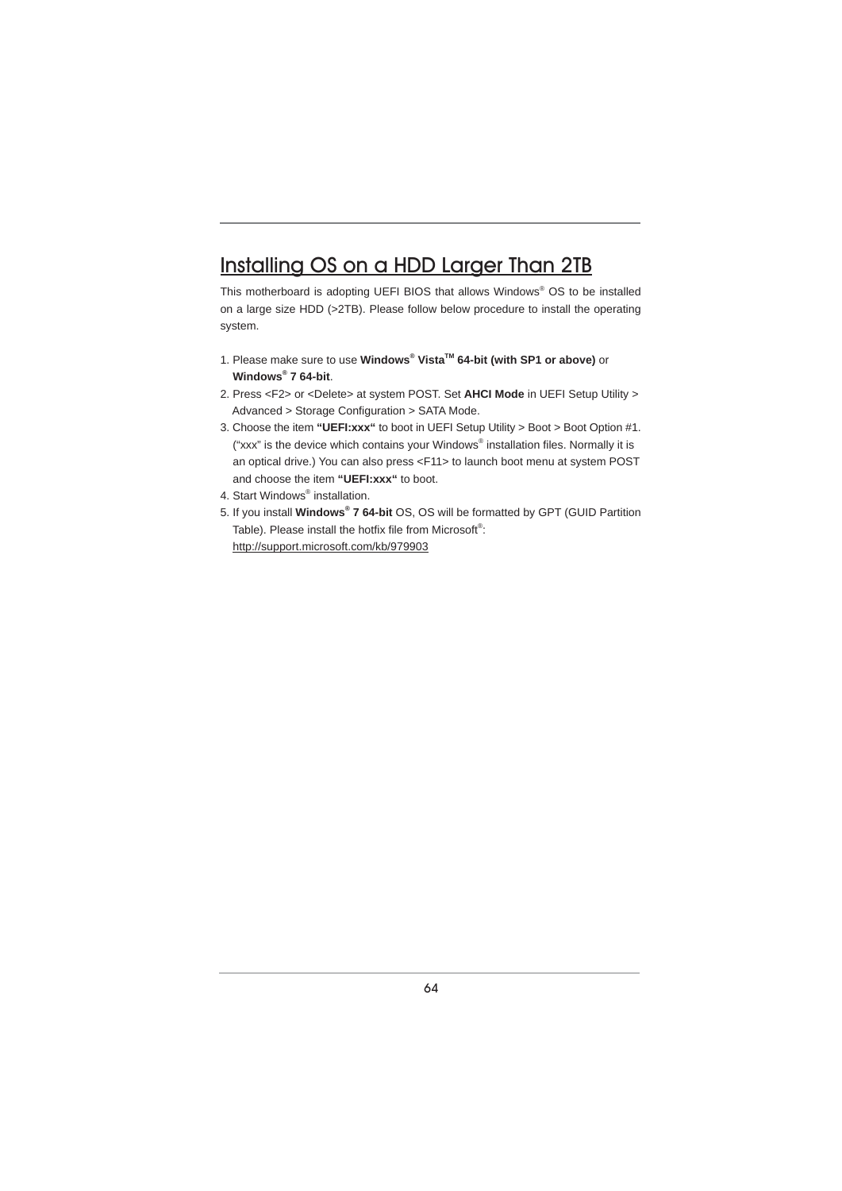# Installing OS on a HDD Larger Than 2TB

This motherboard is adopting UEFI BIOS that allows Windows® OS to be installed on a large size HDD (>2TB). Please follow below procedure to install the operating system.

1. Please make sure to use **Windows® VistaTM 64-bit (with SP1 or above)** or **Windows® 7 64-bit**.
2. Press <F2> or <Delete> at system POST. Set **AHCI Mode** in UEFI Setup Utility > Advanced > Storage Configuration > SATA Mode.
3. Choose the item **"UEFI:xxx"** to boot in UEFI Setup Utility > Boot > Boot Option #1. ("xxx" is the device which contains your Windows® installation files. Normally it is an optical drive.) You can also press <F11> to launch boot menu at system POST and choose the item **"UEFI:xxx"** to boot.
4. Start Windows® installation.
5. If you install **Windows® 7 64-bit** OS, OS will be formatted by GPT (GUID Partition Table). Please install the hotfix file from Microsoft®: http://support.microsoft.com/kb/979903